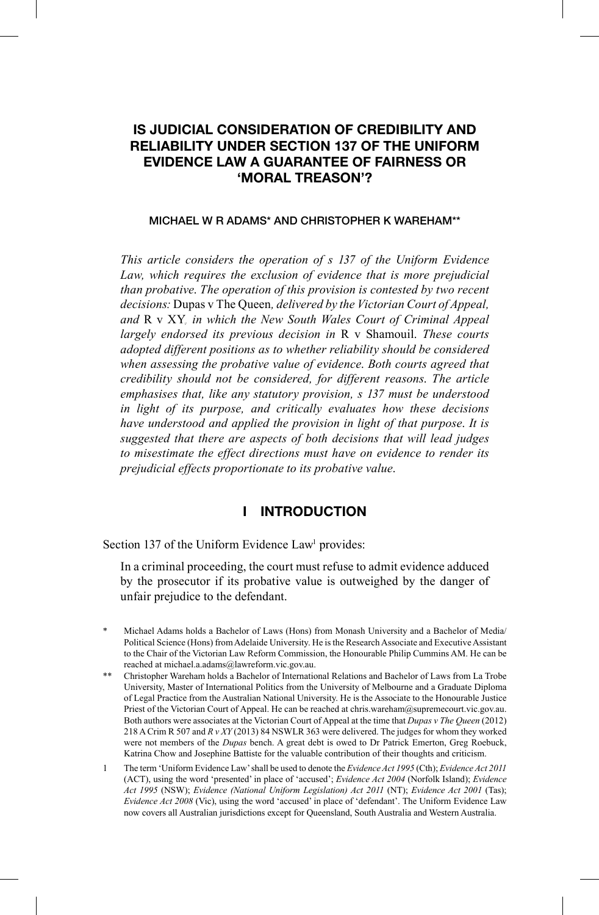# IS JUDICIAL CONSIDERATION OF CREDIBILITY AND RELIABILITY UNDER SECTION 137 OF THE UNIFORM EVIDENCE LAW A GUARANTEE OF FAIRNESS OR 'MORAL TREASON'?

MICHAEL W R ADAMS* AND CHRISTOPHER K WAREHAM**

*This article considers the operation of s 137 of the Uniform Evidence Law, which requires the exclusion of evidence that is more prejudicial than probative. The operation of this provision is contested by two recent decisions:* Dupas v The Queen*, delivered by the Victorian Court of Appeal, and* R v XY*, in which the New South Wales Court of Criminal Appeal largely endorsed its previous decision in* R v Shamouil*. These courts adopted different positions as to whether reliability should be considered when assessing the probative value of evidence. Both courts agreed that credibility should not be considered, for different reasons. The article emphasises that, like any statutory provision, s 137 must be understood in light of its purpose, and critically evaluates how these decisions have understood and applied the provision in light of that purpose. It is suggested that there are aspects of both decisions that will lead judges to misestimate the effect directions must have on evidence to render its prejudicial effects proportionate to its probative value.*

## I INTRODUCTION

Section 137 of the Uniform Evidence Law[1] provides:

> In a criminal proceeding, the court must refuse to admit evidence adduced by the prosecutor if its probative value is outweighed by the danger of unfair prejudice to the defendant.

\* Michael Adams holds a Bachelor of Laws (Hons) from Monash University and a Bachelor of Media/Political Science (Hons) from Adelaide University. He is the Research Associate and Executive Assistant to the Chair of the Victorian Law Reform Commission, the Honourable Philip Cummins AM. He can be reached at michael.a.adams@lawreform.vic.gov.au.

\*\* Christopher Wareham holds a Bachelor of International Relations and Bachelor of Laws from La Trobe University, Master of International Politics from the University of Melbourne and a Graduate Diploma of Legal Practice from the Australian National University. He is the Associate to the Honourable Justice Priest of the Victorian Court of Appeal. He can be reached at chris.wareham@supremecourt.vic.gov.au. Both authors were associates at the Victorian Court of Appeal at the time that *Dupas v The Queen* (2012) 218 A Crim R 507 and *R v XY* (2013) 84 NSWLR 363 were delivered. The judges for whom they worked were not members of the *Dupas* bench. A great debt is owed to Dr Patrick Emerton, Greg Roebuck, Katrina Chow and Josephine Battiste for the valuable contribution of their thoughts and criticism.

1 The term 'Uniform Evidence Law' shall be used to denote the *Evidence Act 1995* (Cth); *Evidence Act 2011* (ACT), using the word 'presented' in place of 'accused'; *Evidence Act 2004* (Norfolk Island); *Evidence Act 1995* (NSW); *Evidence (National Uniform Legislation) Act 2011* (NT); *Evidence Act 2001* (Tas); *Evidence Act 2008* (Vic), using the word 'accused' in place of 'defendant'. The Uniform Evidence Law now covers all Australian jurisdictions except for Queensland, South Australia and Western Australia.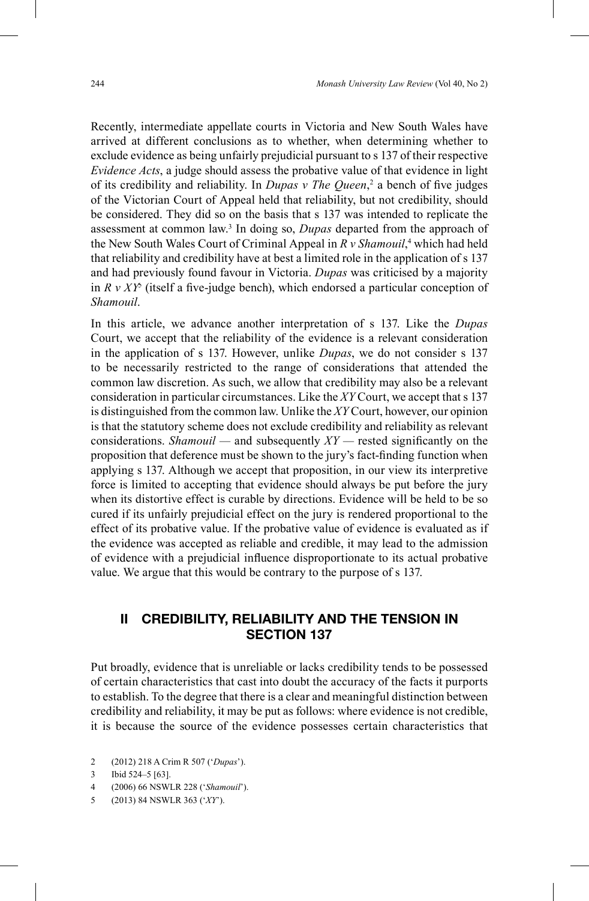Recently, intermediate appellate courts in Victoria and New South Wales have arrived at different conclusions as to whether, when determining whether to exclude evidence as being unfairly prejudicial pursuant to s 137 of their respective *Evidence Acts*, a judge should assess the probative value of that evidence in light of its credibility and reliability. In *Dupas v The Queen*,[2] a bench of five judges of the Victorian Court of Appeal held that reliability, but not credibility, should be considered. They did so on the basis that s 137 was intended to replicate the assessment at common law.[3] In doing so, *Dupas* departed from the approach of the New South Wales Court of Criminal Appeal in *R v Shamouil*,[4] which had held that reliability and credibility have at best a limited role in the application of s 137 and had previously found favour in Victoria. *Dupas* was criticised by a majority in *R v XY*[5] (itself a five-judge bench), which endorsed a particular conception of *Shamouil*.

In this article, we advance another interpretation of s 137. Like the *Dupas* Court, we accept that the reliability of the evidence is a relevant consideration in the application of s 137. However, unlike *Dupas*, we do not consider s 137 to be necessarily restricted to the range of considerations that attended the common law discretion. As such, we allow that credibility may also be a relevant consideration in particular circumstances. Like the *XY* Court, we accept that s 137 is distinguished from the common law. Unlike the *XY* Court, however, our opinion is that the statutory scheme does not exclude credibility and reliability as relevant considerations. *Shamouil* — and subsequently *XY* — rested significantly on the proposition that deference must be shown to the jury's fact-finding function when applying s 137. Although we accept that proposition, in our view its interpretive force is limited to accepting that evidence should always be put before the jury when its distortive effect is curable by directions. Evidence will be held to be so cured if its unfairly prejudicial effect on the jury is rendered proportional to the effect of its probative value. If the probative value of evidence is evaluated as if the evidence was accepted as reliable and credible, it may lead to the admission of evidence with a prejudicial influence disproportionate to its actual probative value. We argue that this would be contrary to the purpose of s 137.

## II CREDIBILITY, RELIABILITY AND THE TENSION IN SECTION 137

Put broadly, evidence that is unreliable or lacks credibility tends to be possessed of certain characteristics that cast into doubt the accuracy of the facts it purports to establish. To the degree that there is a clear and meaningful distinction between credibility and reliability, it may be put as follows: where evidence is not credible, it is because the source of the evidence possesses certain characteristics that

2 (2012) 218 A Crim R 507 ('*Dupas*').

3 Ibid 524–5 [63].

4 (2006) 66 NSWLR 228 ('*Shamouil*').

5 (2013) 84 NSWLR 363 ('*XY*').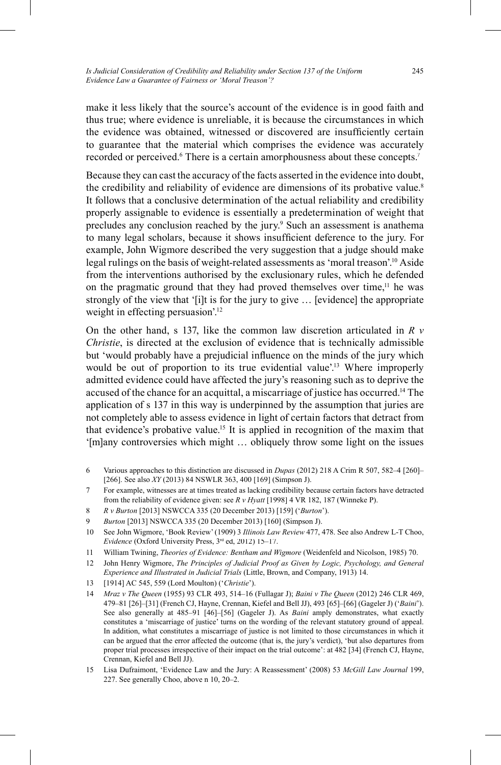make it less likely that the source's account of the evidence is in good faith and thus true; where evidence is unreliable, it is because the circumstances in which the evidence was obtained, witnessed or discovered are insufficiently certain to guarantee that the material which comprises the evidence was accurately recorded or perceived.[6] There is a certain amorphousness about these concepts.[7]

Because they can cast the accuracy of the facts asserted in the evidence into doubt, the credibility and reliability of evidence are dimensions of its probative value.[8] It follows that a conclusive determination of the actual reliability and credibility properly assignable to evidence is essentially a predetermination of weight that precludes any conclusion reached by the jury.[9] Such an assessment is anathema to many legal scholars, because it shows insufficient deference to the jury. For example, John Wigmore described the very suggestion that a judge should make legal rulings on the basis of weight-related assessments as 'moral treason'.[10] Aside from the interventions authorised by the exclusionary rules, which he defended on the pragmatic ground that they had proved themselves over time,[11] he was strongly of the view that '[i]t is for the jury to give … [evidence] the appropriate weight in effecting persuasion'.[12]

On the other hand, s 137, like the common law discretion articulated in *R v Christie*, is directed at the exclusion of evidence that is technically admissible but 'would probably have a prejudicial influence on the minds of the jury which would be out of proportion to its true evidential value'.[13] Where improperly admitted evidence could have affected the jury's reasoning such as to deprive the accused of the chance for an acquittal, a miscarriage of justice has occurred.[14] The application of s 137 in this way is underpinned by the assumption that juries are not completely able to assess evidence in light of certain factors that detract from that evidence's probative value.[15] It is applied in recognition of the maxim that '[m]any controversies which might … obliquely throw some light on the issues

---

6 Various approaches to this distinction are discussed in *Dupas* (2012) 218 A Crim R 507, 582–4 [260]–[266]. See also *XY* (2013) 84 NSWLR 363, 400 [169] (Simpson J).

7 For example, witnesses are at times treated as lacking credibility because certain factors have detracted from the reliability of evidence given: see *R v Hyatt* [1998] 4 VR 182, 187 (Winneke P).

8 *R v Burton* [2013] NSWCCA 335 (20 December 2013) [159] ('*Burton*').

9 *Burton* [2013] NSWCCA 335 (20 December 2013) [160] (Simpson J).

10 See John Wigmore, 'Book Review' (1909) 3 *Illinois Law Review* 477, 478. See also Andrew L-T Choo, *Evidence* (Oxford University Press, 3rd ed, 2012) 15–17.

11 William Twining, *Theories of Evidence: Bentham and Wigmore* (Weidenfeld and Nicolson, 1985) 70.

12 John Henry Wigmore, *The Principles of Judicial Proof as Given by Logic, Psychology, and General Experience and Illustrated in Judicial Trials* (Little, Brown, and Company, 1913) 14.

13 [1914] AC 545, 559 (Lord Moulton) ('*Christie*').

14 *Mraz v The Queen* (1955) 93 CLR 493, 514–16 (Fullagar J); *Baini v The Queen* (2012) 246 CLR 469, 479–81 [26]–[31] (French CJ, Hayne, Crennan, Kiefel and Bell JJ), 493 [65]–[66] (Gageler J) ('*Baini*'). See also generally at 485–91 [46]–[56] (Gageler J). As *Baini* amply demonstrates, what exactly constitutes a 'miscarriage of justice' turns on the wording of the relevant statutory ground of appeal. In addition, what constitutes a miscarriage of justice is not limited to those circumstances in which it can be argued that the error affected the outcome (that is, the jury's verdict), 'but also departures from proper trial processes irrespective of their impact on the trial outcome': at 482 [34] (French CJ, Hayne, Crennan, Kiefel and Bell JJ).

15 Lisa Dufraimont, 'Evidence Law and the Jury: A Reassessment' (2008) 53 *McGill Law Journal* 199, 227. See generally Choo, above n 10, 20–2.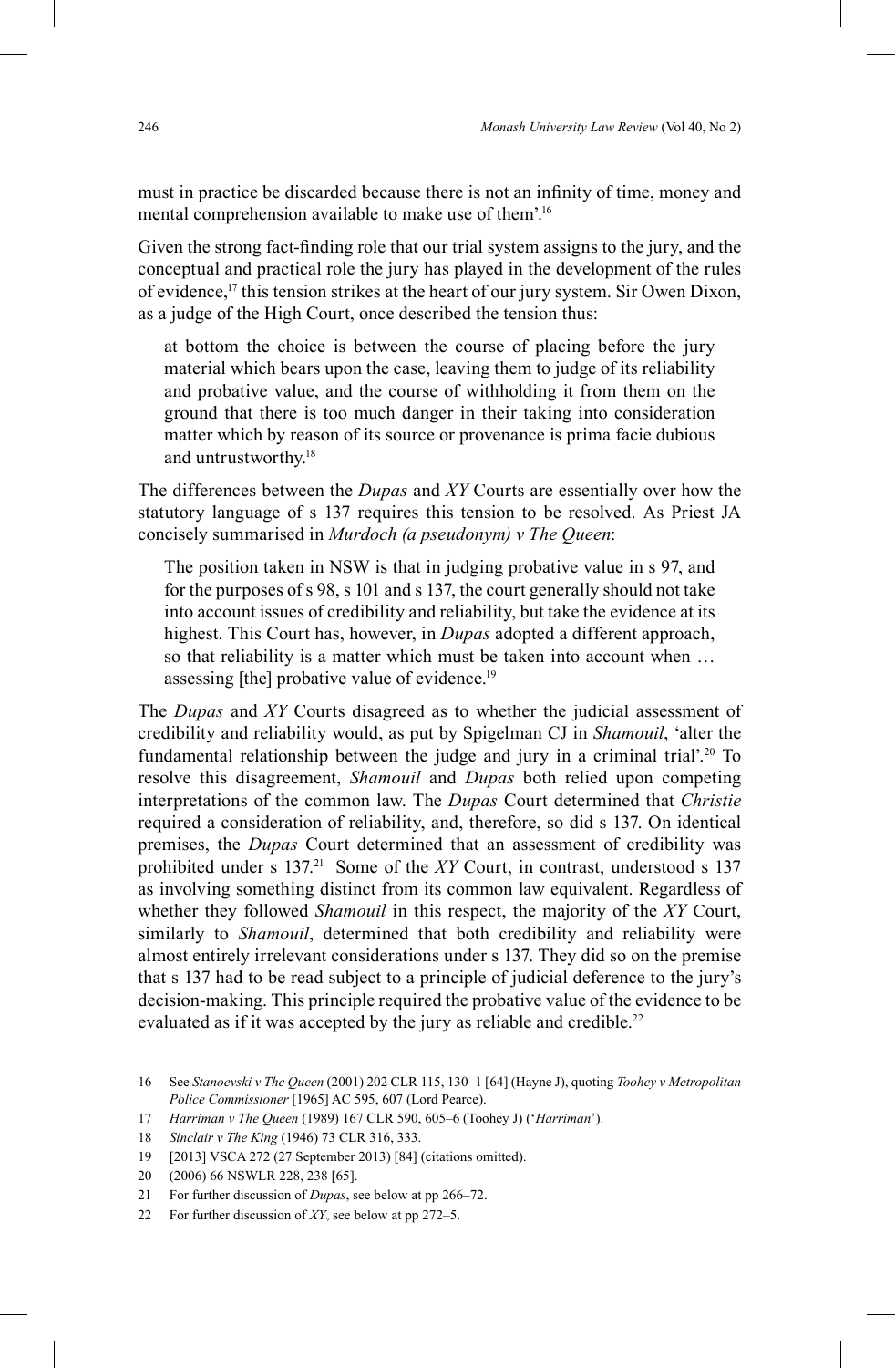must in practice be discarded because there is not an infinity of time, money and mental comprehension available to make use of them'.[16]

Given the strong fact-finding role that our trial system assigns to the jury, and the conceptual and practical role the jury has played in the development of the rules of evidence,[17] this tension strikes at the heart of our jury system. Sir Owen Dixon, as a judge of the High Court, once described the tension thus:

> at bottom the choice is between the course of placing before the jury material which bears upon the case, leaving them to judge of its reliability and probative value, and the course of withholding it from them on the ground that there is too much danger in their taking into consideration matter which by reason of its source or provenance is prima facie dubious and untrustworthy.[18]

The differences between the *Dupas* and *XY* Courts are essentially over how the statutory language of s 137 requires this tension to be resolved. As Priest JA concisely summarised in *Murdoch (a pseudonym) v The Queen*:

> The position taken in NSW is that in judging probative value in s 97, and for the purposes of s 98, s 101 and s 137, the court generally should not take into account issues of credibility and reliability, but take the evidence at its highest. This Court has, however, in *Dupas* adopted a different approach, so that reliability is a matter which must be taken into account when … assessing [the] probative value of evidence.[19]

The *Dupas* and *XY* Courts disagreed as to whether the judicial assessment of credibility and reliability would, as put by Spigelman CJ in *Shamouil*, 'alter the fundamental relationship between the judge and jury in a criminal trial'.[20] To resolve this disagreement, *Shamouil* and *Dupas* both relied upon competing interpretations of the common law. The *Dupas* Court determined that *Christie* required a consideration of reliability, and, therefore, so did s 137. On identical premises, the *Dupas* Court determined that an assessment of credibility was prohibited under s 137.[21] Some of the *XY* Court, in contrast, understood s 137 as involving something distinct from its common law equivalent. Regardless of whether they followed *Shamouil* in this respect, the majority of the *XY* Court, similarly to *Shamouil*, determined that both credibility and reliability were almost entirely irrelevant considerations under s 137. They did so on the premise that s 137 had to be read subject to a principle of judicial deference to the jury's decision-making. This principle required the probative value of the evidence to be evaluated as if it was accepted by the jury as reliable and credible.[22]

---

16 See *Stanoevski v The Queen* (2001) 202 CLR 115, 130–1 [64] (Hayne J), quoting *Toohey v Metropolitan Police Commissioner* [1965] AC 595, 607 (Lord Pearce).

17 *Harriman v The Queen* (1989) 167 CLR 590, 605–6 (Toohey J) ('*Harriman*').

18 *Sinclair v The King* (1946) 73 CLR 316, 333.

19 [2013] VSCA 272 (27 September 2013) [84] (citations omitted).

20 (2006) 66 NSWLR 228, 238 [65].

21 For further discussion of *Dupas*, see below at pp 266–72.

22 For further discussion of *XY*, see below at pp 272–5.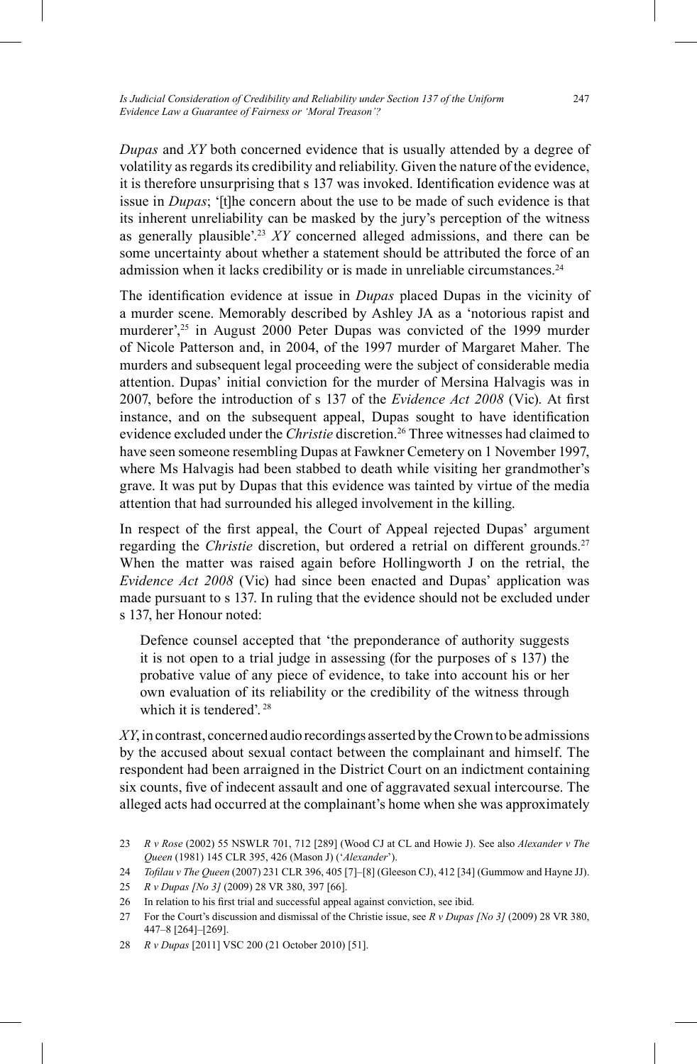*Dupas* and *XY* both concerned evidence that is usually attended by a degree of volatility as regards its credibility and reliability. Given the nature of the evidence, it is therefore unsurprising that s 137 was invoked. Identification evidence was at issue in *Dupas*; '[t]he concern about the use to be made of such evidence is that its inherent unreliability can be masked by the jury's perception of the witness as generally plausible'.[23] *XY* concerned alleged admissions, and there can be some uncertainty about whether a statement should be attributed the force of an admission when it lacks credibility or is made in unreliable circumstances.[24]

The identification evidence at issue in *Dupas* placed Dupas in the vicinity of a murder scene. Memorably described by Ashley JA as a 'notorious rapist and murderer',[25] in August 2000 Peter Dupas was convicted of the 1999 murder of Nicole Patterson and, in 2004, of the 1997 murder of Margaret Maher. The murders and subsequent legal proceeding were the subject of considerable media attention. Dupas' initial conviction for the murder of Mersina Halvagis was in 2007, before the introduction of s 137 of the *Evidence Act 2008* (Vic). At first instance, and on the subsequent appeal, Dupas sought to have identification evidence excluded under the *Christie* discretion.[26] Three witnesses had claimed to have seen someone resembling Dupas at Fawkner Cemetery on 1 November 1997, where Ms Halvagis had been stabbed to death while visiting her grandmother's grave. It was put by Dupas that this evidence was tainted by virtue of the media attention that had surrounded his alleged involvement in the killing.

In respect of the first appeal, the Court of Appeal rejected Dupas' argument regarding the *Christie* discretion, but ordered a retrial on different grounds.[27] When the matter was raised again before Hollingworth J on the retrial, the *Evidence Act 2008* (Vic) had since been enacted and Dupas' application was made pursuant to s 137. In ruling that the evidence should not be excluded under s 137, her Honour noted:

> Defence counsel accepted that 'the preponderance of authority suggests it is not open to a trial judge in assessing (for the purposes of s 137) the probative value of any piece of evidence, to take into account his or her own evaluation of its reliability or the credibility of the witness through which it is tendered'.[28]

*XY*, in contrast, concerned audio recordings asserted by the Crown to be admissions by the accused about sexual contact between the complainant and himself. The respondent had been arraigned in the District Court on an indictment containing six counts, five of indecent assault and one of aggravated sexual intercourse. The alleged acts had occurred at the complainant's home when she was approximately

23 *R v Rose* (2002) 55 NSWLR 701, 712 [289] (Wood CJ at CL and Howie J). See also *Alexander v The Queen* (1981) 145 CLR 395, 426 (Mason J) ('*Alexander*').

24 *Tofilau v The Queen* (2007) 231 CLR 396, 405 [7]–[8] (Gleeson CJ), 412 [34] (Gummow and Hayne JJ).

25 *R v Dupas [No 3]* (2009) 28 VR 380, 397 [66].

26 In relation to his first trial and successful appeal against conviction, see ibid.

27 For the Court's discussion and dismissal of the Christie issue, see *R v Dupas [No 3]* (2009) 28 VR 380, 447–8 [264]–[269].

28 *R v Dupas* [2011] VSC 200 (21 October 2010) [51].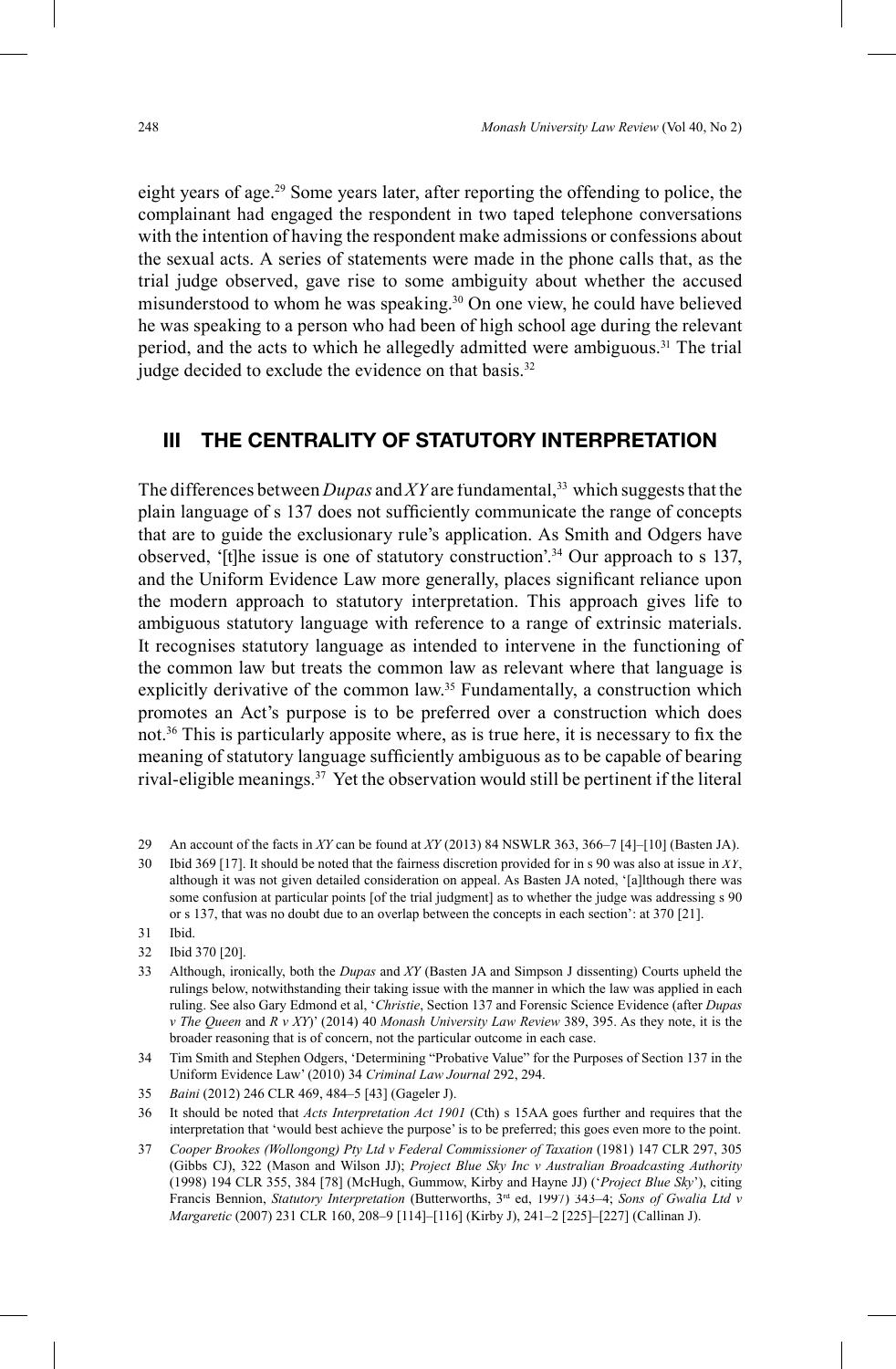eight years of age.[29] Some years later, after reporting the offending to police, the complainant had engaged the respondent in two taped telephone conversations with the intention of having the respondent make admissions or confessions about the sexual acts. A series of statements were made in the phone calls that, as the trial judge observed, gave rise to some ambiguity about whether the accused misunderstood to whom he was speaking.[30] On one view, he could have believed he was speaking to a person who had been of high school age during the relevant period, and the acts to which he allegedly admitted were ambiguous.[31] The trial judge decided to exclude the evidence on that basis.[32]

## III THE CENTRALITY OF STATUTORY INTERPRETATION

The differences between *Dupas* and *XY* are fundamental,[33] which suggests that the plain language of s 137 does not sufficiently communicate the range of concepts that are to guide the exclusionary rule's application. As Smith and Odgers have observed, '[t]he issue is one of statutory construction'.[34] Our approach to s 137, and the Uniform Evidence Law more generally, places significant reliance upon the modern approach to statutory interpretation. This approach gives life to ambiguous statutory language with reference to a range of extrinsic materials. It recognises statutory language as intended to intervene in the functioning of the common law but treats the common law as relevant where that language is explicitly derivative of the common law.[35] Fundamentally, a construction which promotes an Act's purpose is to be preferred over a construction which does not.[36] This is particularly apposite where, as is true here, it is necessary to fix the meaning of statutory language sufficiently ambiguous as to be capable of bearing rival-eligible meanings.[37] Yet the observation would still be pertinent if the literal

29 An account of the facts in *XY* can be found at *XY* (2013) 84 NSWLR 363, 366–7 [4]–[10] (Basten JA).

30 Ibid 369 [17]. It should be noted that the fairness discretion provided for in s 90 was also at issue in *XY*, although it was not given detailed consideration on appeal. As Basten JA noted, '[a]lthough there was some confusion at particular points [of the trial judgment] as to whether the judge was addressing s 90 or s 137, that was no doubt due to an overlap between the concepts in each section': at 370 [21].

31 Ibid.

32 Ibid 370 [20].

33 Although, ironically, both the *Dupas* and *XY* (Basten JA and Simpson J dissenting) Courts upheld the rulings below, notwithstanding their taking issue with the manner in which the law was applied in each ruling. See also Gary Edmond et al, '*Christie*, Section 137 and Forensic Science Evidence (after *Dupas v The Queen* and *R v XY*)' (2014) 40 *Monash University Law Review* 389, 395. As they note, it is the broader reasoning that is of concern, not the particular outcome in each case.

34 Tim Smith and Stephen Odgers, 'Determining "Probative Value" for the Purposes of Section 137 in the Uniform Evidence Law' (2010) 34 *Criminal Law Journal* 292, 294.

35 *Baini* (2012) 246 CLR 469, 484–5 [43] (Gageler J).

36 It should be noted that *Acts Interpretation Act 1901* (Cth) s 15AA goes further and requires that the interpretation that 'would best achieve the purpose' is to be preferred; this goes even more to the point.

37 *Cooper Brookes (Wollongong) Pty Ltd v Federal Commissioner of Taxation* (1981) 147 CLR 297, 305 (Gibbs CJ), 322 (Mason and Wilson JJ); *Project Blue Sky Inc v Australian Broadcasting Authority* (1998) 194 CLR 355, 384 [78] (McHugh, Gummow, Kirby and Hayne JJ) ('*Project Blue Sky*'), citing Francis Bennion, *Statutory Interpretation* (Butterworths, 3rd ed, 1997) 343–4; *Sons of Gwalia Ltd v Margaretic* (2007) 231 CLR 160, 208–9 [114]–[116] (Kirby J), 241–2 [225]–[227] (Callinan J).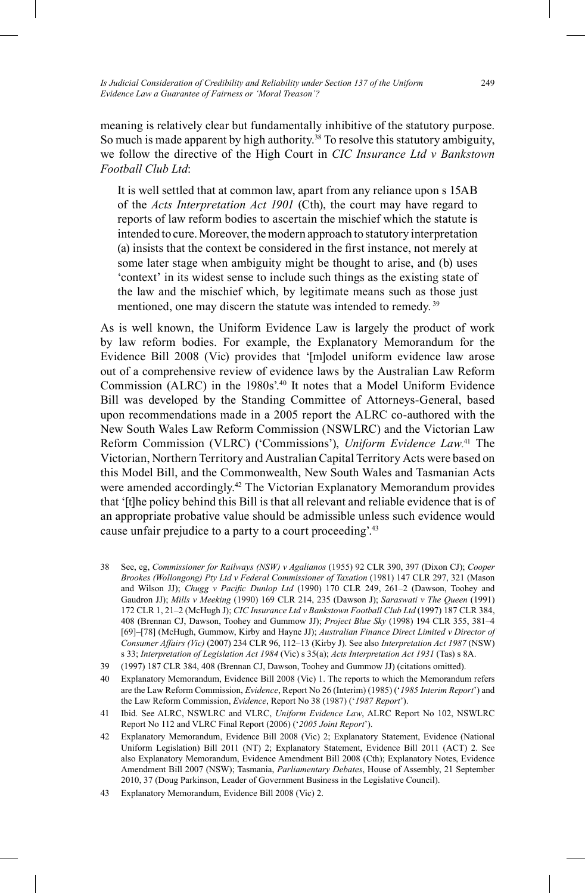meaning is relatively clear but fundamentally inhibitive of the statutory purpose. So much is made apparent by high authority.[38] To resolve this statutory ambiguity, we follow the directive of the High Court in *CIC Insurance Ltd v Bankstown Football Club Ltd*:

> It is well settled that at common law, apart from any reliance upon s 15AB of the *Acts Interpretation Act 1901* (Cth), the court may have regard to reports of law reform bodies to ascertain the mischief which the statute is intended to cure. Moreover, the modern approach to statutory interpretation (a) insists that the context be considered in the first instance, not merely at some later stage when ambiguity might be thought to arise, and (b) uses 'context' in its widest sense to include such things as the existing state of the law and the mischief which, by legitimate means such as those just mentioned, one may discern the statute was intended to remedy.[39]

As is well known, the Uniform Evidence Law is largely the product of work by law reform bodies. For example, the Explanatory Memorandum for the Evidence Bill 2008 (Vic) provides that '[m]odel uniform evidence law arose out of a comprehensive review of evidence laws by the Australian Law Reform Commission (ALRC) in the 1980s'.[40] It notes that a Model Uniform Evidence Bill was developed by the Standing Committee of Attorneys-General, based upon recommendations made in a 2005 report the ALRC co-authored with the New South Wales Law Reform Commission (NSWLRC) and the Victorian Law Reform Commission (VLRC) ('Commissions'), *Uniform Evidence Law*.[41] The Victorian, Northern Territory and Australian Capital Territory Acts were based on this Model Bill, and the Commonwealth, New South Wales and Tasmanian Acts were amended accordingly.[42] The Victorian Explanatory Memorandum provides that '[t]he policy behind this Bill is that all relevant and reliable evidence that is of an appropriate probative value should be admissible unless such evidence would cause unfair prejudice to a party to a court proceeding'.[43]

---

38 See, eg, *Commissioner for Railways (NSW) v Agalianos* (1955) 92 CLR 390, 397 (Dixon CJ); *Cooper Brookes (Wollongong) Pty Ltd v Federal Commissioner of Taxation* (1981) 147 CLR 297, 321 (Mason and Wilson JJ); *Chugg v Pacific Dunlop Ltd* (1990) 170 CLR 249, 261–2 (Dawson, Toohey and Gaudron JJ); *Mills v Meeking* (1990) 169 CLR 214, 235 (Dawson J); *Saraswati v The Queen* (1991) 172 CLR 1, 21–2 (McHugh J); *CIC Insurance Ltd v Bankstown Football Club Ltd* (1997) 187 CLR 384, 408 (Brennan CJ, Dawson, Toohey and Gummow JJ); *Project Blue Sky* (1998) 194 CLR 355, 381–4 [69]–[78] (McHugh, Gummow, Kirby and Hayne JJ); *Australian Finance Direct Limited v Director of Consumer Affairs (Vic)* (2007) 234 CLR 96, 112–13 (Kirby J). See also *Interpretation Act 1987* (NSW) s 33; *Interpretation of Legislation Act 1984* (Vic) s 35(a); *Acts Interpretation Act 1931* (Tas) s 8A.

39 (1997) 187 CLR 384, 408 (Brennan CJ, Dawson, Toohey and Gummow JJ) (citations omitted).

40 Explanatory Memorandum, Evidence Bill 2008 (Vic) 1. The reports to which the Memorandum refers are the Law Reform Commission, *Evidence*, Report No 26 (Interim) (1985) ('*1985 Interim Report*') and the Law Reform Commission, *Evidence*, Report No 38 (1987) ('*1987 Report*').

41 Ibid. See ALRC, NSWLRC and VLRC, *Uniform Evidence Law*, ALRC Report No 102, NSWLRC Report No 112 and VLRC Final Report (2006) ('*2005 Joint Report*').

42 Explanatory Memorandum, Evidence Bill 2008 (Vic) 2; Explanatory Statement, Evidence (National Uniform Legislation) Bill 2011 (NT) 2; Explanatory Statement, Evidence Bill 2011 (ACT) 2. See also Explanatory Memorandum, Evidence Amendment Bill 2008 (Cth); Explanatory Notes, Evidence Amendment Bill 2007 (NSW); Tasmania, *Parliamentary Debates*, House of Assembly, 21 September 2010, 37 (Doug Parkinson, Leader of Government Business in the Legislative Council).

43 Explanatory Memorandum, Evidence Bill 2008 (Vic) 2.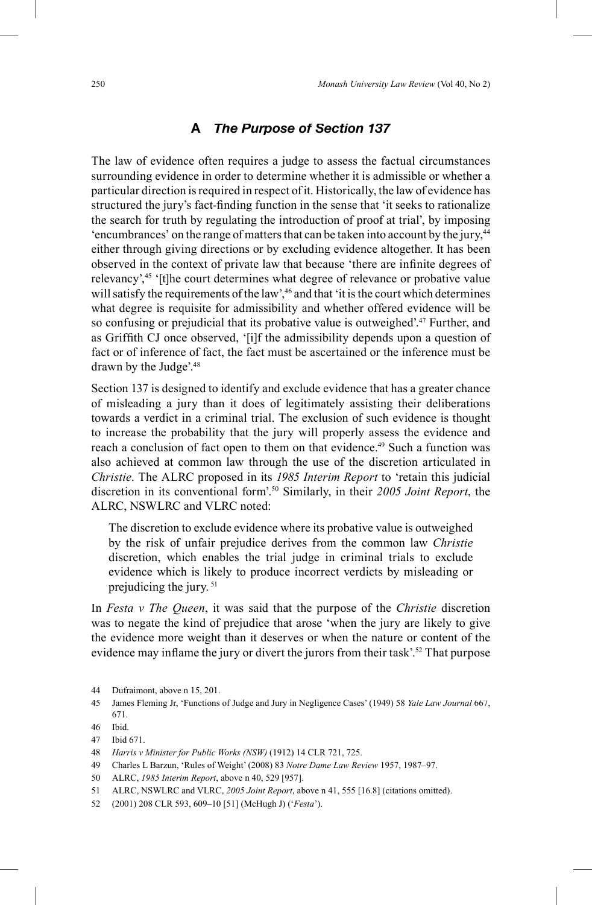## A *The Purpose of Section 137*

The law of evidence often requires a judge to assess the factual circumstances surrounding evidence in order to determine whether it is admissible or whether a particular direction is required in respect of it. Historically, the law of evidence has structured the jury's fact-finding function in the sense that 'it seeks to rationalize the search for truth by regulating the introduction of proof at trial', by imposing 'encumbrances' on the range of matters that can be taken into account by the jury,[44] either through giving directions or by excluding evidence altogether. It has been observed in the context of private law that because 'there are infinite degrees of relevancy',[45] '[t]he court determines what degree of relevance or probative value will satisfy the requirements of the law',[46] and that 'it is the court which determines what degree is requisite for admissibility and whether offered evidence will be so confusing or prejudicial that its probative value is outweighed'.[47] Further, and as Griffith CJ once observed, '[i]f the admissibility depends upon a question of fact or of inference of fact, the fact must be ascertained or the inference must be drawn by the Judge'.[48]

Section 137 is designed to identify and exclude evidence that has a greater chance of misleading a jury than it does of legitimately assisting their deliberations towards a verdict in a criminal trial. The exclusion of such evidence is thought to increase the probability that the jury will properly assess the evidence and reach a conclusion of fact open to them on that evidence.[49] Such a function was also achieved at common law through the use of the discretion articulated in *Christie*. The ALRC proposed in its *1985 Interim Report* to 'retain this judicial discretion in its conventional form'.[50] Similarly, in their *2005 Joint Report*, the ALRC, NSWLRC and VLRC noted:

> The discretion to exclude evidence where its probative value is outweighed by the risk of unfair prejudice derives from the common law *Christie* discretion, which enables the trial judge in criminal trials to exclude evidence which is likely to produce incorrect verdicts by misleading or prejudicing the jury.[51]

In *Festa v The Queen*, it was said that the purpose of the *Christie* discretion was to negate the kind of prejudice that arose 'when the jury are likely to give the evidence more weight than it deserves or when the nature or content of the evidence may inflame the jury or divert the jurors from their task'.[52] That purpose

---

44 Dufraimont, above n 15, 201.

45 James Fleming Jr, 'Functions of Judge and Jury in Negligence Cases' (1949) 58 *Yale Law Journal* 667, 671.

46 Ibid.

47 Ibid 671.

48 *Harris v Minister for Public Works (NSW)* (1912) 14 CLR 721, 725.

49 Charles L Barzun, 'Rules of Weight' (2008) 83 *Notre Dame Law Review* 1957, 1987–97.

50 ALRC, *1985 Interim Report*, above n 40, 529 [957].

51 ALRC, NSWLRC and VLRC, *2005 Joint Report*, above n 41, 555 [16.8] (citations omitted).

52 (2001) 208 CLR 593, 609–10 [51] (McHugh J) ('*Festa*').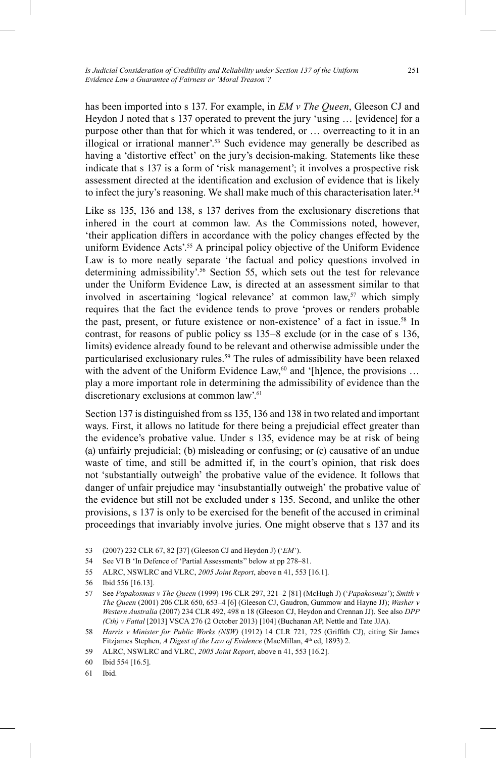has been imported into s 137. For example, in *EM v The Queen*, Gleeson CJ and Heydon J noted that s 137 operated to prevent the jury 'using … [evidence] for a purpose other than that for which it was tendered, or … overreacting to it in an illogical or irrational manner'.[53] Such evidence may generally be described as having a 'distortive effect' on the jury's decision-making. Statements like these indicate that s 137 is a form of 'risk management'; it involves a prospective risk assessment directed at the identification and exclusion of evidence that is likely to infect the jury's reasoning. We shall make much of this characterisation later.[54]

Like ss 135, 136 and 138, s 137 derives from the exclusionary discretions that inhered in the court at common law. As the Commissions noted, however, 'their application differs in accordance with the policy changes effected by the uniform Evidence Acts'.[55] A principal policy objective of the Uniform Evidence Law is to more neatly separate 'the factual and policy questions involved in determining admissibility'.[56] Section 55, which sets out the test for relevance under the Uniform Evidence Law, is directed at an assessment similar to that involved in ascertaining 'logical relevance' at common law,[57] which simply requires that the fact the evidence tends to prove 'proves or renders probable the past, present, or future existence or non-existence' of a fact in issue.[58] In contrast, for reasons of public policy ss 135–8 exclude (or in the case of s 136, limits) evidence already found to be relevant and otherwise admissible under the particularised exclusionary rules.[59] The rules of admissibility have been relaxed with the advent of the Uniform Evidence Law,[60] and '[h]ence, the provisions … play a more important role in determining the admissibility of evidence than the discretionary exclusions at common law'.[61]

Section 137 is distinguished from ss 135, 136 and 138 in two related and important ways. First, it allows no latitude for there being a prejudicial effect greater than the evidence's probative value. Under s 135, evidence may be at risk of being (a) unfairly prejudicial; (b) misleading or confusing; or (c) causative of an undue waste of time, and still be admitted if, in the court's opinion, that risk does not 'substantially outweigh' the probative value of the evidence. It follows that danger of unfair prejudice may 'insubstantially outweigh' the probative value of the evidence but still not be excluded under s 135. Second, and unlike the other provisions, s 137 is only to be exercised for the benefit of the accused in criminal proceedings that invariably involve juries. One might observe that s 137 and its

53 (2007) 232 CLR 67, 82 [37] (Gleeson CJ and Heydon J) ('*EM*').

54 See VI B 'In Defence of 'Partial Assessments'' below at pp 278–81.

55 ALRC, NSWLRC and VLRC, *2005 Joint Report*, above n 41, 553 [16.1].

56 Ibid 556 [16.13].

57 See *Papakosmas v The Queen* (1999) 196 CLR 297, 321–2 [81] (McHugh J) ('*Papakosmas*'); *Smith v The Queen* (2001) 206 CLR 650, 653–4 [6] (Gleeson CJ, Gaudron, Gummow and Hayne JJ); *Washer v Western Australia* (2007) 234 CLR 492, 498 n 18 (Gleeson CJ, Heydon and Crennan JJ). See also *DPP (Cth) v Fattal* [2013] VSCA 276 (2 October 2013) [104] (Buchanan AP, Nettle and Tate JJA).

58 *Harris v Minister for Public Works (NSW)* (1912) 14 CLR 721, 725 (Griffith CJ), citing Sir James Fitzjames Stephen, *A Digest of the Law of Evidence* (MacMillan, 4th ed, 1893) 2.

59 ALRC, NSWLRC and VLRC, *2005 Joint Report*, above n 41, 553 [16.2].

60 Ibid 554 [16.5].

61 Ibid.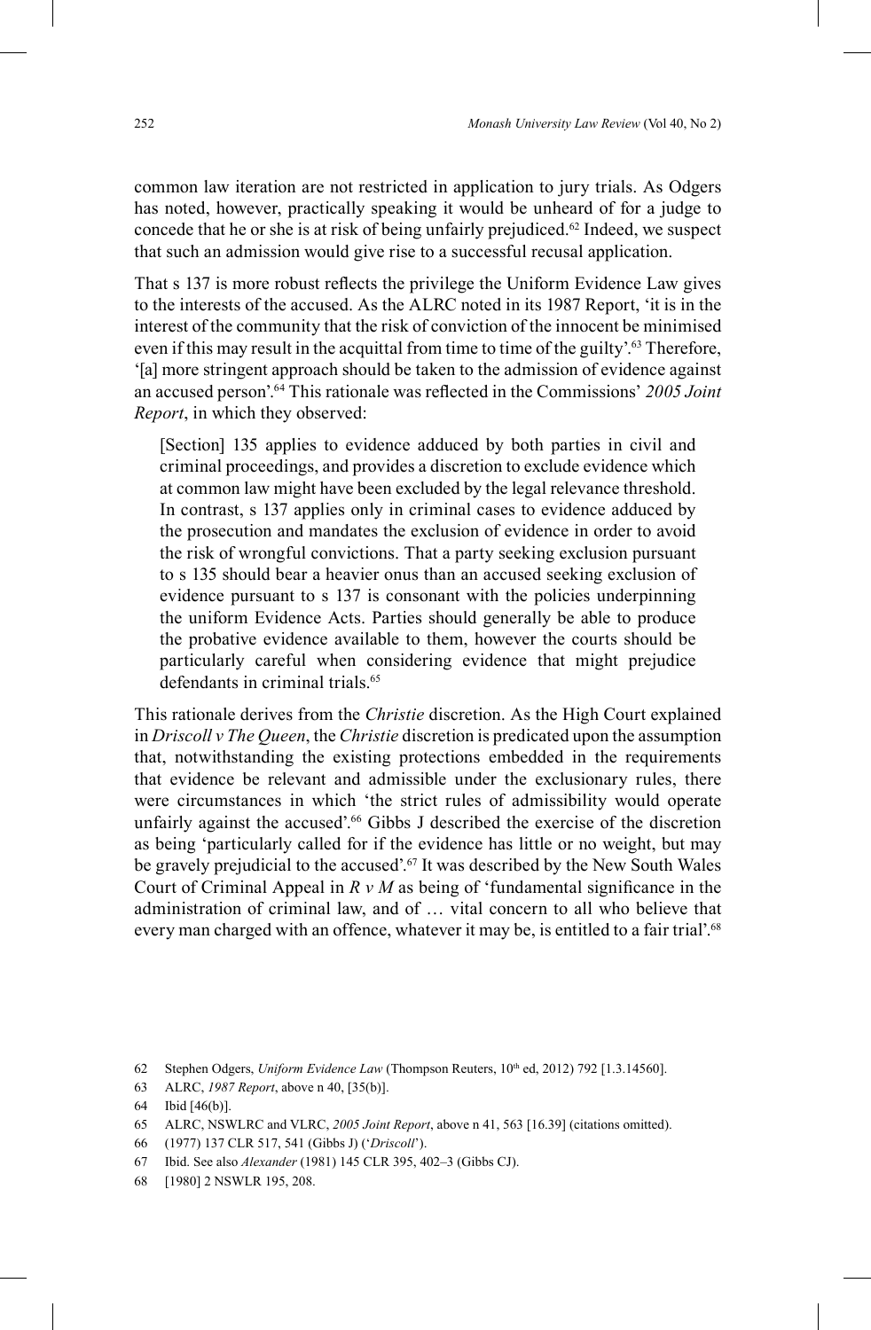common law iteration are not restricted in application to jury trials. As Odgers has noted, however, practically speaking it would be unheard of for a judge to concede that he or she is at risk of being unfairly prejudiced.[62] Indeed, we suspect that such an admission would give rise to a successful recusal application.

That s 137 is more robust reflects the privilege the Uniform Evidence Law gives to the interests of the accused. As the ALRC noted in its 1987 Report, 'it is in the interest of the community that the risk of conviction of the innocent be minimised even if this may result in the acquittal from time to time of the guilty'.[63] Therefore, '[a] more stringent approach should be taken to the admission of evidence against an accused person'.[64] This rationale was reflected in the Commissions' *2005 Joint Report*, in which they observed:

> [Section] 135 applies to evidence adduced by both parties in civil and criminal proceedings, and provides a discretion to exclude evidence which at common law might have been excluded by the legal relevance threshold. In contrast, s 137 applies only in criminal cases to evidence adduced by the prosecution and mandates the exclusion of evidence in order to avoid the risk of wrongful convictions. That a party seeking exclusion pursuant to s 135 should bear a heavier onus than an accused seeking exclusion of evidence pursuant to s 137 is consonant with the policies underpinning the uniform Evidence Acts. Parties should generally be able to produce the probative evidence available to them, however the courts should be particularly careful when considering evidence that might prejudice defendants in criminal trials.[65]

This rationale derives from the *Christie* discretion. As the High Court explained in *Driscoll v The Queen*, the *Christie* discretion is predicated upon the assumption that, notwithstanding the existing protections embedded in the requirements that evidence be relevant and admissible under the exclusionary rules, there were circumstances in which 'the strict rules of admissibility would operate unfairly against the accused'.[66] Gibbs J described the exercise of the discretion as being 'particularly called for if the evidence has little or no weight, but may be gravely prejudicial to the accused'.[67] It was described by the New South Wales Court of Criminal Appeal in *R v M* as being of 'fundamental significance in the administration of criminal law, and of … vital concern to all who believe that every man charged with an offence, whatever it may be, is entitled to a fair trial'.[68]

62 Stephen Odgers, *Uniform Evidence Law* (Thompson Reuters, 10th ed, 2012) 792 [1.3.14560].

63 ALRC, *1987 Report*, above n 40, [35(b)].

64 Ibid [46(b)].

65 ALRC, NSWLRC and VLRC, *2005 Joint Report*, above n 41, 563 [16.39] (citations omitted).

66 (1977) 137 CLR 517, 541 (Gibbs J) ('*Driscoll*').

67 Ibid. See also *Alexander* (1981) 145 CLR 395, 402–3 (Gibbs CJ).

68 [1980] 2 NSWLR 195, 208.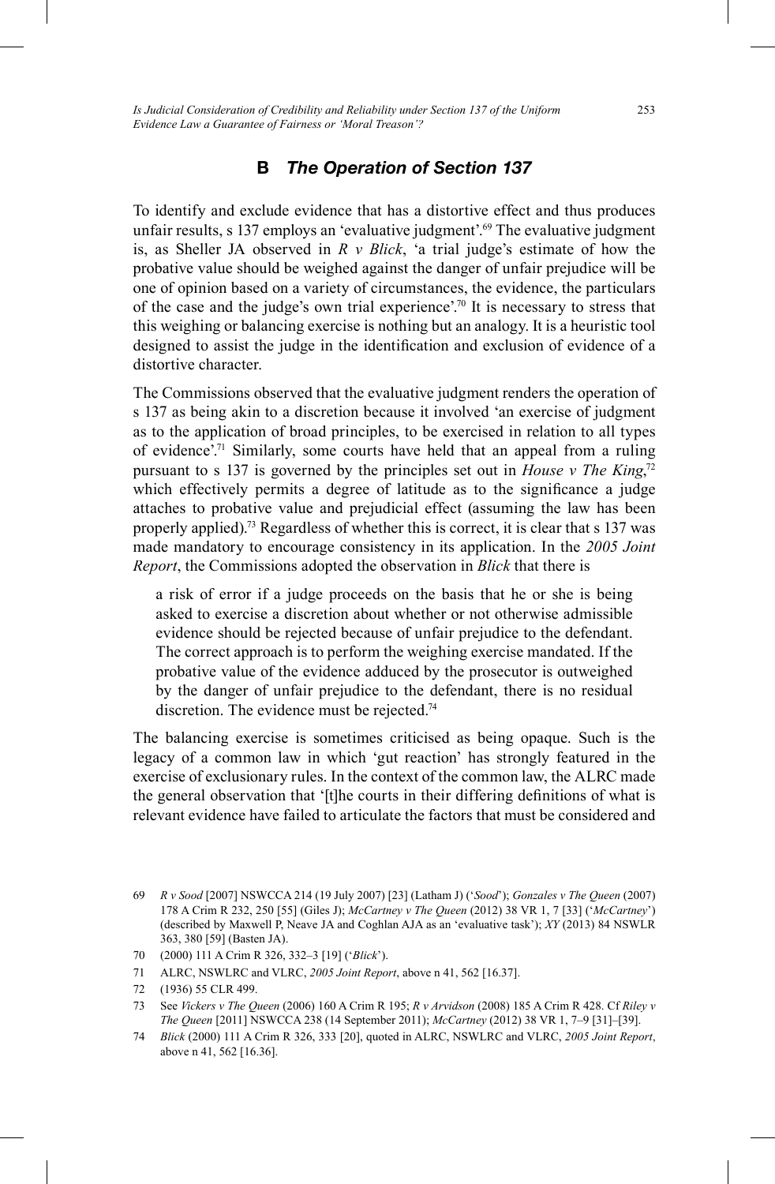## B *The Operation of Section 137*

To identify and exclude evidence that has a distortive effect and thus produces unfair results, s 137 employs an 'evaluative judgment'.[69] The evaluative judgment is, as Sheller JA observed in *R v Blick*, 'a trial judge's estimate of how the probative value should be weighed against the danger of unfair prejudice will be one of opinion based on a variety of circumstances, the evidence, the particulars of the case and the judge's own trial experience'.[70] It is necessary to stress that this weighing or balancing exercise is nothing but an analogy. It is a heuristic tool designed to assist the judge in the identification and exclusion of evidence of a distortive character.

The Commissions observed that the evaluative judgment renders the operation of s 137 as being akin to a discretion because it involved 'an exercise of judgment as to the application of broad principles, to be exercised in relation to all types of evidence'.[71] Similarly, some courts have held that an appeal from a ruling pursuant to s 137 is governed by the principles set out in *House v The King*,[72] which effectively permits a degree of latitude as to the significance a judge attaches to probative value and prejudicial effect (assuming the law has been properly applied).[73] Regardless of whether this is correct, it is clear that s 137 was made mandatory to encourage consistency in its application. In the *2005 Joint Report*, the Commissions adopted the observation in *Blick* that there is

> a risk of error if a judge proceeds on the basis that he or she is being asked to exercise a discretion about whether or not otherwise admissible evidence should be rejected because of unfair prejudice to the defendant. The correct approach is to perform the weighing exercise mandated. If the probative value of the evidence adduced by the prosecutor is outweighed by the danger of unfair prejudice to the defendant, there is no residual discretion. The evidence must be rejected.[74]

The balancing exercise is sometimes criticised as being opaque. Such is the legacy of a common law in which 'gut reaction' has strongly featured in the exercise of exclusionary rules. In the context of the common law, the ALRC made the general observation that '[t]he courts in their differing definitions of what is relevant evidence have failed to articulate the factors that must be considered and

---

69 *R v Sood* [2007] NSWCCA 214 (19 July 2007) [23] (Latham J) ('*Sood*'); *Gonzales v The Queen* (2007) 178 A Crim R 232, 250 [55] (Giles J); *McCartney v The Queen* (2012) 38 VR 1, 7 [33] ('*McCartney*') (described by Maxwell P, Neave JA and Coghlan AJA as an 'evaluative task'); *XY* (2013) 84 NSWLR 363, 380 [59] (Basten JA).

70 (2000) 111 A Crim R 326, 332–3 [19] ('*Blick*').

71 ALRC, NSWLRC and VLRC, *2005 Joint Report*, above n 41, 562 [16.37].

72 (1936) 55 CLR 499.

73 See *Vickers v The Queen* (2006) 160 A Crim R 195; *R v Arvidson* (2008) 185 A Crim R 428. Cf *Riley v The Queen* [2011] NSWCCA 238 (14 September 2011); *McCartney* (2012) 38 VR 1, 7–9 [31]–[39].

74 *Blick* (2000) 111 A Crim R 326, 333 [20], quoted in ALRC, NSWLRC and VLRC, *2005 Joint Report*, above n 41, 562 [16.36].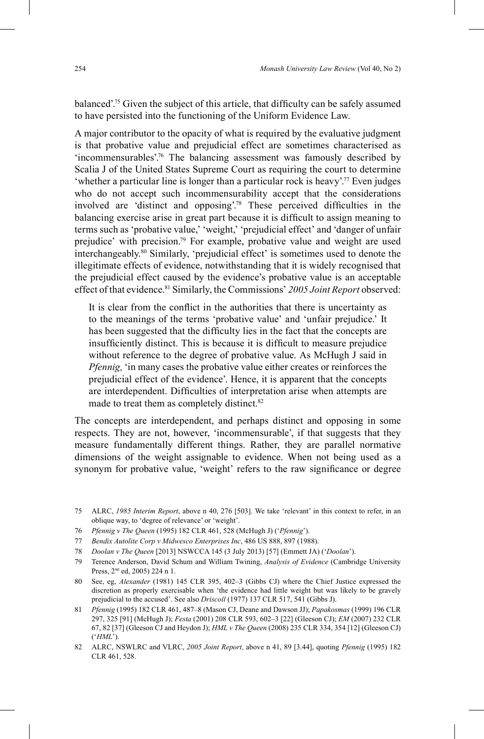balanced'.[75] Given the subject of this article, that difficulty can be safely assumed to have persisted into the functioning of the Uniform Evidence Law.

A major contributor to the opacity of what is required by the evaluative judgment is that probative value and prejudicial effect are sometimes characterised as 'incommensurables'.[76] The balancing assessment was famously described by Scalia J of the United States Supreme Court as requiring the court to determine 'whether a particular line is longer than a particular rock is heavy'.[77] Even judges who do not accept such incommensurability accept that the considerations involved are 'distinct and opposing'.[78] These perceived difficulties in the balancing exercise arise in great part because it is difficult to assign meaning to terms such as 'probative value,' 'weight,' 'prejudicial effect' and 'danger of unfair prejudice' with precision.[79] For example, probative value and weight are used interchangeably.[80] Similarly, 'prejudicial effect' is sometimes used to denote the illegitimate effects of evidence, notwithstanding that it is widely recognised that the prejudicial effect caused by the evidence's probative value is an acceptable effect of that evidence.[81] Similarly, the Commissions' *2005 Joint Report* observed:

> It is clear from the conflict in the authorities that there is uncertainty as to the meanings of the terms 'probative value' and 'unfair prejudice.' It has been suggested that the difficulty lies in the fact that the concepts are insufficiently distinct. This is because it is difficult to measure prejudice without reference to the degree of probative value. As McHugh J said in *Pfennig*, 'in many cases the probative value either creates or reinforces the prejudicial effect of the evidence'. Hence, it is apparent that the concepts are interdependent. Difficulties of interpretation arise when attempts are made to treat them as completely distinct.[82]

The concepts are interdependent, and perhaps distinct and opposing in some respects. They are not, however, 'incommensurable', if that suggests that they measure fundamentally different things. Rather, they are parallel normative dimensions of the weight assignable to evidence. When not being used as a synonym for probative value, 'weight' refers to the raw significance or degree

---

75 ALRC, *1985 Interim Report*, above n 40, 276 [503]. We take 'relevant' in this context to refer, in an oblique way, to 'degree of relevance' or 'weight'.

76 *Pfennig v The Queen* (1995) 182 CLR 461, 528 (McHugh J) ('*Pfennig*').

77 *Bendix Autolite Corp v Midwesco Enterprises Inc*, 486 US 888, 897 (1988).

78 *Doolan v The Queen* [2013] NSWCCA 145 (3 July 2013) [57] (Emmett JA) ('*Doolan*').

79 Terence Anderson, David Schum and William Twining, *Analysis of Evidence* (Cambridge University Press, 2nd ed, 2005) 224 n 1.

80 See, eg, *Alexander* (1981) 145 CLR 395, 402–3 (Gibbs CJ) where the Chief Justice expressed the discretion as properly exercisable when 'the evidence had little weight but was likely to be gravely prejudicial to the accused'. See also *Driscoll* (1977) 137 CLR 517, 541 (Gibbs J).

81 *Pfennig* (1995) 182 CLR 461, 487–8 (Mason CJ, Deane and Dawson JJ); *Papakosmas* (1999) 196 CLR 297, 325 [91] (McHugh J); *Festa* (2001) 208 CLR 593, 602–3 [22] (Gleeson CJ); *EM* (2007) 232 CLR 67, 82 [37] (Gleeson CJ and Heydon J); *HML v The Queen* (2008) 235 CLR 334, 354 [12] (Gleeson CJ) ('*HML*').

82 ALRC, NSWLRC and VLRC, *2005 Joint Report*, above n 41, 89 [3.44], quoting *Pfennig* (1995) 182 CLR 461, 528.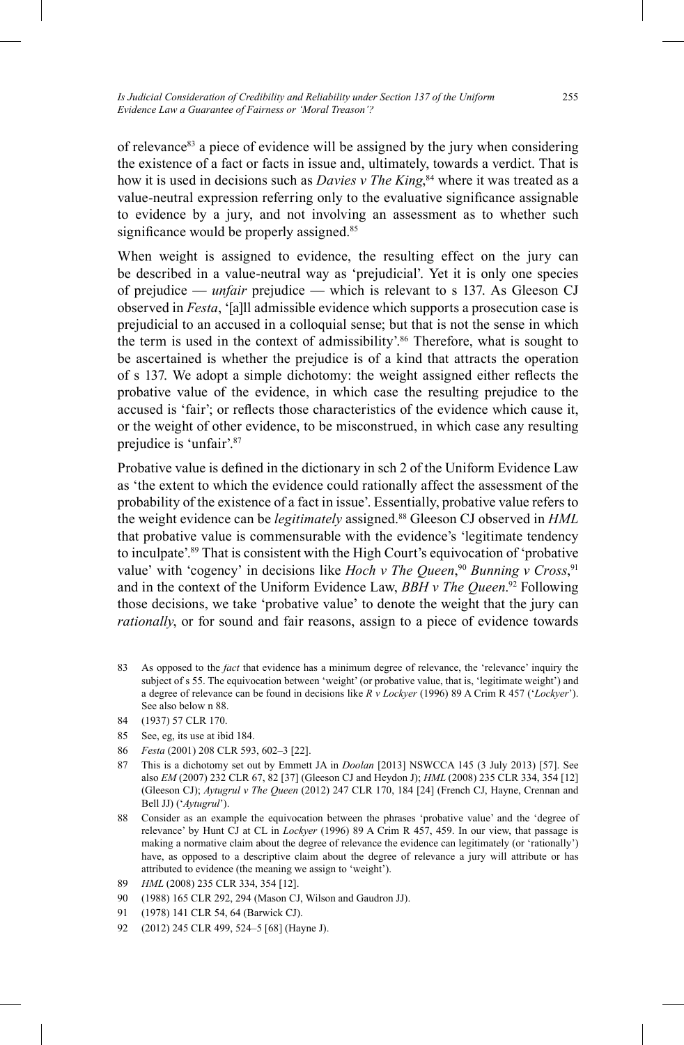of relevance[83] a piece of evidence will be assigned by the jury when considering the existence of a fact or facts in issue and, ultimately, towards a verdict. That is how it is used in decisions such as *Davies v The King*,[84] where it was treated as a value-neutral expression referring only to the evaluative significance assignable to evidence by a jury, and not involving an assessment as to whether such significance would be properly assigned.[85]

When weight is assigned to evidence, the resulting effect on the jury can be described in a value-neutral way as 'prejudicial'. Yet it is only one species of prejudice — *unfair* prejudice — which is relevant to s 137. As Gleeson CJ observed in *Festa*, '[a]ll admissible evidence which supports a prosecution case is prejudicial to an accused in a colloquial sense; but that is not the sense in which the term is used in the context of admissibility'.[86] Therefore, what is sought to be ascertained is whether the prejudice is of a kind that attracts the operation of s 137. We adopt a simple dichotomy: the weight assigned either reflects the probative value of the evidence, in which case the resulting prejudice to the accused is 'fair'; or reflects those characteristics of the evidence which cause it, or the weight of other evidence, to be misconstrued, in which case any resulting prejudice is 'unfair'.[87]

Probative value is defined in the dictionary in sch 2 of the Uniform Evidence Law as 'the extent to which the evidence could rationally affect the assessment of the probability of the existence of a fact in issue'. Essentially, probative value refers to the weight evidence can be *legitimately* assigned.[88] Gleeson CJ observed in *HML* that probative value is commensurable with the evidence's 'legitimate tendency to inculpate'.[89] That is consistent with the High Court's equivocation of 'probative value' with 'cogency' in decisions like *Hoch v The Queen*,[90] *Bunning v Cross*,[91] and in the context of the Uniform Evidence Law, *BBH v The Queen*.[92] Following those decisions, we take 'probative value' to denote the weight that the jury can *rationally*, or for sound and fair reasons, assign to a piece of evidence towards

83 As opposed to the *fact* that evidence has a minimum degree of relevance, the 'relevance' inquiry the subject of s 55. The equivocation between 'weight' (or probative value, that is, 'legitimate weight') and a degree of relevance can be found in decisions like *R v Lockyer* (1996) 89 A Crim R 457 ('*Lockyer*'). See also below n 88.

84 (1937) 57 CLR 170.

85 See, eg, its use at ibid 184.

86 *Festa* (2001) 208 CLR 593, 602–3 [22].

87 This is a dichotomy set out by Emmett JA in *Doolan* [2013] NSWCCA 145 (3 July 2013) [57]. See also *EM* (2007) 232 CLR 67, 82 [37] (Gleeson CJ and Heydon J); *HML* (2008) 235 CLR 334, 354 [12] (Gleeson CJ); *Aytugrul v The Queen* (2012) 247 CLR 170, 184 [24] (French CJ, Hayne, Crennan and Bell JJ) ('*Aytugrul*').

88 Consider as an example the equivocation between the phrases 'probative value' and the 'degree of relevance' by Hunt CJ at CL in *Lockyer* (1996) 89 A Crim R 457, 459. In our view, that passage is making a normative claim about the degree of relevance the evidence can legitimately (or 'rationally') have, as opposed to a descriptive claim about the degree of relevance a jury will attribute or has attributed to evidence (the meaning we assign to 'weight').

89 *HML* (2008) 235 CLR 334, 354 [12].

90 (1988) 165 CLR 292, 294 (Mason CJ, Wilson and Gaudron JJ).

91 (1978) 141 CLR 54, 64 (Barwick CJ).

92 (2012) 245 CLR 499, 524–5 [68] (Hayne J).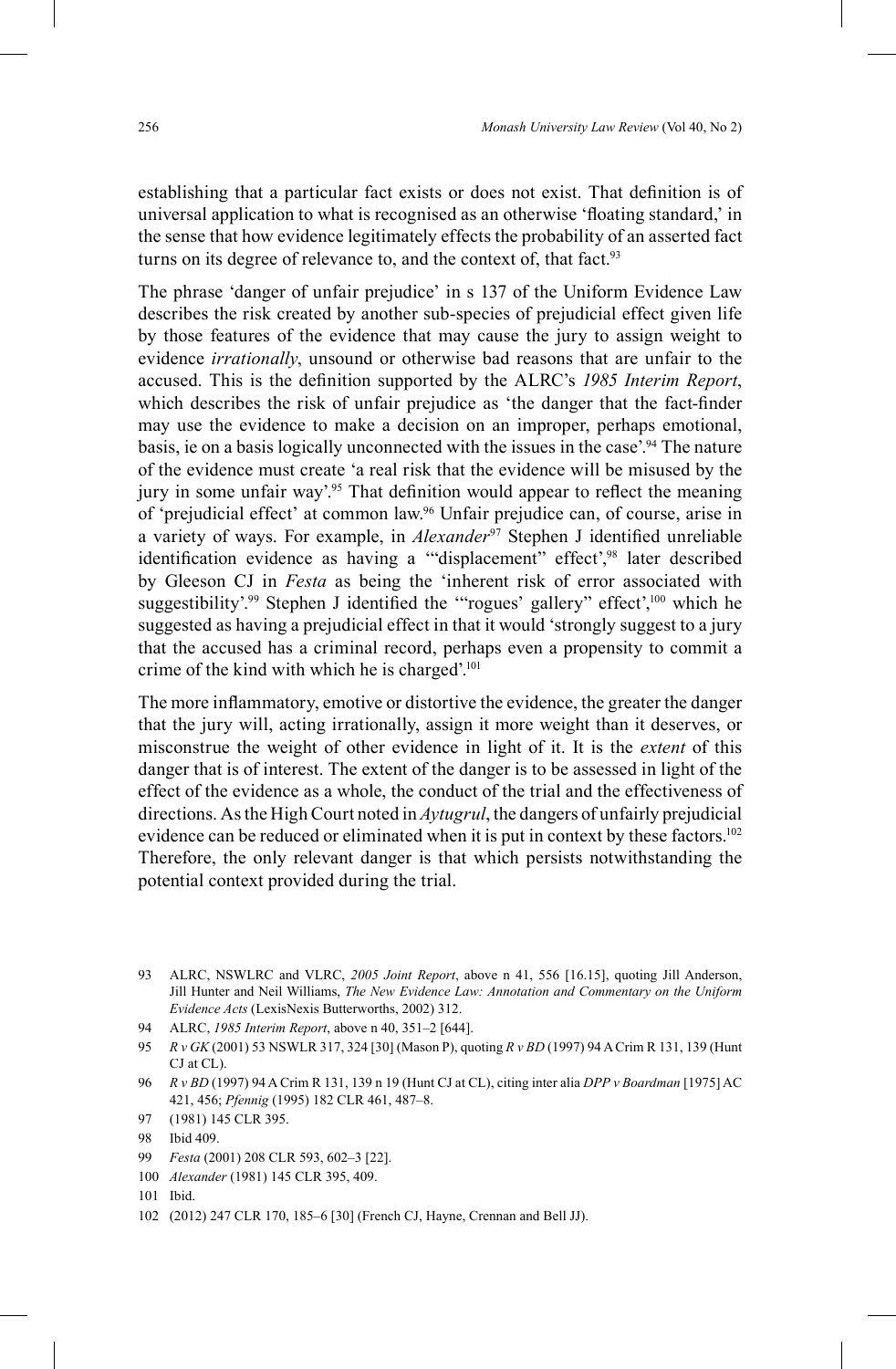establishing that a particular fact exists or does not exist. That definition is of universal application to what is recognised as an otherwise 'floating standard,' in the sense that how evidence legitimately effects the probability of an asserted fact turns on its degree of relevance to, and the context of, that fact.[93]

The phrase 'danger of unfair prejudice' in s 137 of the Uniform Evidence Law describes the risk created by another sub-species of prejudicial effect given life by those features of the evidence that may cause the jury to assign weight to evidence *irrationally*, unsound or otherwise bad reasons that are unfair to the accused. This is the definition supported by the ALRC's *1985 Interim Report*, which describes the risk of unfair prejudice as 'the danger that the fact-finder may use the evidence to make a decision on an improper, perhaps emotional, basis, ie on a basis logically unconnected with the issues in the case'.[94] The nature of the evidence must create 'a real risk that the evidence will be misused by the jury in some unfair way'.[95] That definition would appear to reflect the meaning of 'prejudicial effect' at common law.[96] Unfair prejudice can, of course, arise in a variety of ways. For example, in *Alexander*[97] Stephen J identified unreliable identification evidence as having a '"displacement" effect',[98] later described by Gleeson CJ in *Festa* as being the 'inherent risk of error associated with suggestibility'.[99] Stephen J identified the '"rogues' gallery" effect',[100] which he suggested as having a prejudicial effect in that it would 'strongly suggest to a jury that the accused has a criminal record, perhaps even a propensity to commit a crime of the kind with which he is charged'.[101]

The more inflammatory, emotive or distortive the evidence, the greater the danger that the jury will, acting irrationally, assign it more weight than it deserves, or misconstrue the weight of other evidence in light of it. It is the *extent* of this danger that is of interest. The extent of the danger is to be assessed in light of the effect of the evidence as a whole, the conduct of the trial and the effectiveness of directions. As the High Court noted in *Aytugrul*, the dangers of unfairly prejudicial evidence can be reduced or eliminated when it is put in context by these factors.[102] Therefore, the only relevant danger is that which persists notwithstanding the potential context provided during the trial.

---

93 ALRC, NSWLRC and VLRC, *2005 Joint Report*, above n 41, 556 [16.15], quoting Jill Anderson, Jill Hunter and Neil Williams, *The New Evidence Law: Annotation and Commentary on the Uniform Evidence Acts* (LexisNexis Butterworths, 2002) 312.

94 ALRC, *1985 Interim Report*, above n 40, 351–2 [644].

95 *R v GK* (2001) 53 NSWLR 317, 324 [30] (Mason P), quoting *R v BD* (1997) 94 A Crim R 131, 139 (Hunt CJ at CL).

96 *R v BD* (1997) 94 A Crim R 131, 139 n 19 (Hunt CJ at CL), citing inter alia *DPP v Boardman* [1975] AC 421, 456; *Pfennig* (1995) 182 CLR 461, 487–8.

97 (1981) 145 CLR 395.

98 Ibid 409.

99 *Festa* (2001) 208 CLR 593, 602–3 [22].

100 *Alexander* (1981) 145 CLR 395, 409.

101 Ibid.

102 (2012) 247 CLR 170, 185–6 [30] (French CJ, Hayne, Crennan and Bell JJ).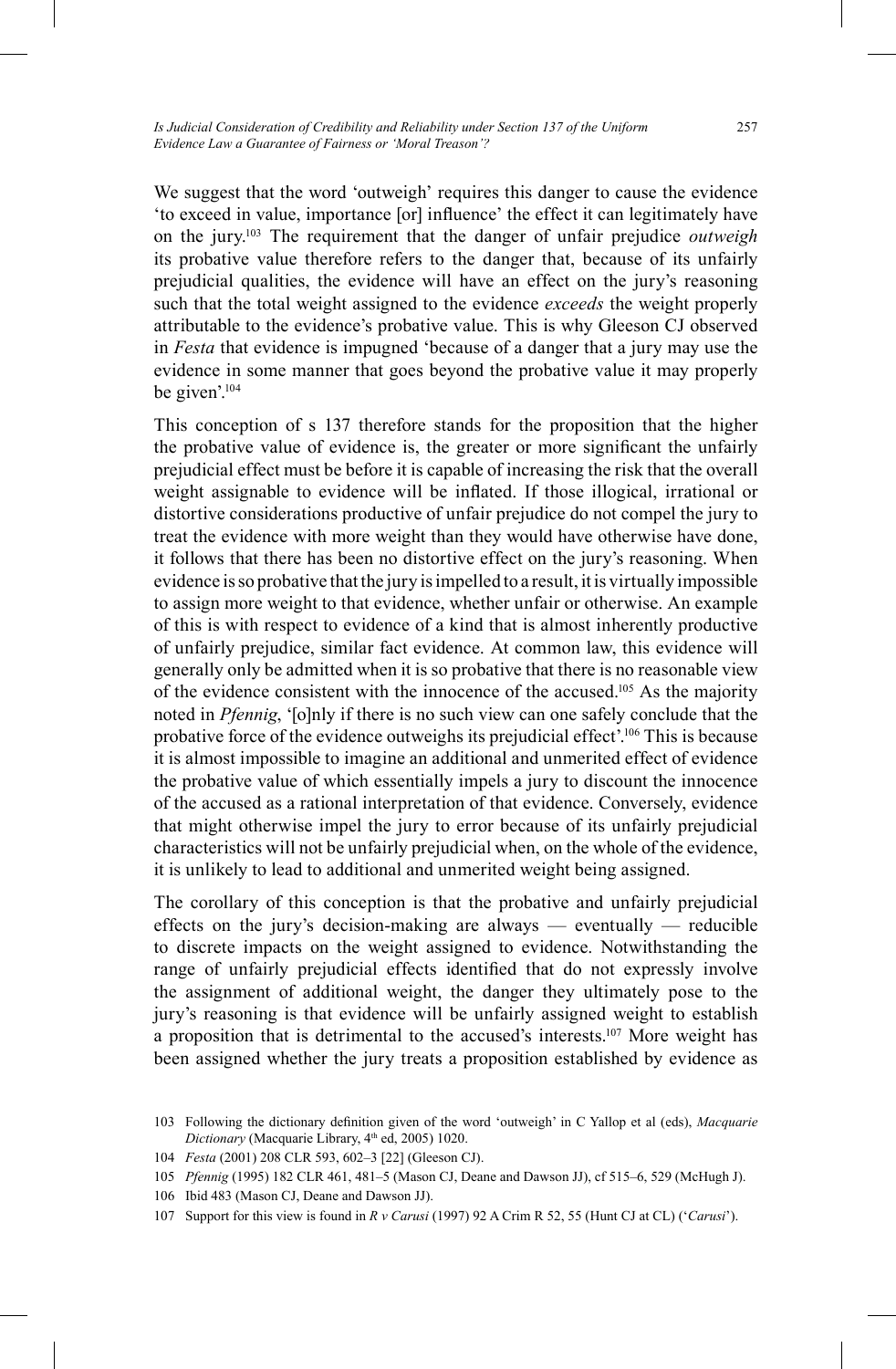We suggest that the word 'outweigh' requires this danger to cause the evidence 'to exceed in value, importance [or] influence' the effect it can legitimately have on the jury.[103] The requirement that the danger of unfair prejudice *outweigh* its probative value therefore refers to the danger that, because of its unfairly prejudicial qualities, the evidence will have an effect on the jury's reasoning such that the total weight assigned to the evidence *exceeds* the weight properly attributable to the evidence's probative value. This is why Gleeson CJ observed in *Festa* that evidence is impugned 'because of a danger that a jury may use the evidence in some manner that goes beyond the probative value it may properly be given'.[104]

This conception of s 137 therefore stands for the proposition that the higher the probative value of evidence is, the greater or more significant the unfairly prejudicial effect must be before it is capable of increasing the risk that the overall weight assignable to evidence will be inflated. If those illogical, irrational or distortive considerations productive of unfair prejudice do not compel the jury to treat the evidence with more weight than they would have otherwise have done, it follows that there has been no distortive effect on the jury's reasoning. When evidence is so probative that the jury is impelled to a result, it is virtually impossible to assign more weight to that evidence, whether unfair or otherwise. An example of this is with respect to evidence of a kind that is almost inherently productive of unfairly prejudice, similar fact evidence. At common law, this evidence will generally only be admitted when it is so probative that there is no reasonable view of the evidence consistent with the innocence of the accused.[105] As the majority noted in *Pfennig*, '[o]nly if there is no such view can one safely conclude that the probative force of the evidence outweighs its prejudicial effect'.[106] This is because it is almost impossible to imagine an additional and unmerited effect of evidence the probative value of which essentially impels a jury to discount the innocence of the accused as a rational interpretation of that evidence. Conversely, evidence that might otherwise impel the jury to error because of its unfairly prejudicial characteristics will not be unfairly prejudicial when, on the whole of the evidence, it is unlikely to lead to additional and unmerited weight being assigned.

The corollary of this conception is that the probative and unfairly prejudicial effects on the jury's decision-making are always — eventually — reducible to discrete impacts on the weight assigned to evidence. Notwithstanding the range of unfairly prejudicial effects identified that do not expressly involve the assignment of additional weight, the danger they ultimately pose to the jury's reasoning is that evidence will be unfairly assigned weight to establish a proposition that is detrimental to the accused's interests.[107] More weight has been assigned whether the jury treats a proposition established by evidence as

---

103 Following the dictionary definition given of the word 'outweigh' in C Yallop et al (eds), *Macquarie Dictionary* (Macquarie Library, 4th ed, 2005) 1020.

104 *Festa* (2001) 208 CLR 593, 602–3 [22] (Gleeson CJ).

105 *Pfennig* (1995) 182 CLR 461, 481–5 (Mason CJ, Deane and Dawson JJ), cf 515–6, 529 (McHugh J).

106 Ibid 483 (Mason CJ, Deane and Dawson JJ).

107 Support for this view is found in *R v Carusi* (1997) 92 A Crim R 52, 55 (Hunt CJ at CL) ('*Carusi*').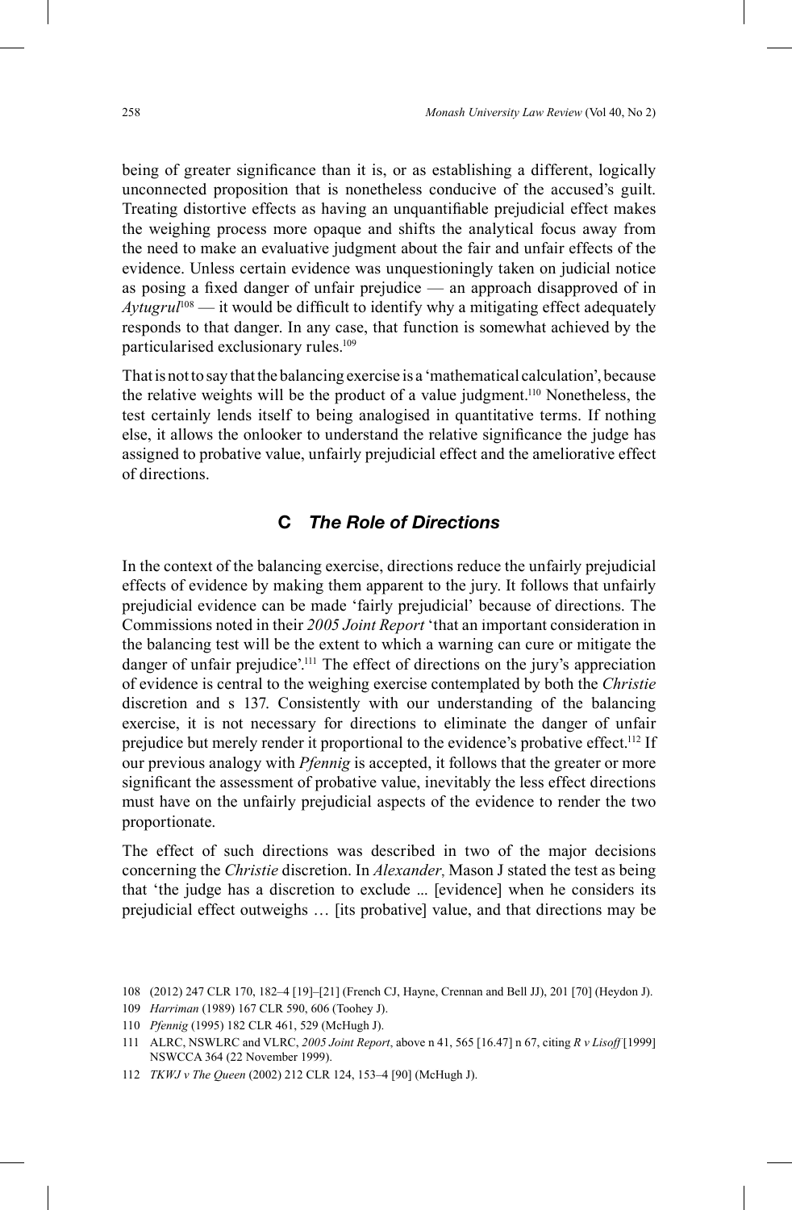being of greater significance than it is, or as establishing a different, logically unconnected proposition that is nonetheless conducive of the accused's guilt. Treating distortive effects as having an unquantifiable prejudicial effect makes the weighing process more opaque and shifts the analytical focus away from the need to make an evaluative judgment about the fair and unfair effects of the evidence. Unless certain evidence was unquestionably taken on judicial notice as posing a fixed danger of unfair prejudice — an approach disapproved of in *Aytugrul*[108] — it would be difficult to identify why a mitigating effect adequately responds to that danger. In any case, that function is somewhat achieved by the particularised exclusionary rules.[109]

That is not to say that the balancing exercise is a 'mathematical calculation', because the relative weights will be the product of a value judgment.[110] Nonetheless, the test certainly lends itself to being analogised in quantitative terms. If nothing else, it allows the onlooker to understand the relative significance the judge has assigned to probative value, unfairly prejudicial effect and the ameliorative effect of directions.

### C *The Role of Directions*

In the context of the balancing exercise, directions reduce the unfairly prejudicial effects of evidence by making them apparent to the jury. It follows that unfairly prejudicial evidence can be made 'fairly prejudicial' because of directions. The Commissions noted in their *2005 Joint Report* 'that an important consideration in the balancing test will be the extent to which a warning can cure or mitigate the danger of unfair prejudice'.[111] The effect of directions on the jury's appreciation of evidence is central to the weighing exercise contemplated by both the *Christie* discretion and s 137. Consistently with our understanding of the balancing exercise, it is not necessary for directions to eliminate the danger of unfair prejudice but merely render it proportional to the evidence's probative effect.[112] If our previous analogy with *Pfennig* is accepted, it follows that the greater or more significant the assessment of probative value, inevitably the less effect directions must have on the unfairly prejudicial aspects of the evidence to render the two proportionate.

The effect of such directions was described in two of the major decisions concerning the *Christie* discretion. In *Alexander*, Mason J stated the test as being that 'the judge has a discretion to exclude ... [evidence] when he considers its prejudicial effect outweighs … [its probative] value, and that directions may be

108 (2012) 247 CLR 170, 182–4 [19]–[21] (French CJ, Hayne, Crennan and Bell JJ), 201 [70] (Heydon J).

109 *Harriman* (1989) 167 CLR 590, 606 (Toohey J).

110 *Pfennig* (1995) 182 CLR 461, 529 (McHugh J).

111 ALRC, NSWLRC and VLRC, *2005 Joint Report*, above n 41, 565 [16.47] n 67, citing *R v Lisoff* [1999] NSWCCA 364 (22 November 1999).

112 *TKWJ v The Queen* (2002) 212 CLR 124, 153–4 [90] (McHugh J).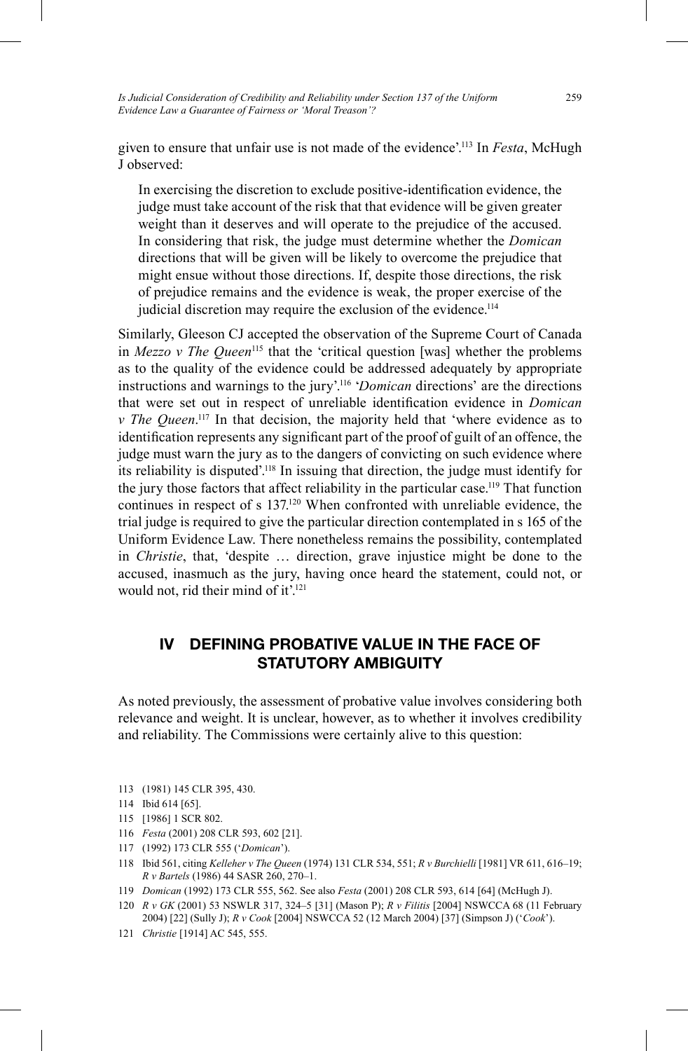given to ensure that unfair use is not made of the evidence'.[113] In *Festa*, McHugh J observed:

> In exercising the discretion to exclude positive-identification evidence, the judge must take account of the risk that that evidence will be given greater weight than it deserves and will operate to the prejudice of the accused. In considering that risk, the judge must determine whether the *Domican* directions that will be given will be likely to overcome the prejudice that might ensue without those directions. If, despite those directions, the risk of prejudice remains and the evidence is weak, the proper exercise of the judicial discretion may require the exclusion of the evidence.[114]

Similarly, Gleeson CJ accepted the observation of the Supreme Court of Canada in *Mezzo v The Queen*[115] that the 'critical question [was] whether the problems as to the quality of the evidence could be addressed adequately by appropriate instructions and warnings to the jury'.[116] '*Domican* directions' are the directions that were set out in respect of unreliable identification evidence in *Domican v The Queen*.[117] In that decision, the majority held that 'where evidence as to identification represents any significant part of the proof of guilt of an offence, the judge must warn the jury as to the dangers of convicting on such evidence where its reliability is disputed'.[118] In issuing that direction, the judge must identify for the jury those factors that affect reliability in the particular case.[119] That function continues in respect of s 137.[120] When confronted with unreliable evidence, the trial judge is required to give the particular direction contemplated in s 165 of the Uniform Evidence Law. There nonetheless remains the possibility, contemplated in *Christie*, that, 'despite … direction, grave injustice might be done to the accused, inasmuch as the jury, having once heard the statement, could not, or would not, rid their mind of it'.[121]

## IV DEFINING PROBATIVE VALUE IN THE FACE OF STATUTORY AMBIGUITY

As noted previously, the assessment of probative value involves considering both relevance and weight. It is unclear, however, as to whether it involves credibility and reliability. The Commissions were certainly alive to this question:

---

113 (1981) 145 CLR 395, 430.

114 Ibid 614 [65].

115 [1986] 1 SCR 802.

116 *Festa* (2001) 208 CLR 593, 602 [21].

117 (1992) 173 CLR 555 ('*Domican*').

118 Ibid 561, citing *Kelleher v The Queen* (1974) 131 CLR 534, 551; *R v Burchielli* [1981] VR 611, 616–19; *R v Bartels* (1986) 44 SASR 260, 270–1.

119 *Domican* (1992) 173 CLR 555, 562. See also *Festa* (2001) 208 CLR 593, 614 [64] (McHugh J).

120 *R v GK* (2001) 53 NSWLR 317, 324–5 [31] (Mason P); *R v Filitis* [2004] NSWCCA 68 (11 February 2004) [22] (Sully J); *R v Cook* [2004] NSWCCA 52 (12 March 2004) [37] (Simpson J) ('*Cook*').

121 *Christie* [1914] AC 545, 555.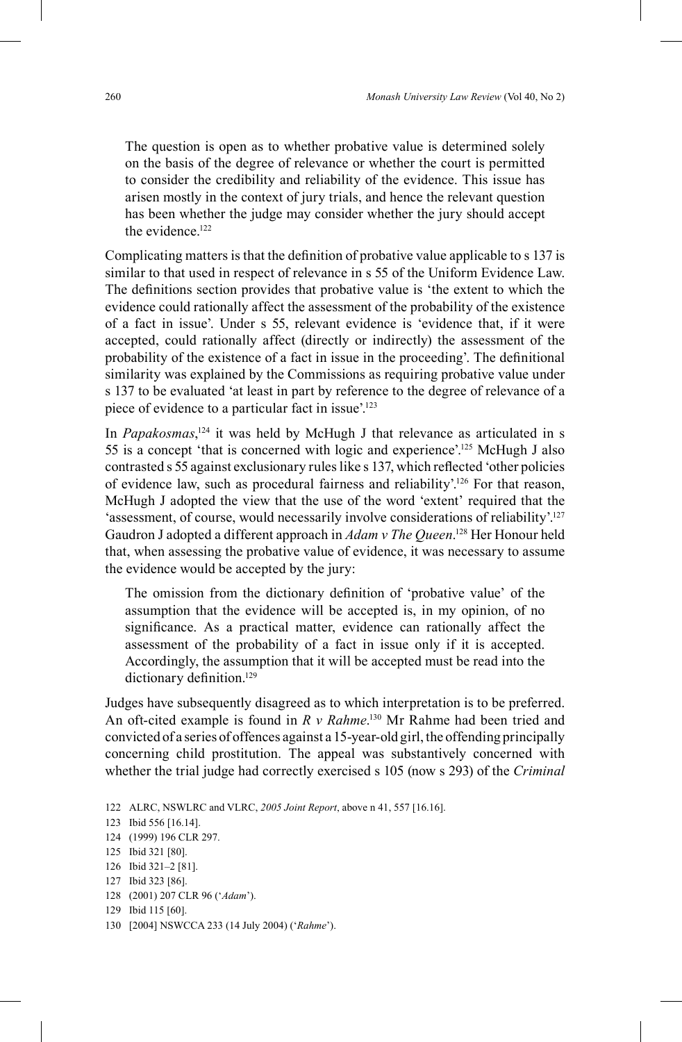> The question is open as to whether probative value is determined solely on the basis of the degree of relevance or whether the court is permitted to consider the credibility and reliability of the evidence. This issue has arisen mostly in the context of jury trials, and hence the relevant question has been whether the judge may consider whether the jury should accept the evidence.[122]

Complicating matters is that the definition of probative value applicable to s 137 is similar to that used in respect of relevance in s 55 of the Uniform Evidence Law. The definitions section provides that probative value is 'the extent to which the evidence could rationally affect the assessment of the probability of the existence of a fact in issue'. Under s 55, relevant evidence is 'evidence that, if it were accepted, could rationally affect (directly or indirectly) the assessment of the probability of the existence of a fact in issue in the proceeding'. The definitional similarity was explained by the Commissions as requiring probative value under s 137 to be evaluated 'at least in part by reference to the degree of relevance of a piece of evidence to a particular fact in issue'.[123]

In *Papakosmas*,[124] it was held by McHugh J that relevance as articulated in s 55 is a concept 'that is concerned with logic and experience'.[125] McHugh J also contrasted s 55 against exclusionary rules like s 137, which reflected 'other policies of evidence law, such as procedural fairness and reliability'.[126] For that reason, McHugh J adopted the view that the use of the word 'extent' required that the 'assessment, of course, would necessarily involve considerations of reliability'.[127] Gaudron J adopted a different approach in *Adam v The Queen*.[128] Her Honour held that, when assessing the probative value of evidence, it was necessary to assume the evidence would be accepted by the jury:

> The omission from the dictionary definition of 'probative value' of the assumption that the evidence will be accepted is, in my opinion, of no significance. As a practical matter, evidence can rationally affect the assessment of the probability of a fact in issue only if it is accepted. Accordingly, the assumption that it will be accepted must be read into the dictionary definition.[129]

Judges have subsequently disagreed as to which interpretation is to be preferred. An oft-cited example is found in *R v Rahme*.[130] Mr Rahme had been tried and convicted of a series of offences against a 15-year-old girl, the offending principally concerning child prostitution. The appeal was substantively concerned with whether the trial judge had correctly exercised s 105 (now s 293) of the *Criminal*

122 ALRC, NSWLRC and VLRC, *2005 Joint Report*, above n 41, 557 [16.16].

123 Ibid 556 [16.14].

124 (1999) 196 CLR 297.

125 Ibid 321 [80].

126 Ibid 321–2 [81].

127 Ibid 323 [86].

128 (2001) 207 CLR 96 ('*Adam*').

129 Ibid 115 [60].

130 [2004] NSWCCA 233 (14 July 2004) ('*Rahme*').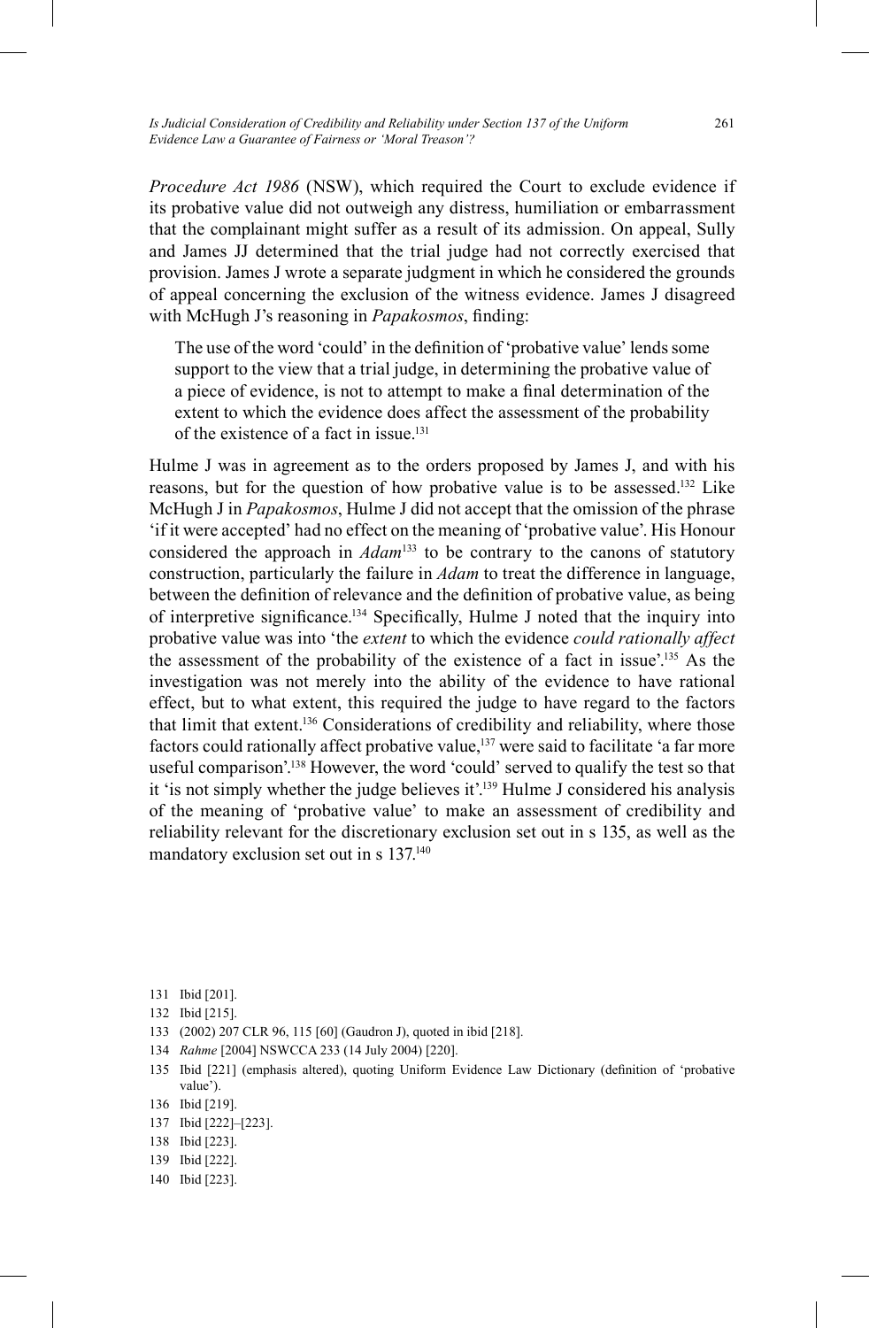*Procedure Act 1986* (NSW), which required the Court to exclude evidence if its probative value did not outweigh any distress, humiliation or embarrassment that the complainant might suffer as a result of its admission. On appeal, Sully and James JJ determined that the trial judge had not correctly exercised that provision. James J wrote a separate judgment in which he considered the grounds of appeal concerning the exclusion of the witness evidence. James J disagreed with McHugh J's reasoning in *Papakosmos*, finding:

> The use of the word 'could' in the definition of 'probative value' lends some support to the view that a trial judge, in determining the probative value of a piece of evidence, is not to attempt to make a final determination of the extent to which the evidence does affect the assessment of the probability of the existence of a fact in issue.[131]

Hulme J was in agreement as to the orders proposed by James J, and with his reasons, but for the question of how probative value is to be assessed.[132] Like McHugh J in *Papakosmos*, Hulme J did not accept that the omission of the phrase 'if it were accepted' had no effect on the meaning of 'probative value'. His Honour considered the approach in *Adam*[133] to be contrary to the canons of statutory construction, particularly the failure in *Adam* to treat the difference in language, between the definition of relevance and the definition of probative value, as being of interpretive significance.[134] Specifically, Hulme J noted that the inquiry into probative value was into 'the *extent* to which the evidence *could rationally affect* the assessment of the probability of the existence of a fact in issue'.[135] As the investigation was not merely into the ability of the evidence to have rational effect, but to what extent, this required the judge to have regard to the factors that limit that extent.[136] Considerations of credibility and reliability, where those factors could rationally affect probative value,[137] were said to facilitate 'a far more useful comparison'.[138] However, the word 'could' served to qualify the test so that it 'is not simply whether the judge believes it'.[139] Hulme J considered his analysis of the meaning of 'probative value' to make an assessment of credibility and reliability relevant for the discretionary exclusion set out in s 135, as well as the mandatory exclusion set out in s 137.[140]

131 Ibid [201].

132 Ibid [215].

133 (2002) 207 CLR 96, 115 [60] (Gaudron J), quoted in ibid [218].

134 *Rahme* [2004] NSWCCA 233 (14 July 2004) [220].

135 Ibid [221] (emphasis altered), quoting Uniform Evidence Law Dictionary (definition of 'probative value').

136 Ibid [219].

137 Ibid [222]–[223].

138 Ibid [223].

139 Ibid [222].

140 Ibid [223].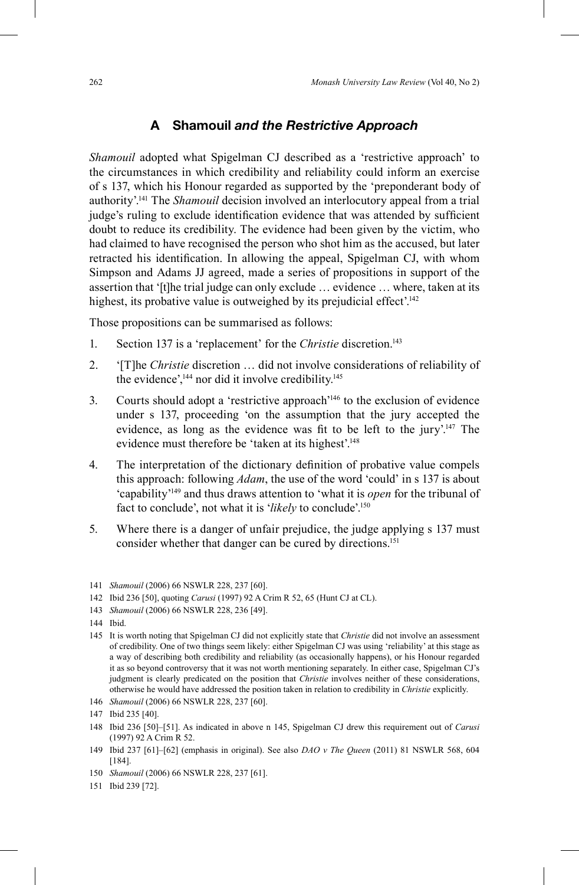## A Shamouil *and the Restrictive Approach*

*Shamouil* adopted what Spigelman CJ described as a 'restrictive approach' to the circumstances in which credibility and reliability could inform an exercise of s 137, which his Honour regarded as supported by the 'preponderant body of authority'.[141] The *Shamouil* decision involved an interlocutory appeal from a trial judge's ruling to exclude identification evidence that was attended by sufficient doubt to reduce its credibility. The evidence had been given by the victim, who had claimed to have recognised the person who shot him as the accused, but later retracted his identification. In allowing the appeal, Spigelman CJ, with whom Simpson and Adams JJ agreed, made a series of propositions in support of the assertion that '[t]he trial judge can only exclude … evidence … where, taken at its highest, its probative value is outweighed by its prejudicial effect'.[142]

Those propositions can be summarised as follows:

1. Section 137 is a 'replacement' for the *Christie* discretion.[143]
2. '[T]he *Christie* discretion … did not involve considerations of reliability of the evidence',[144] nor did it involve credibility.[145]
3. Courts should adopt a 'restrictive approach'[146] to the exclusion of evidence under s 137, proceeding 'on the assumption that the jury accepted the evidence, as long as the evidence was fit to be left to the jury'.[147] The evidence must therefore be 'taken at its highest'.[148]
4. The interpretation of the dictionary definition of probative value compels this approach: following *Adam*, the use of the word 'could' in s 137 is about 'capability'[149] and thus draws attention to 'what it is *open* for the tribunal of fact to conclude', not what it is '*likely* to conclude'.[150]
5. Where there is a danger of unfair prejudice, the judge applying s 137 must consider whether that danger can be cured by directions.[151]

---

141 *Shamouil* (2006) 66 NSWLR 228, 237 [60].

142 Ibid 236 [50], quoting *Carusi* (1997) 92 A Crim R 52, 65 (Hunt CJ at CL).

143 *Shamouil* (2006) 66 NSWLR 228, 236 [49].

144 Ibid.

145 It is worth noting that Spigelman CJ did not explicitly state that *Christie* did not involve an assessment of credibility. One of two things seem likely: either Spigelman CJ was using 'reliability' at this stage as a way of describing both credibility and reliability (as occasionally happens), or his Honour regarded it as so beyond controversy that it was not worth mentioning separately. In either case, Spigelman CJ's judgment is clearly predicated on the position that *Christie* involves neither of these considerations, otherwise he would have addressed the position taken in relation to credibility in *Christie* explicitly.

146 *Shamouil* (2006) 66 NSWLR 228, 237 [60].

147 Ibid 235 [40].

148 Ibid 236 [50]–[51]. As indicated in above n 145, Spigelman CJ drew this requirement out of *Carusi* (1997) 92 A Crim R 52.

149 Ibid 237 [61]–[62] (emphasis in original). See also *DAO v The Queen* (2011) 81 NSWLR 568, 604 [184].

150 *Shamouil* (2006) 66 NSWLR 228, 237 [61].

151 Ibid 239 [72].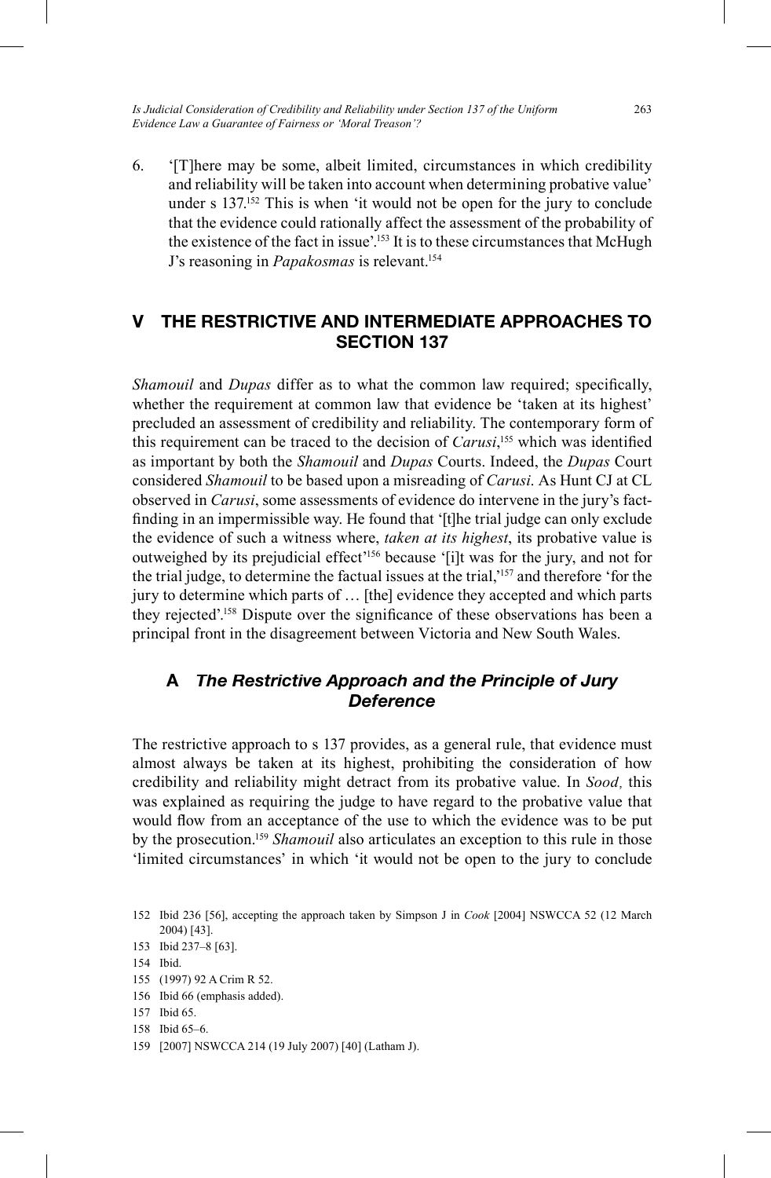6. '[T]here may be some, albeit limited, circumstances in which credibility and reliability will be taken into account when determining probative value' under s 137.[152] This is when 'it would not be open for the jury to conclude that the evidence could rationally affect the assessment of the probability of the existence of the fact in issue'.[153] It is to these circumstances that McHugh J's reasoning in *Papakosmas* is relevant.[154]

## V THE RESTRICTIVE AND INTERMEDIATE APPROACHES TO SECTION 137

*Shamouil* and *Dupas* differ as to what the common law required; specifically, whether the requirement at common law that evidence be 'taken at its highest' precluded an assessment of credibility and reliability. The contemporary form of this requirement can be traced to the decision of *Carusi*,[155] which was identified as important by both the *Shamouil* and *Dupas* Courts. Indeed, the *Dupas* Court considered *Shamouil* to be based upon a misreading of *Carusi*. As Hunt CJ at CL observed in *Carusi*, some assessments of evidence do intervene in the jury's fact-finding in an impermissible way. He found that '[t]he trial judge can only exclude the evidence of such a witness where, *taken at its highest*, its probative value is outweighed by its prejudicial effect'[156] because '[i]t was for the jury, and not for the trial judge, to determine the factual issues at the trial,'[157] and therefore 'for the jury to determine which parts of … [the] evidence they accepted and which parts they rejected'.[158] Dispute over the significance of these observations has been a principal front in the disagreement between Victoria and New South Wales.

### A *The Restrictive Approach and the Principle of Jury Deference*

The restrictive approach to s 137 provides, as a general rule, that evidence must almost always be taken at its highest, prohibiting the consideration of how credibility and reliability might detract from its probative value. In *Sood,* this was explained as requiring the judge to have regard to the probative value that would flow from an acceptance of the use to which the evidence was to be put by the prosecution.[159] *Shamouil* also articulates an exception to this rule in those 'limited circumstances' in which 'it would not be open to the jury to conclude

---

152 Ibid 236 [56], accepting the approach taken by Simpson J in *Cook* [2004] NSWCCA 52 (12 March 2004) [43].

153 Ibid 237–8 [63].

154 Ibid.

155 (1997) 92 A Crim R 52.

156 Ibid 66 (emphasis added).

157 Ibid 65.

158 Ibid 65–6.

159 [2007] NSWCCA 214 (19 July 2007) [40] (Latham J).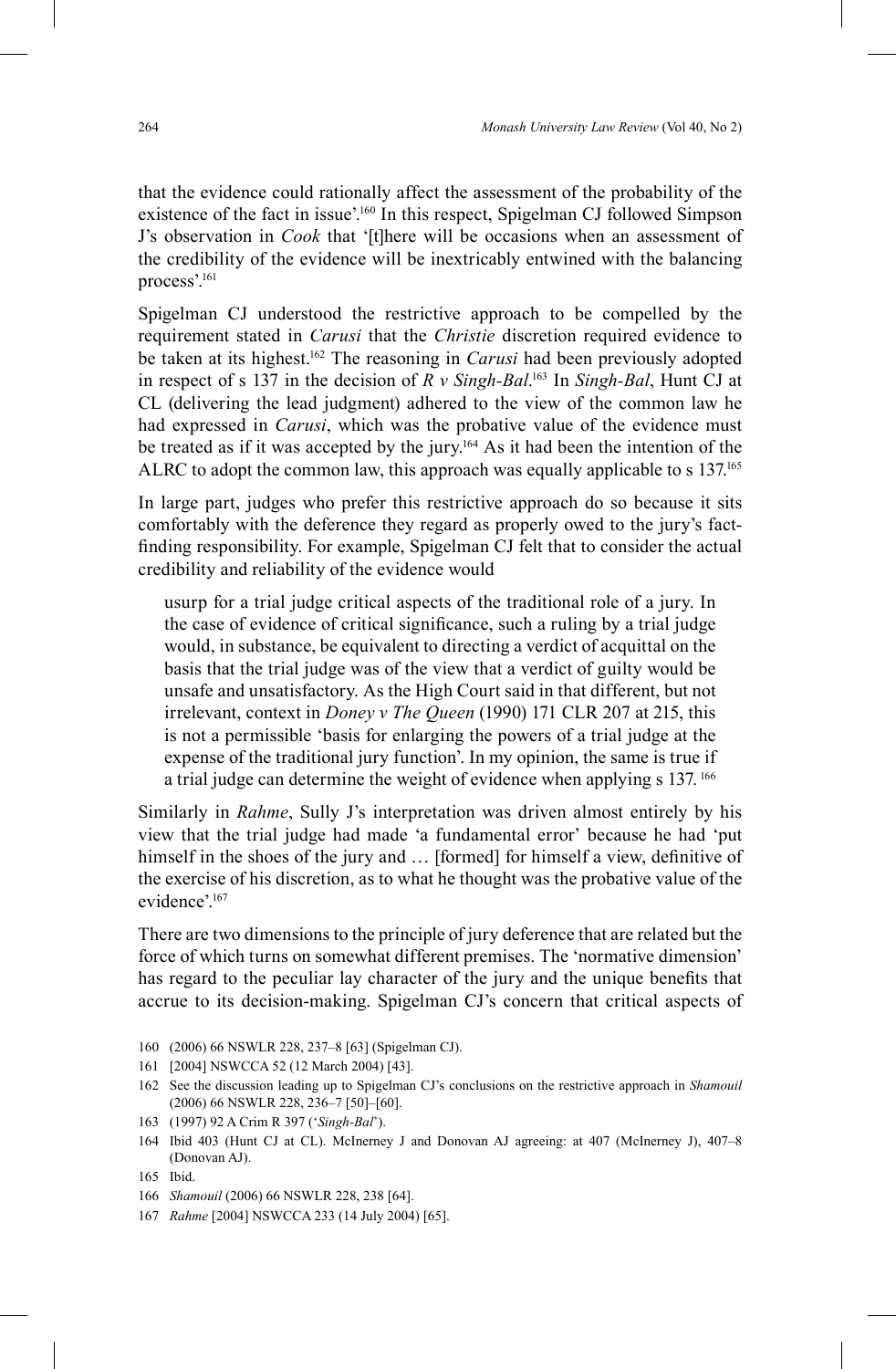that the evidence could rationally affect the assessment of the probability of the existence of the fact in issue'.[160] In this respect, Spigelman CJ followed Simpson J's observation in *Cook* that '[t]here will be occasions when an assessment of the credibility of the evidence will be inextricably entwined with the balancing process'.[161]

Spigelman CJ understood the restrictive approach to be compelled by the requirement stated in *Carusi* that the *Christie* discretion required evidence to be taken at its highest.[162] The reasoning in *Carusi* had been previously adopted in respect of s 137 in the decision of *R v Singh-Bal*.[163] In *Singh-Bal*, Hunt CJ at CL (delivering the lead judgment) adhered to the view of the common law he had expressed in *Carusi*, which was the probative value of the evidence must be treated as if it was accepted by the jury.[164] As it had been the intention of the ALRC to adopt the common law, this approach was equally applicable to s 137.[165]

In large part, judges who prefer this restrictive approach do so because it sits comfortably with the deference they regard as properly owed to the jury's fact-finding responsibility. For example, Spigelman CJ felt that to consider the actual credibility and reliability of the evidence would

> usurp for a trial judge critical aspects of the traditional role of a jury. In the case of evidence of critical significance, such a ruling by a trial judge would, in substance, be equivalent to directing a verdict of acquittal on the basis that the trial judge was of the view that a verdict of guilty would be unsafe and unsatisfactory. As the High Court said in that different, but not irrelevant, context in *Doney v The Queen* (1990) 171 CLR 207 at 215, this is not a permissible 'basis for enlarging the powers of a trial judge at the expense of the traditional jury function'. In my opinion, the same is true if a trial judge can determine the weight of evidence when applying s 137.[166]

Similarly in *Rahme*, Sully J's interpretation was driven almost entirely by his view that the trial judge had made 'a fundamental error' because he had 'put himself in the shoes of the jury and … [formed] for himself a view, definitive of the exercise of his discretion, as to what he thought was the probative value of the evidence'.[167]

There are two dimensions to the principle of jury deference that are related but the force of which turns on somewhat different premises. The 'normative dimension' has regard to the peculiar lay character of the jury and the unique benefits that accrue to its decision-making. Spigelman CJ's concern that critical aspects of

---

160 (2006) 66 NSWLR 228, 237–8 [63] (Spigelman CJ).

161 [2004] NSWCCA 52 (12 March 2004) [43].

162 See the discussion leading up to Spigelman CJ's conclusions on the restrictive approach in *Shamouil* (2006) 66 NSWLR 228, 236–7 [50]–[60].

163 (1997) 92 A Crim R 397 ('*Singh-Bal*').

164 Ibid 403 (Hunt CJ at CL). McInerney J and Donovan AJ agreeing: at 407 (McInerney J), 407–8 (Donovan AJ).

165 Ibid.

166 *Shamouil* (2006) 66 NSWLR 228, 238 [64].

167 *Rahme* [2004] NSWCCA 233 (14 July 2004) [65].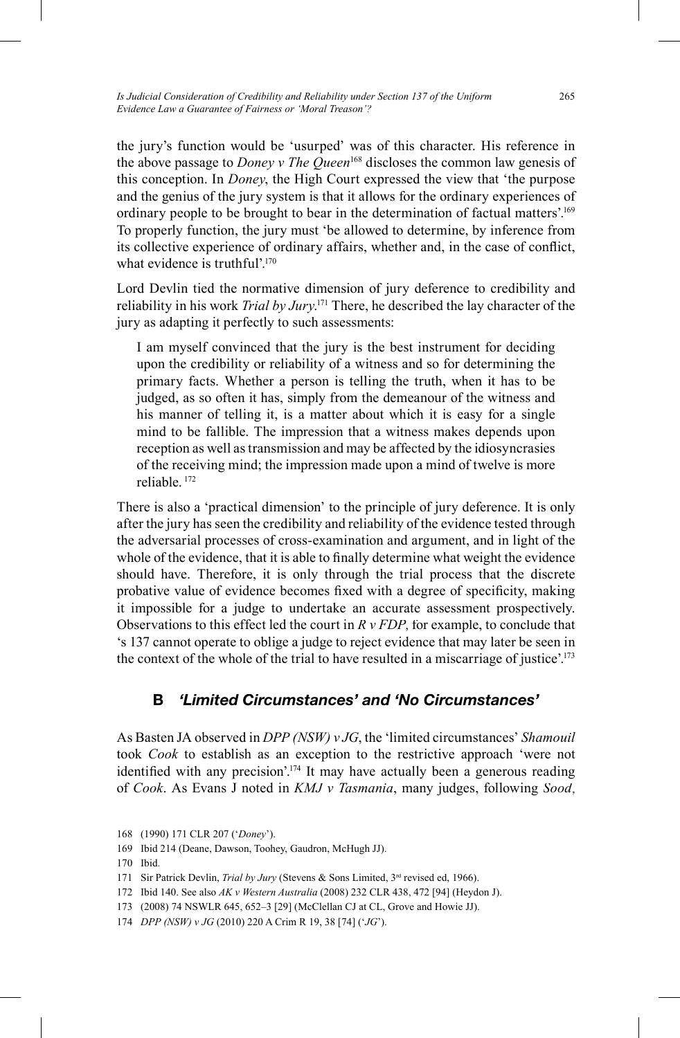the jury's function would be 'usurped' was of this character. His reference in the above passage to *Doney v The Queen*[168] discloses the common law genesis of this conception. In *Doney*, the High Court expressed the view that 'the purpose and the genius of the jury system is that it allows for the ordinary experiences of ordinary people to be brought to bear in the determination of factual matters'.[169] To properly function, the jury must 'be allowed to determine, by inference from its collective experience of ordinary affairs, whether and, in the case of conflict, what evidence is truthful'.[170]

Lord Devlin tied the normative dimension of jury deference to credibility and reliability in his work *Trial by Jury*.[171] There, he described the lay character of the jury as adapting it perfectly to such assessments:

> I am myself convinced that the jury is the best instrument for deciding upon the credibility or reliability of a witness and so for determining the primary facts. Whether a person is telling the truth, when it has to be judged, as so often it has, simply from the demeanour of the witness and his manner of telling it, is a matter about which it is easy for a single mind to be fallible. The impression that a witness makes depends upon reception as well as transmission and may be affected by the idiosyncrasies of the receiving mind; the impression made upon a mind of twelve is more reliable. [172]

There is also a 'practical dimension' to the principle of jury deference. It is only after the jury has seen the credibility and reliability of the evidence tested through the adversarial processes of cross-examination and argument, and in light of the whole of the evidence, that it is able to finally determine what weight the evidence should have. Therefore, it is only through the trial process that the discrete probative value of evidence becomes fixed with a degree of specificity, making it impossible for a judge to undertake an accurate assessment prospectively. Observations to this effect led the court in *R v FDP*, for example, to conclude that 's 137 cannot operate to oblige a judge to reject evidence that may later be seen in the context of the whole of the trial to have resulted in a miscarriage of justice'.[173]

## B *'Limited Circumstances' and 'No Circumstances'*

As Basten JA observed in *DPP (NSW) v JG*, the 'limited circumstances' *Shamouil* took *Cook* to establish as an exception to the restrictive approach 'were not identified with any precision'.[174] It may have actually been a generous reading of *Cook*. As Evans J noted in *KMJ v Tasmania*, many judges, following *Sood*,

168 (1990) 171 CLR 207 ('*Doney*').

169 Ibid 214 (Deane, Dawson, Toohey, Gaudron, McHugh JJ).

170 Ibid.

171 Sir Patrick Devlin, *Trial by Jury* (Stevens & Sons Limited, 3rd revised ed, 1966).

172 Ibid 140. See also *AK v Western Australia* (2008) 232 CLR 438, 472 [94] (Heydon J).

173 (2008) 74 NSWLR 645, 652–3 [29] (McClellan CJ at CL, Grove and Howie JJ).

174 *DPP (NSW) v JG* (2010) 220 A Crim R 19, 38 [74] ('*JG*').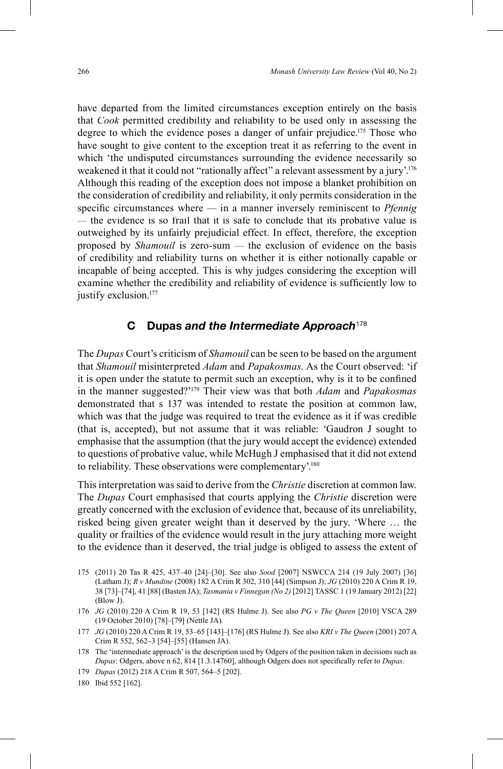have departed from the limited circumstances exception entirely on the basis that *Cook* permitted credibility and reliability to be used only in assessing the degree to which the evidence poses a danger of unfair prejudice.[175] Those who have sought to give content to the exception treat it as referring to the event in which 'the undisputed circumstances surrounding the evidence necessarily so weakened it that it could not "rationally affect" a relevant assessment by a jury'.[176] Although this reading of the exception does not impose a blanket prohibition on the consideration of credibility and reliability, it only permits consideration in the specific circumstances where — in a manner inversely reminiscent to *Pfennig* — the evidence is so frail that it is safe to conclude that its probative value is outweighed by its unfairly prejudicial effect. In effect, therefore, the exception proposed by *Shamouil* is zero-sum — the exclusion of evidence on the basis of credibility and reliability turns on whether it is either notionally capable or incapable of being accepted. This is why judges considering the exception will examine whether the credibility and reliability of evidence is sufficiently low to justify exclusion.[177]

## C Dupas *and the Intermediate Approach*[178]

The *Dupas* Court's criticism of *Shamouil* can be seen to be based on the argument that *Shamouil* misinterpreted *Adam* and *Papakosmas*. As the Court observed: 'if it is open under the statute to permit such an exception, why is it to be confined in the manner suggested?'[179] Their view was that both *Adam* and *Papakosmas* demonstrated that s 137 was intended to restate the position at common law, which was that the judge was required to treat the evidence as it if was credible (that is, accepted), but not assume that it was reliable: 'Gaudron J sought to emphasise that the assumption (that the jury would accept the evidence) extended to questions of probative value, while McHugh J emphasised that it did not extend to reliability. These observations were complementary'.[180]

This interpretation was said to derive from the *Christie* discretion at common law. The *Dupas* Court emphasised that courts applying the *Christie* discretion were greatly concerned with the exclusion of evidence that, because of its unreliability, risked being given greater weight than it deserved by the jury. 'Where … the quality or frailties of the evidence would result in the jury attaching more weight to the evidence than it deserved, the trial judge is obliged to assess the extent of

---

175 (2011) 20 Tas R 425, 437–40 [24]–[30]. See also *Sood* [2007] NSWCCA 214 (19 July 2007) [36] (Latham J); *R v Mundine* (2008) 182 A Crim R 302, 310 [44] (Simpson J); *JG* (2010) 220 A Crim R 19, 38 [73]–[74], 41 [88] (Basten JA); *Tasmania v Finnegan (No 2)* [2012] TASSC 1 (19 January 2012) [22] (Blow J).

176 *JG* (2010) 220 A Crim R 19, 53 [142] (RS Hulme J). See also *PG v The Queen* [2010] VSCA 289 (19 October 2010) [78]–[79] (Nettle JA).

177 *JG* (2010) 220 A Crim R 19, 53–65 [143]–[176] (RS Hulme J). See also *KRI v The Queen* (2001) 207 A Crim R 552, 562–3 [54]–[55] (Hansen JA).

178 The 'intermediate approach' is the description used by Odgers of the position taken in decisions such as *Dupas*: Odgers, above n 62, 814 [1.3.14760], although Odgers does not specifically refer to *Dupas*.

179 *Dupas* (2012) 218 A Crim R 507, 564–5 [202].

180 Ibid 552 [162].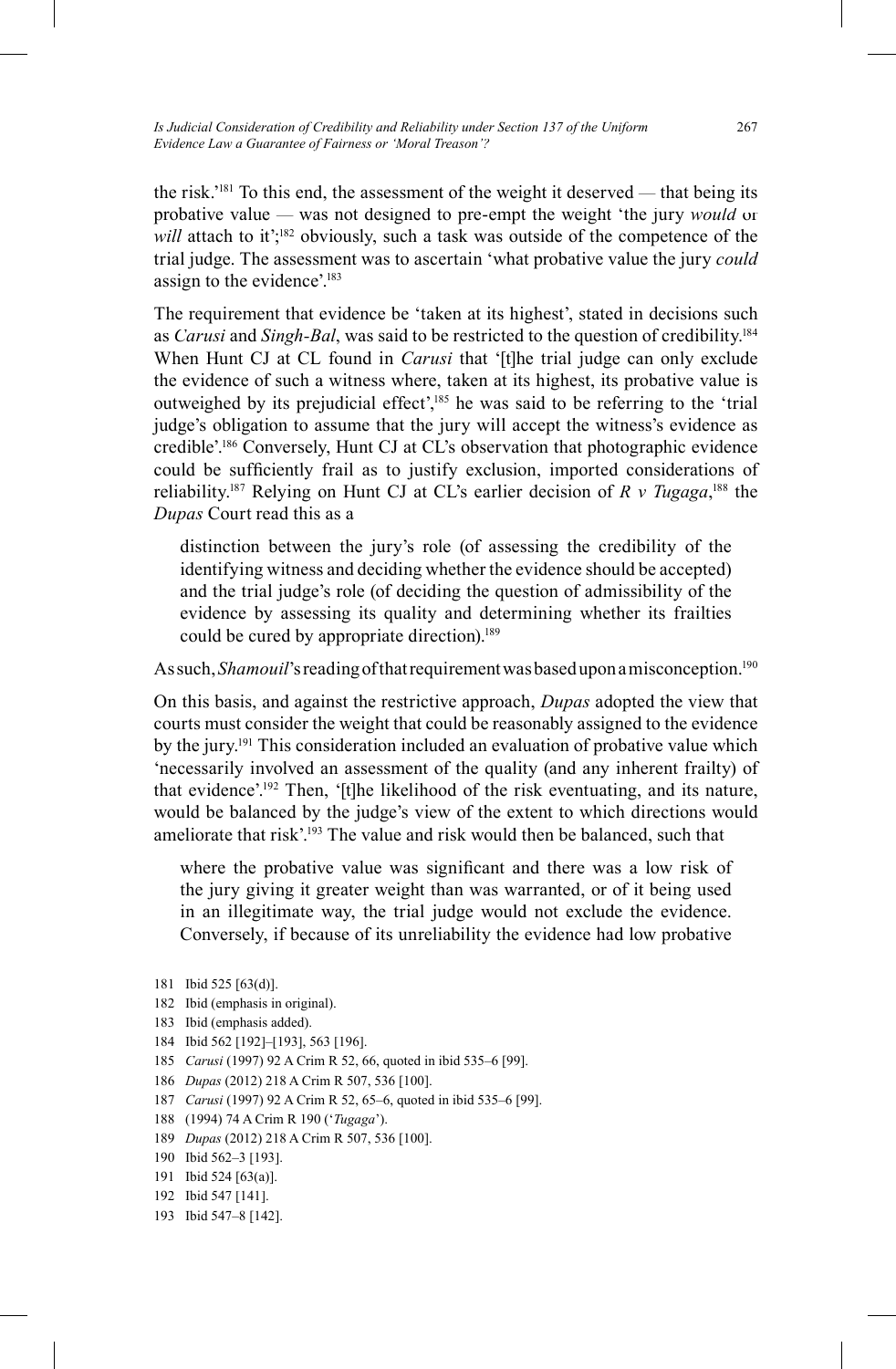the risk.'[181] To this end, the assessment of the weight it deserved — that being its probative value — was not designed to pre-empt the weight 'the jury *would* or *will* attach to it';[182] obviously, such a task was outside of the competence of the trial judge. The assessment was to ascertain 'what probative value the jury *could* assign to the evidence'.[183]

The requirement that evidence be 'taken at its highest', stated in decisions such as *Carusi* and *Singh-Bal*, was said to be restricted to the question of credibility.[184] When Hunt CJ at CL found in *Carusi* that '[t]he trial judge can only exclude the evidence of such a witness where, taken at its highest, its probative value is outweighed by its prejudicial effect',[185] he was said to be referring to the 'trial judge's obligation to assume that the jury will accept the witness's evidence as credible'.[186] Conversely, Hunt CJ at CL's observation that photographic evidence could be sufficiently frail as to justify exclusion, imported considerations of reliability.[187] Relying on Hunt CJ at CL's earlier decision of *R v Tugaga*,[188] the *Dupas* Court read this as a

> distinction between the jury's role (of assessing the credibility of the identifying witness and deciding whether the evidence should be accepted) and the trial judge's role (of deciding the question of admissibility of the evidence by assessing its quality and determining whether its frailties could be cured by appropriate direction).[189]

As such, *Shamouil*'s reading of that requirement was based upon a misconception.[190]

On this basis, and against the restrictive approach, *Dupas* adopted the view that courts must consider the weight that could be reasonably assigned to the evidence by the jury.[191] This consideration included an evaluation of probative value which 'necessarily involved an assessment of the quality (and any inherent frailty) of that evidence'.[192] Then, '[t]he likelihood of the risk eventuating, and its nature, would be balanced by the judge's view of the extent to which directions would ameliorate that risk'.[193] The value and risk would then be balanced, such that

> where the probative value was significant and there was a low risk of the jury giving it greater weight than was warranted, or of it being used in an illegitimate way, the trial judge would not exclude the evidence. Conversely, if because of its unreliability the evidence had low probative

181 Ibid 525 [63(d)].

182 Ibid (emphasis in original).

183 Ibid (emphasis added).

184 Ibid 562 [192]–[193], 563 [196].

185 *Carusi* (1997) 92 A Crim R 52, 66, quoted in ibid 535–6 [99].

186 *Dupas* (2012) 218 A Crim R 507, 536 [100].

187 *Carusi* (1997) 92 A Crim R 52, 65–6, quoted in ibid 535–6 [99].

188 (1994) 74 A Crim R 190 ('*Tugaga*').

189 *Dupas* (2012) 218 A Crim R 507, 536 [100].

190 Ibid 562–3 [193].

191 Ibid 524 [63(a)].

192 Ibid 547 [141].

193 Ibid 547–8 [142].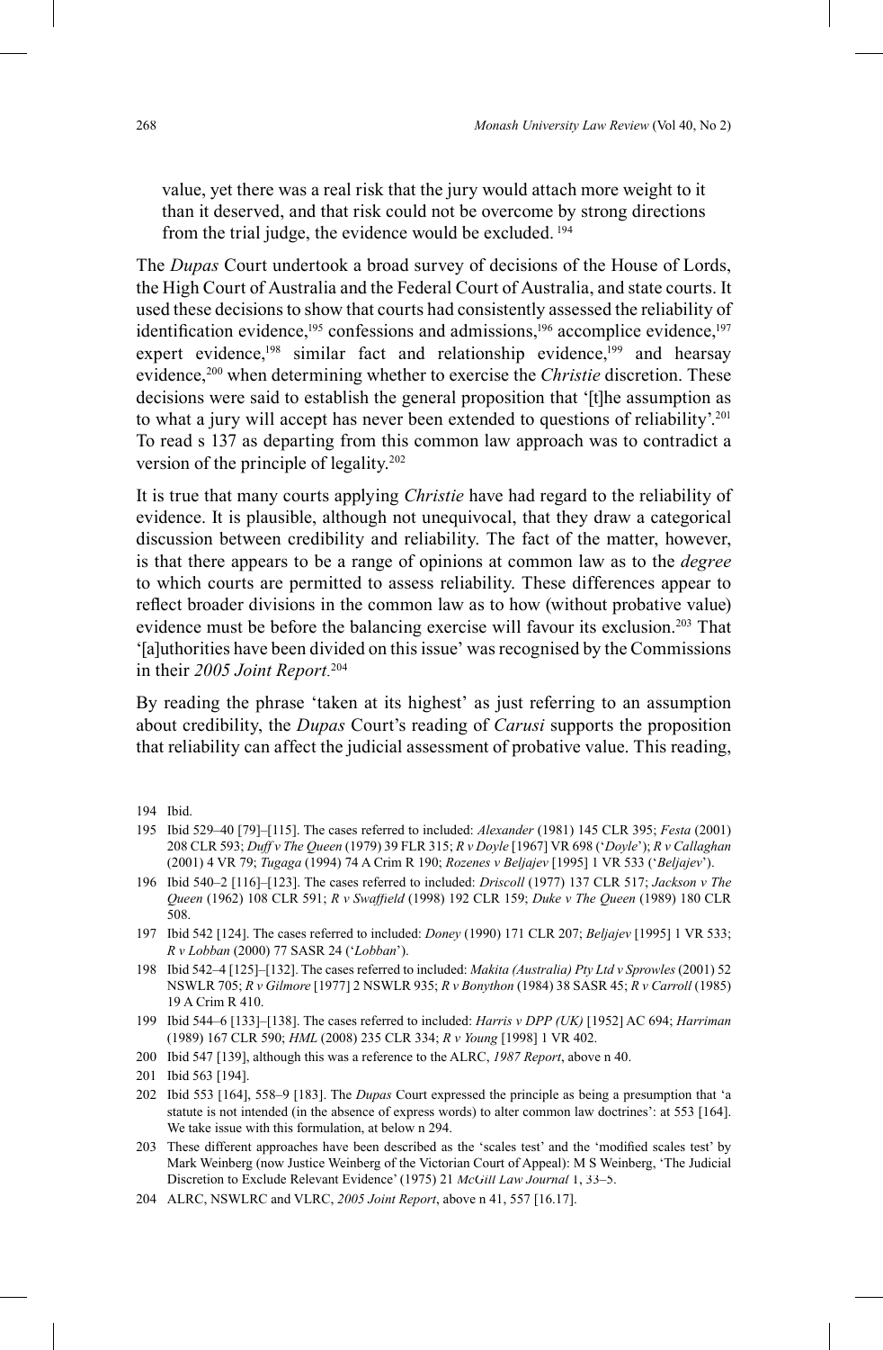> value, yet there was a real risk that the jury would attach more weight to it than it deserved, and that risk could not be overcome by strong directions from the trial judge, the evidence would be excluded.[194]

The *Dupas* Court undertook a broad survey of decisions of the House of Lords, the High Court of Australia and the Federal Court of Australia, and state courts. It used these decisions to show that courts had consistently assessed the reliability of identification evidence,[195] confessions and admissions,[196] accomplice evidence,[197] expert evidence,[198] similar fact and relationship evidence,[199] and hearsay evidence,[200] when determining whether to exercise the *Christie* discretion. These decisions were said to establish the general proposition that '[t]he assumption as to what a jury will accept has never been extended to questions of reliability'.[201] To read s 137 as departing from this common law approach was to contradict a version of the principle of legality.[202]

It is true that many courts applying *Christie* have had regard to the reliability of evidence. It is plausible, although not unequivocal, that they draw a categorical discussion between credibility and reliability. The fact of the matter, however, is that there appears to be a range of opinions at common law as to the *degree* to which courts are permitted to assess reliability. These differences appear to reflect broader divisions in the common law as to how (without probative value) evidence must be before the balancing exercise will favour its exclusion.[203] That '[a]uthorities have been divided on this issue' was recognised by the Commissions in their *2005 Joint Report*.[204]

By reading the phrase 'taken at its highest' as just referring to an assumption about credibility, the *Dupas* Court's reading of *Carusi* supports the proposition that reliability can affect the judicial assessment of probative value. This reading,

---

194 Ibid.

195 Ibid 529–40 [79]–[115]. The cases referred to included: *Alexander* (1981) 145 CLR 395; *Festa* (2001) 208 CLR 593; *Duff v The Queen* (1979) 39 FLR 315; *R v Doyle* [1967] VR 698 ('*Doyle*'); *R v Callaghan* (2001) 4 VR 79; *Tugaga* (1994) 74 A Crim R 190; *Rozenes v Beljajev* [1995] 1 VR 533 ('*Beljajev*').

196 Ibid 540–2 [116]–[123]. The cases referred to included: *Driscoll* (1977) 137 CLR 517; *Jackson v The Queen* (1962) 108 CLR 591; *R v Swaffield* (1998) 192 CLR 159; *Duke v The Queen* (1989) 180 CLR 508.

197 Ibid 542 [124]. The cases referred to included: *Doney* (1990) 171 CLR 207; *Beljajev* [1995] 1 VR 533; *R v Lobban* (2000) 77 SASR 24 ('*Lobban*').

198 Ibid 542–4 [125]–[132]. The cases referred to included: *Makita (Australia) Pty Ltd v Sprowles* (2001) 52 NSWLR 705; *R v Gilmore* [1977] 2 NSWLR 935; *R v Bonython* (1984) 38 SASR 45; *R v Carroll* (1985) 19 A Crim R 410.

199 Ibid 544–6 [133]–[138]. The cases referred to included: *Harris v DPP (UK)* [1952] AC 694; *Harriman* (1989) 167 CLR 590; *HML* (2008) 235 CLR 334; *R v Young* [1998] 1 VR 402.

200 Ibid 547 [139], although this was a reference to the ALRC, *1987 Report*, above n 40.

201 Ibid 563 [194].

202 Ibid 553 [164], 558–9 [183]. The *Dupas* Court expressed the principle as being a presumption that 'a statute is not intended (in the absence of express words) to alter common law doctrines': at 553 [164]. We take issue with this formulation, at below n 294.

203 These different approaches have been described as the 'scales test' and the 'modified scales test' by Mark Weinberg (now Justice Weinberg of the Victorian Court of Appeal): M S Weinberg, 'The Judicial Discretion to Exclude Relevant Evidence' (1975) 21 *McGill Law Journal* 1, 33–5.

204 ALRC, NSWLRC and VLRC, *2005 Joint Report*, above n 41, 557 [16.17].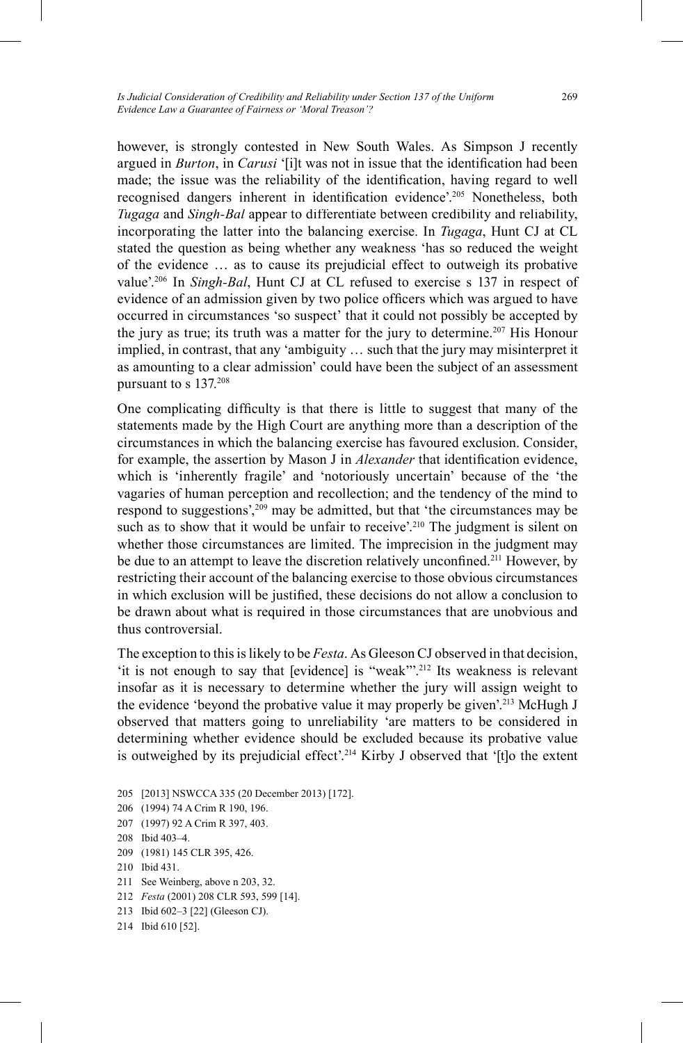however, is strongly contested in New South Wales. As Simpson J recently argued in *Burton*, in *Carusi* '[i]t was not in issue that the identification had been made; the issue was the reliability of the identification, having regard to well recognised dangers inherent in identification evidence'.[205] Nonetheless, both *Tugaga* and *Singh-Bal* appear to differentiate between credibility and reliability, incorporating the latter into the balancing exercise. In *Tugaga*, Hunt CJ at CL stated the question as being whether any weakness 'has so reduced the weight of the evidence … as to cause its prejudicial effect to outweigh its probative value'.[206] In *Singh-Bal*, Hunt CJ at CL refused to exercise s 137 in respect of evidence of an admission given by two police officers which was argued to have occurred in circumstances 'so suspect' that it could not possibly be accepted by the jury as true; its truth was a matter for the jury to determine.[207] His Honour implied, in contrast, that any 'ambiguity … such that the jury may misinterpret it as amounting to a clear admission' could have been the subject of an assessment pursuant to s 137.[208]

One complicating difficulty is that there is little to suggest that many of the statements made by the High Court are anything more than a description of the circumstances in which the balancing exercise has favoured exclusion. Consider, for example, the assertion by Mason J in *Alexander* that identification evidence, which is 'inherently fragile' and 'notoriously uncertain' because of the 'the vagaries of human perception and recollection; and the tendency of the mind to respond to suggestions',[209] may be admitted, but that 'the circumstances may be such as to show that it would be unfair to receive'.[210] The judgment is silent on whether those circumstances are limited. The imprecision in the judgment may be due to an attempt to leave the discretion relatively unconfined.[211] However, by restricting their account of the balancing exercise to those obvious circumstances in which exclusion will be justified, these decisions do not allow a conclusion to be drawn about what is required in those circumstances that are unobvious and thus controversial.

The exception to this is likely to be *Festa*. As Gleeson CJ observed in that decision, 'it is not enough to say that [evidence] is "weak"'.[212] Its weakness is relevant insofar as it is necessary to determine whether the jury will assign weight to the evidence 'beyond the probative value it may properly be given'.[213] McHugh J observed that matters going to unreliability 'are matters to be considered in determining whether evidence should be excluded because its probative value is outweighed by its prejudicial effect'.[214] Kirby J observed that '[t]o the extent

205 [2013] NSWCCA 335 (20 December 2013) [172].

206 (1994) 74 A Crim R 190, 196.

207 (1997) 92 A Crim R 397, 403.

208 Ibid 403–4.

209 (1981) 145 CLR 395, 426.

210 Ibid 431.

211 See Weinberg, above n 203, 32.

212 *Festa* (2001) 208 CLR 593, 599 [14].

213 Ibid 602–3 [22] (Gleeson CJ).

214 Ibid 610 [52].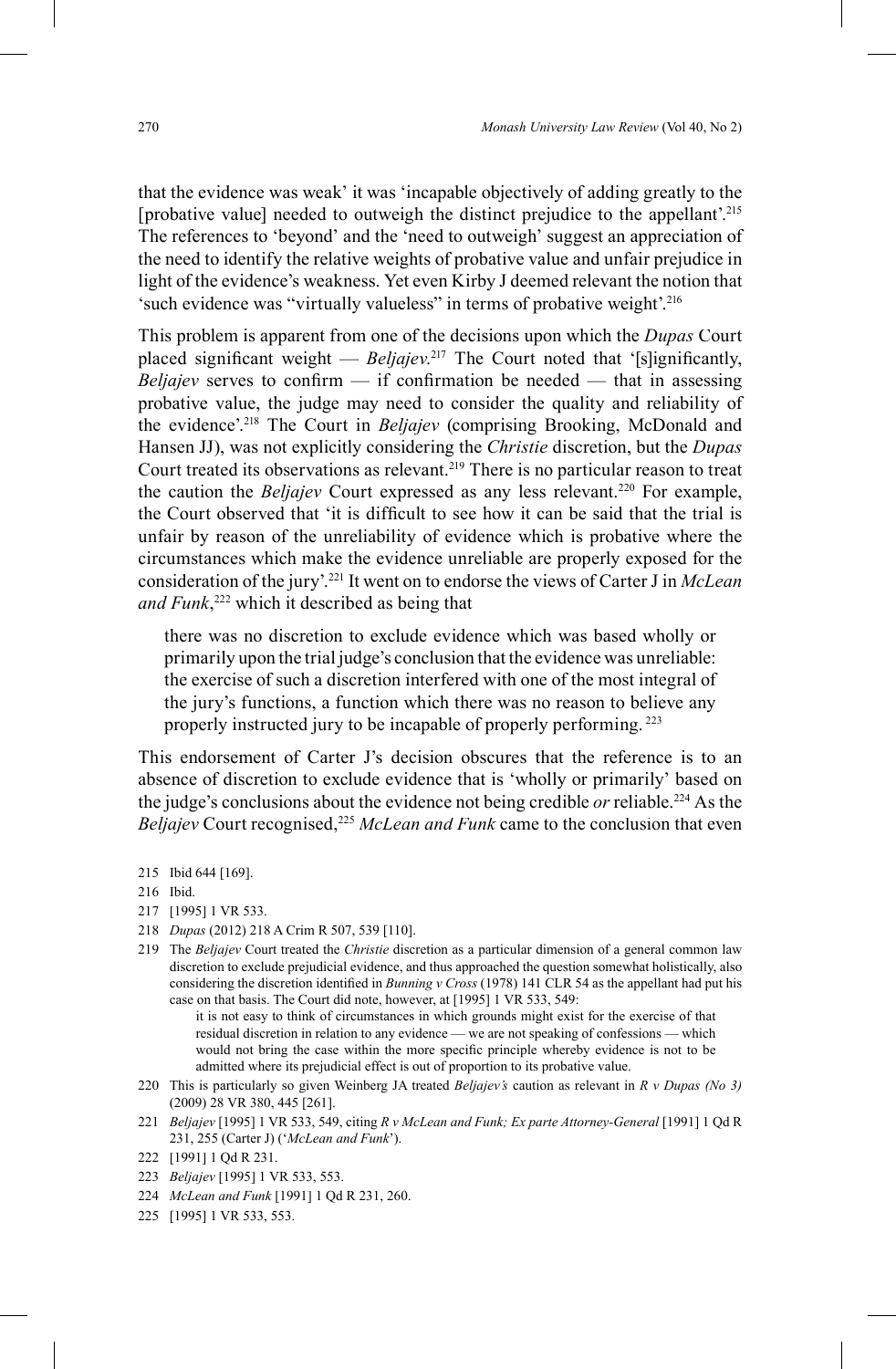that the evidence was weak' it was 'incapable objectively of adding greatly to the [probative value] needed to outweigh the distinct prejudice to the appellant'.[215] The references to 'beyond' and the 'need to outweigh' suggest an appreciation of the need to identify the relative weights of probative value and unfair prejudice in light of the evidence's weakness. Yet even Kirby J deemed relevant the notion that 'such evidence was "virtually valueless" in terms of probative weight'.[216]

This problem is apparent from one of the decisions upon which the *Dupas* Court placed significant weight — *Beljajev*.[217] The Court noted that '[s]ignificantly, *Beljajev* serves to confirm — if confirmation be needed — that in assessing probative value, the judge may need to consider the quality and reliability of the evidence'.[218] The Court in *Beljajev* (comprising Brooking, McDonald and Hansen JJ), was not explicitly considering the *Christie* discretion, but the *Dupas* Court treated its observations as relevant.[219] There is no particular reason to treat the caution the *Beljajev* Court expressed as any less relevant.[220] For example, the Court observed that 'it is difficult to see how it can be said that the trial is unfair by reason of the unreliability of evidence which is probative where the circumstances which make the evidence unreliable are properly exposed for the consideration of the jury'.[221] It went on to endorse the views of Carter J in *McLean and Funk*,[222] which it described as being that

> there was no discretion to exclude evidence which was based wholly or primarily upon the trial judge's conclusion that the evidence was unreliable: the exercise of such a discretion interfered with one of the most integral of the jury's functions, a function which there was no reason to believe any properly instructed jury to be incapable of properly performing.[223]

This endorsement of Carter J's decision obscures that the reference is to an absence of discretion to exclude evidence that is 'wholly or primarily' based on the judge's conclusions about the evidence not being credible *or* reliable.[224] As the *Beljajev* Court recognised,[225] *McLean and Funk* came to the conclusion that even

---

215 Ibid 644 [169].

216 Ibid.

217 [1995] 1 VR 533.

218 *Dupas* (2012) 218 A Crim R 507, 539 [110].

219 The *Beljajev* Court treated the *Christie* discretion as a particular dimension of a general common law discretion to exclude prejudicial evidence, and thus approached the question somewhat holistically, also considering the discretion identified in *Bunning v Cross* (1978) 141 CLR 54 as the appellant had put his case on that basis. The Court did note, however, at [1995] 1 VR 533, 549:

> it is not easy to think of circumstances in which grounds might exist for the exercise of that residual discretion in relation to any evidence — we are not speaking of confessions — which would not bring the case within the more specific principle whereby evidence is not to be admitted where its prejudicial effect is out of proportion to its probative value.

220 This is particularly so given Weinberg JA treated *Beljajev's* caution as relevant in *R v Dupas (No 3)* (2009) 28 VR 380, 445 [261].

221 *Beljajev* [1995] 1 VR 533, 549, citing *R v McLean and Funk; Ex parte Attorney-General* [1991] 1 Qd R 231, 255 (Carter J) ('*McLean and Funk*').

222 [1991] 1 Qd R 231.

223 *Beljajev* [1995] 1 VR 533, 553.

224 *McLean and Funk* [1991] 1 Qd R 231, 260.

225 [1995] 1 VR 533, 553.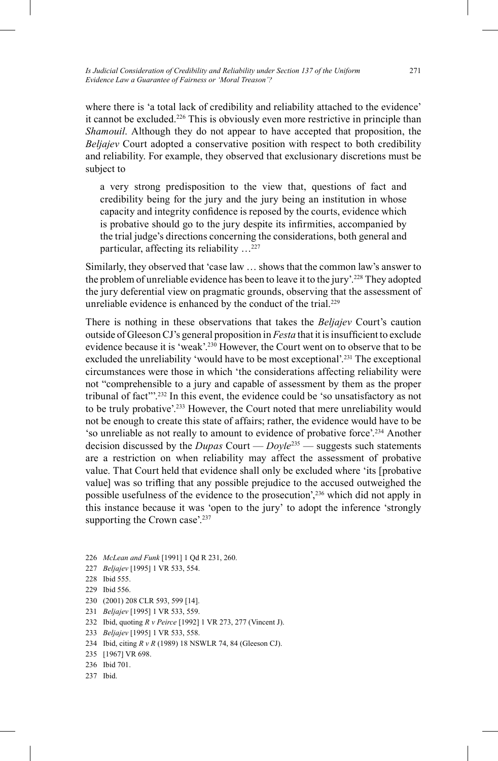where there is 'a total lack of credibility and reliability attached to the evidence' it cannot be excluded.[226] This is obviously even more restrictive in principle than *Shamouil*. Although they do not appear to have accepted that proposition, the *Beljajev* Court adopted a conservative position with respect to both credibility and reliability. For example, they observed that exclusionary discretions must be subject to

> a very strong predisposition to the view that, questions of fact and credibility being for the jury and the jury being an institution in whose capacity and integrity confidence is reposed by the courts, evidence which is probative should go to the jury despite its infirmities, accompanied by the trial judge's directions concerning the considerations, both general and particular, affecting its reliability …[227]

Similarly, they observed that 'case law … shows that the common law's answer to the problem of unreliable evidence has been to leave it to the jury'.[228] They adopted the jury deferential view on pragmatic grounds, observing that the assessment of unreliable evidence is enhanced by the conduct of the trial.[229]

There is nothing in these observations that takes the *Beljajev* Court's caution outside of Gleeson CJ's general proposition in *Festa* that it is insufficient to exclude evidence because it is 'weak'.[230] However, the Court went on to observe that to be excluded the unreliability 'would have to be most exceptional'.[231] The exceptional circumstances were those in which 'the considerations affecting reliability were not "comprehensible to a jury and capable of assessment by them as the proper tribunal of fact"'.[232] In this event, the evidence could be 'so unsatisfactory as not to be truly probative'.[233] However, the Court noted that mere unreliability would not be enough to create this state of affairs; rather, the evidence would have to be 'so unreliable as not really to amount to evidence of probative force'.[234] Another decision discussed by the *Dupas* Court — *Doyle*[235] — suggests such statements are a restriction on when reliability may affect the assessment of probative value. That Court held that evidence shall only be excluded where 'its [probative value] was so trifling that any possible prejudice to the accused outweighed the possible usefulness of the evidence to the prosecution',[236] which did not apply in this instance because it was 'open to the jury' to adopt the inference 'strongly supporting the Crown case'.[237]

226 *McLean and Funk* [1991] 1 Qd R 231, 260.

227 *Beljajev* [1995] 1 VR 533, 554.

228 Ibid 555.

229 Ibid 556.

230 (2001) 208 CLR 593, 599 [14].

231 *Beljajev* [1995] 1 VR 533, 559.

232 Ibid, quoting *R v Peirce* [1992] 1 VR 273, 277 (Vincent J).

233 *Beljajev* [1995] 1 VR 533, 558.

234 Ibid, citing *R v R* (1989) 18 NSWLR 74, 84 (Gleeson CJ).

235 [1967] VR 698.

236 Ibid 701.

237 Ibid.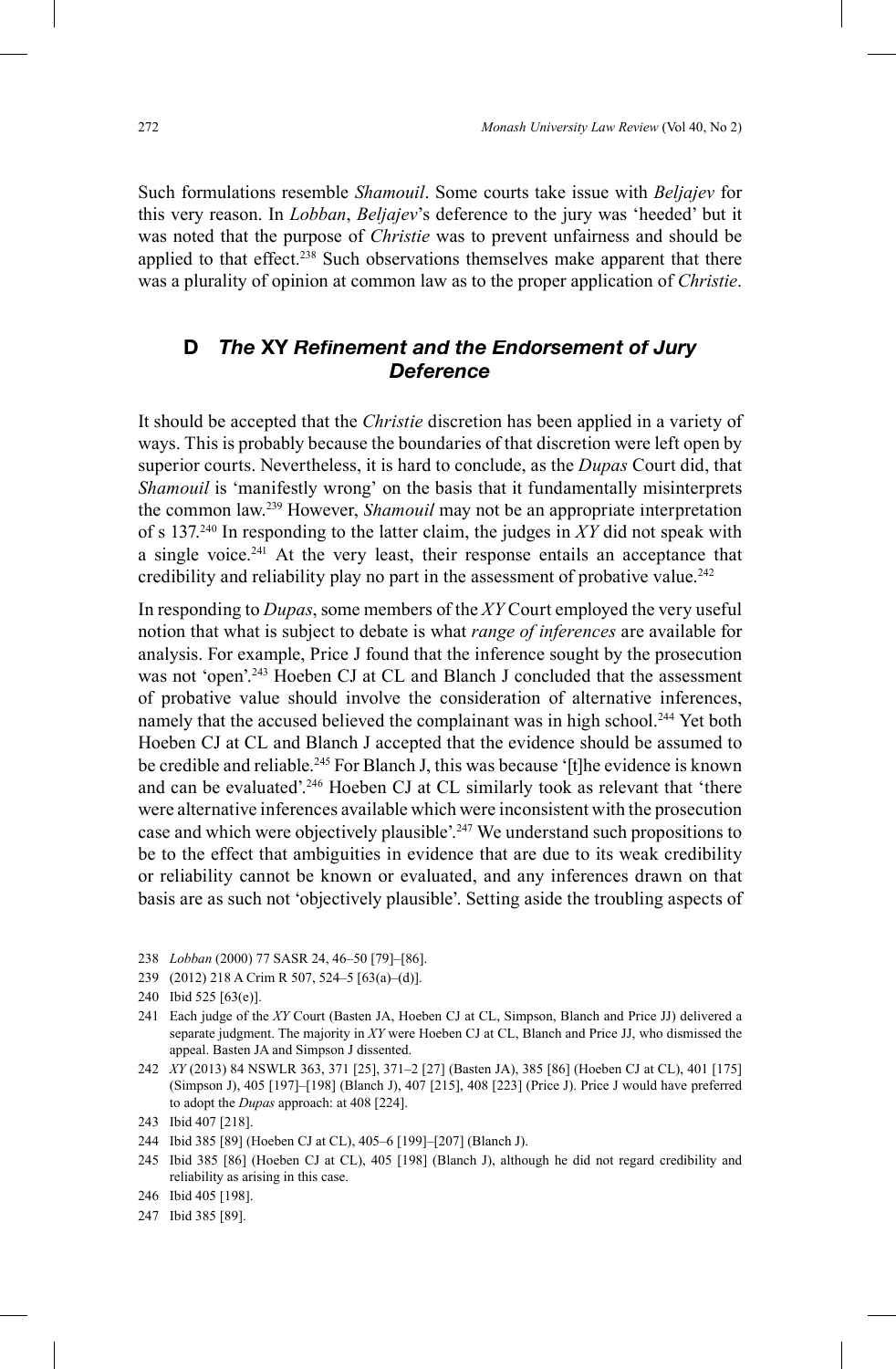Such formulations resemble *Shamouil*. Some courts take issue with *Beljajev* for this very reason. In *Lobban*, *Beljajev*'s deference to the jury was 'heeded' but it was noted that the purpose of *Christie* was to prevent unfairness and should be applied to that effect.[238] Such observations themselves make apparent that there was a plurality of opinion at common law as to the proper application of *Christie*.

### D *The* XY *Refinement and the Endorsement of Jury Deference*

It should be accepted that the *Christie* discretion has been applied in a variety of ways. This is probably because the boundaries of that discretion were left open by superior courts. Nevertheless, it is hard to conclude, as the *Dupas* Court did, that *Shamouil* is 'manifestly wrong' on the basis that it fundamentally misinterprets the common law.[239] However, *Shamouil* may not be an appropriate interpretation of s 137.[240] In responding to the latter claim, the judges in *XY* did not speak with a single voice.[241] At the very least, their response entails an acceptance that credibility and reliability play no part in the assessment of probative value.[242]

In responding to *Dupas*, some members of the *XY* Court employed the very useful notion that what is subject to debate is what *range of inferences* are available for analysis. For example, Price J found that the inference sought by the prosecution was not 'open'.[243] Hoeben CJ at CL and Blanch J concluded that the assessment of probative value should involve the consideration of alternative inferences, namely that the accused believed the complainant was in high school.[244] Yet both Hoeben CJ at CL and Blanch J accepted that the evidence should be assumed to be credible and reliable.[245] For Blanch J, this was because '[t]he evidence is known and can be evaluated'.[246] Hoeben CJ at CL similarly took as relevant that 'there were alternative inferences available which were inconsistent with the prosecution case and which were objectively plausible'.[247] We understand such propositions to be to the effect that ambiguities in evidence that are due to its weak credibility or reliability cannot be known or evaluated, and any inferences drawn on that basis are as such not 'objectively plausible'. Setting aside the troubling aspects of

238 *Lobban* (2000) 77 SASR 24, 46–50 [79]–[86].

239 (2012) 218 A Crim R 507, 524–5 [63(a)–(d)].

240 Ibid 525 [63(e)].

241 Each judge of the *XY* Court (Basten JA, Hoeben CJ at CL, Simpson, Blanch and Price JJ) delivered a separate judgment. The majority in *XY* were Hoeben CJ at CL, Blanch and Price JJ, who dismissed the appeal. Basten JA and Simpson J dissented.

242 *XY* (2013) 84 NSWLR 363, 371 [25], 371–2 [27] (Basten JA), 385 [86] (Hoeben CJ at CL), 401 [175] (Simpson J), 405 [197]–[198] (Blanch J), 407 [215], 408 [223] (Price J). Price J would have preferred to adopt the *Dupas* approach: at 408 [224].

243 Ibid 407 [218].

244 Ibid 385 [89] (Hoeben CJ at CL), 405–6 [199]–[207] (Blanch J).

245 Ibid 385 [86] (Hoeben CJ at CL), 405 [198] (Blanch J), although he did not regard credibility and reliability as arising in this case.

246 Ibid 405 [198].

247 Ibid 385 [89].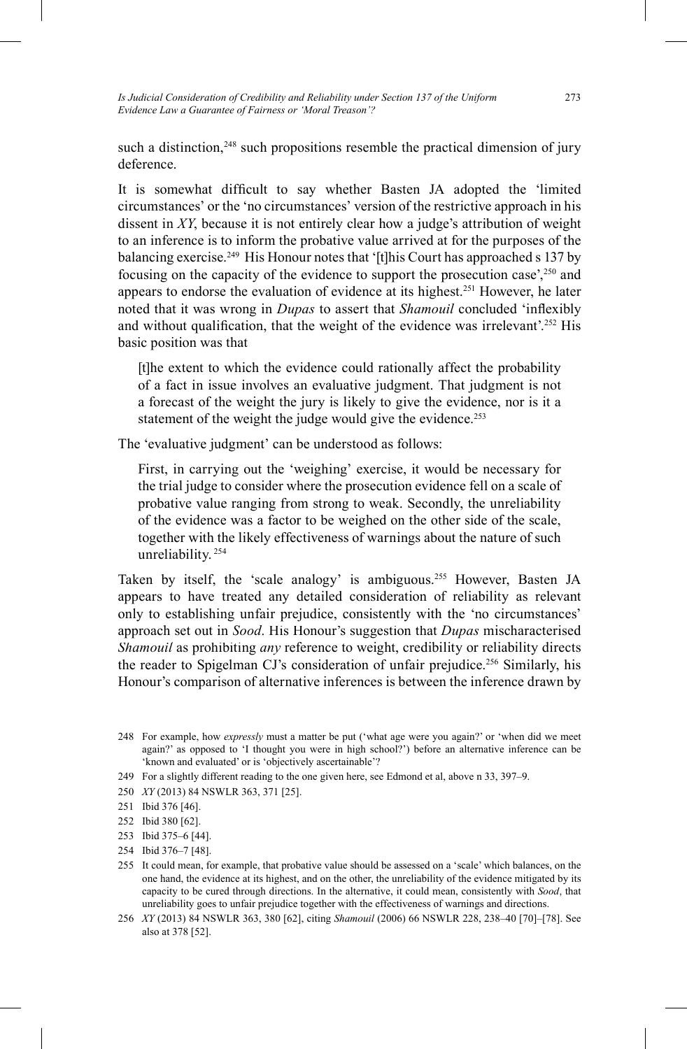such a distinction,[248] such propositions resemble the practical dimension of jury deference.

It is somewhat difficult to say whether Basten JA adopted the 'limited circumstances' or the 'no circumstances' version of the restrictive approach in his dissent in *XY*, because it is not entirely clear how a judge's attribution of weight to an inference is to inform the probative value arrived at for the purposes of the balancing exercise.[249] His Honour notes that '[t]his Court has approached s 137 by focusing on the capacity of the evidence to support the prosecution case',[250] and appears to endorse the evaluation of evidence at its highest.[251] However, he later noted that it was wrong in *Dupas* to assert that *Shamouil* concluded 'inflexibly and without qualification, that the weight of the evidence was irrelevant'.[252] His basic position was that

> [t]he extent to which the evidence could rationally affect the probability of a fact in issue involves an evaluative judgment. That judgment is not a forecast of the weight the jury is likely to give the evidence, nor is it a statement of the weight the judge would give the evidence.[253]

The 'evaluative judgment' can be understood as follows:

> First, in carrying out the 'weighing' exercise, it would be necessary for the trial judge to consider where the prosecution evidence fell on a scale of probative value ranging from strong to weak. Secondly, the unreliability of the evidence was a factor to be weighed on the other side of the scale, together with the likely effectiveness of warnings about the nature of such unreliability.[254]

Taken by itself, the 'scale analogy' is ambiguous.[255] However, Basten JA appears to have treated any detailed consideration of reliability as relevant only to establishing unfair prejudice, consistently with the 'no circumstances' approach set out in *Sood*. His Honour's suggestion that *Dupas* mischaracterised *Shamouil* as prohibiting *any* reference to weight, credibility or reliability directs the reader to Spigelman CJ's consideration of unfair prejudice.[256] Similarly, his Honour's comparison of alternative inferences is between the inference drawn by

---

248 For example, how *expressly* must a matter be put ('what age were you again?' or 'when did we meet again?' as opposed to 'I thought you were in high school?') before an alternative inference can be 'known and evaluated' or is 'objectively ascertainable'?

249 For a slightly different reading to the one given here, see Edmond et al, above n 33, 397–9.

250 *XY* (2013) 84 NSWLR 363, 371 [25].

251 Ibid 376 [46].

252 Ibid 380 [62].

253 Ibid 375–6 [44].

254 Ibid 376–7 [48].

255 It could mean, for example, that probative value should be assessed on a 'scale' which balances, on the one hand, the evidence at its highest, and on the other, the unreliability of the evidence mitigated by its capacity to be cured through directions. In the alternative, it could mean, consistently with *Sood,* that unreliability goes to unfair prejudice together with the effectiveness of warnings and directions.

256 *XY* (2013) 84 NSWLR 363, 380 [62], citing *Shamouil* (2006) 66 NSWLR 228, 238–40 [70]–[78]. See also at 378 [52].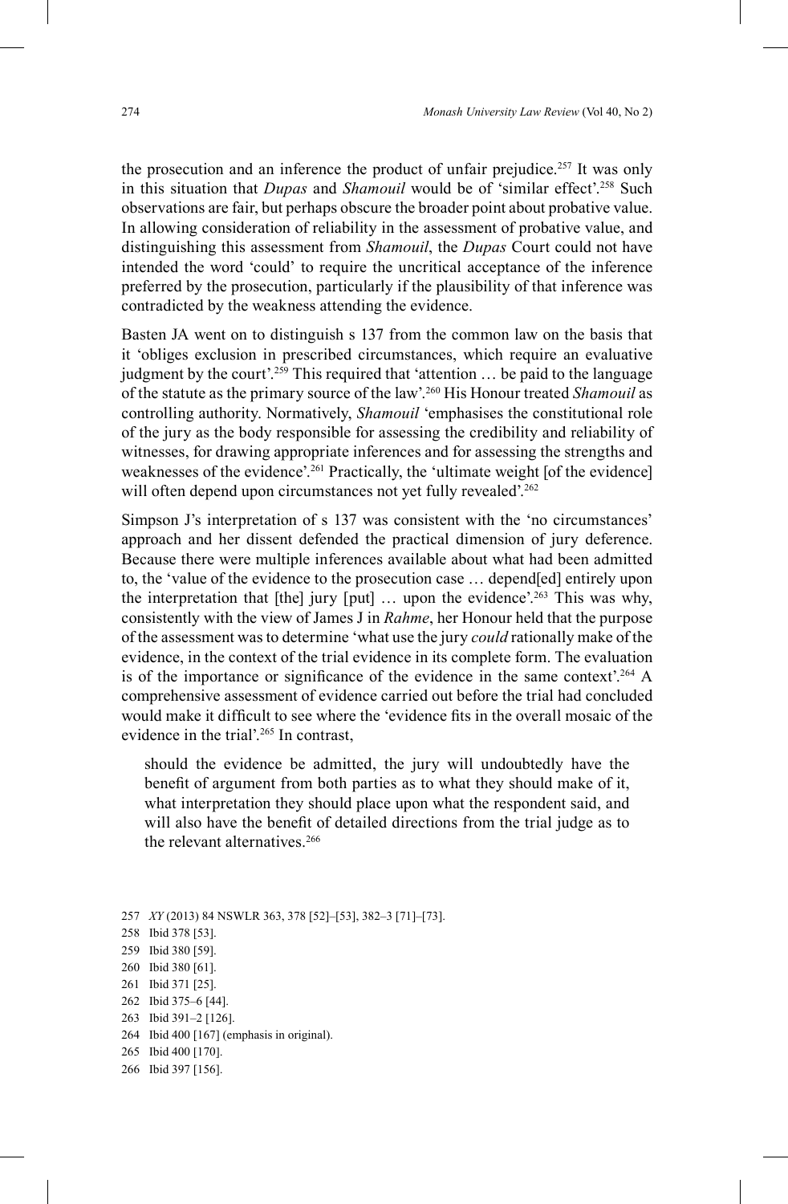the prosecution and an inference the product of unfair prejudice.[257] It was only in this situation that *Dupas* and *Shamouil* would be of 'similar effect'.[258] Such observations are fair, but perhaps obscure the broader point about probative value. In allowing consideration of reliability in the assessment of probative value, and distinguishing this assessment from *Shamouil*, the *Dupas* Court could not have intended the word 'could' to require the uncritical acceptance of the inference preferred by the prosecution, particularly if the plausibility of that inference was contradicted by the weakness attending the evidence.

Basten JA went on to distinguish s 137 from the common law on the basis that it 'obliges exclusion in prescribed circumstances, which require an evaluative judgment by the court'.[259] This required that 'attention … be paid to the language of the statute as the primary source of the law'.[260] His Honour treated *Shamouil* as controlling authority. Normatively, *Shamouil* 'emphasises the constitutional role of the jury as the body responsible for assessing the credibility and reliability of witnesses, for drawing appropriate inferences and for assessing the strengths and weaknesses of the evidence'.[261] Practically, the 'ultimate weight [of the evidence] will often depend upon circumstances not yet fully revealed'.[262]

Simpson J's interpretation of s 137 was consistent with the 'no circumstances' approach and her dissent defended the practical dimension of jury deference. Because there were multiple inferences available about what had been admitted to, the 'value of the evidence to the prosecution case … depend[ed] entirely upon the interpretation that [the] jury [put] … upon the evidence'.[263] This was why, consistently with the view of James J in *Rahme*, her Honour held that the purpose of the assessment was to determine 'what use the jury *could* rationally make of the evidence, in the context of the trial evidence in its complete form. The evaluation is of the importance or significance of the evidence in the same context'.[264] A comprehensive assessment of evidence carried out before the trial had concluded would make it difficult to see where the 'evidence fits in the overall mosaic of the evidence in the trial'.[265] In contrast,

> should the evidence be admitted, the jury will undoubtedly have the benefit of argument from both parties as to what they should make of it, what interpretation they should place upon what the respondent said, and will also have the benefit of detailed directions from the trial judge as to the relevant alternatives.[266]

257 *XY* (2013) 84 NSWLR 363, 378 [52]–[53], 382–3 [71]–[73].
258 Ibid 378 [53].
259 Ibid 380 [59].
260 Ibid 380 [61].
261 Ibid 371 [25].
262 Ibid 375–6 [44].
263 Ibid 391–2 [126].
264 Ibid 400 [167] (emphasis in original).
265 Ibid 400 [170].
266 Ibid 397 [156].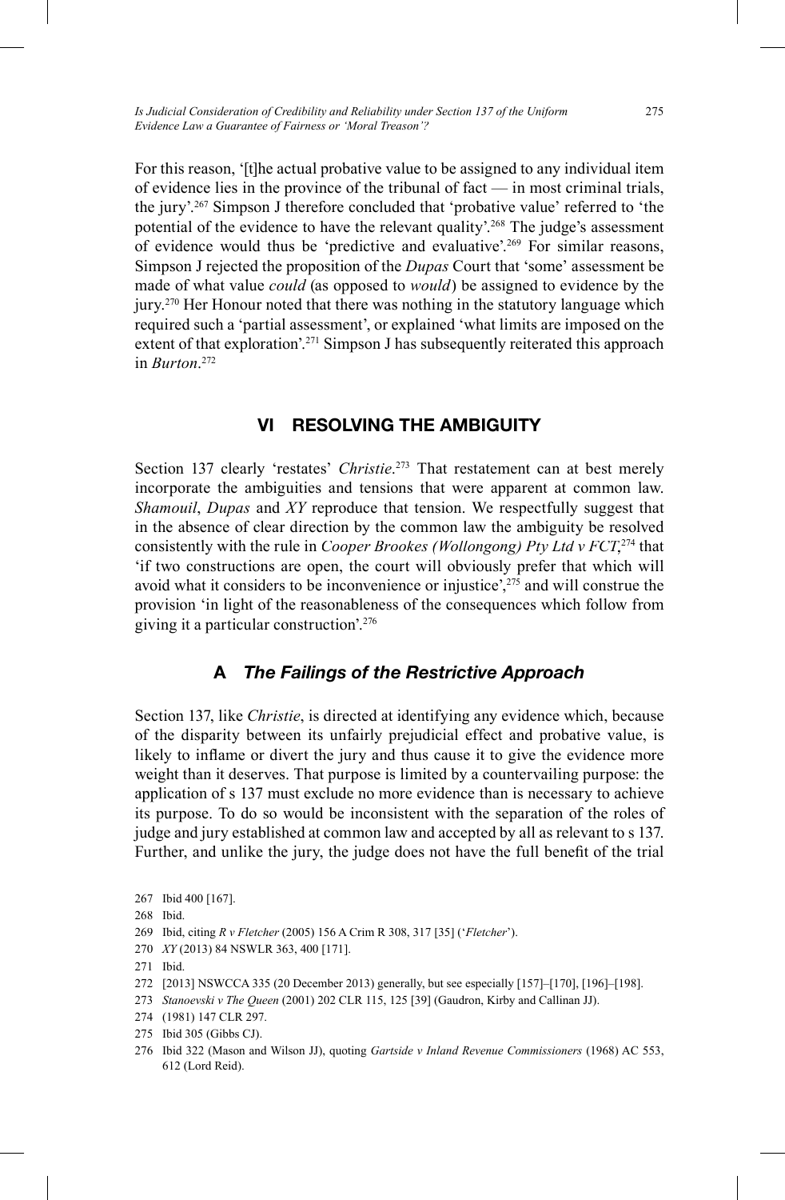For this reason, '[t]he actual probative value to be assigned to any individual item of evidence lies in the province of the tribunal of fact — in most criminal trials, the jury'.[267] Simpson J therefore concluded that 'probative value' referred to 'the potential of the evidence to have the relevant quality'.[268] The judge's assessment of evidence would thus be 'predictive and evaluative'.[269] For similar reasons, Simpson J rejected the proposition of the *Dupas* Court that 'some' assessment be made of what value *could* (as opposed to *would*) be assigned to evidence by the jury.[270] Her Honour noted that there was nothing in the statutory language which required such a 'partial assessment', or explained 'what limits are imposed on the extent of that exploration'.[271] Simpson J has subsequently reiterated this approach in *Burton*.[272]

## VI RESOLVING THE AMBIGUITY

Section 137 clearly 'restates' *Christie*.[273] That restatement can at best merely incorporate the ambiguities and tensions that were apparent at common law. *Shamouil*, *Dupas* and *XY* reproduce that tension. We respectfully suggest that in the absence of clear direction by the common law the ambiguity be resolved consistently with the rule in *Cooper Brookes (Wollongong) Pty Ltd v FCT*,[274] that 'if two constructions are open, the court will obviously prefer that which will avoid what it considers to be inconvenience or injustice',[275] and will construe the provision 'in light of the reasonableness of the consequences which follow from giving it a particular construction'.[276]

### A *The Failings of the Restrictive Approach*

Section 137, like *Christie*, is directed at identifying any evidence which, because of the disparity between its unfairly prejudicial effect and probative value, is likely to inflame or divert the jury and thus cause it to give the evidence more weight than it deserves. That purpose is limited by a countervailing purpose: the application of s 137 must exclude no more evidence than is necessary to achieve its purpose. To do so would be inconsistent with the separation of the roles of judge and jury established at common law and accepted by all as relevant to s 137. Further, and unlike the jury, the judge does not have the full benefit of the trial

267 Ibid 400 [167].

268 Ibid.

269 Ibid, citing *R v Fletcher* (2005) 156 A Crim R 308, 317 [35] ('*Fletcher*').

270 *XY* (2013) 84 NSWLR 363, 400 [171].

271 Ibid.

272 [2013] NSWCCA 335 (20 December 2013) generally, but see especially [157]–[170], [196]–[198].

273 *Stanoevski v The Queen* (2001) 202 CLR 115, 125 [39] (Gaudron, Kirby and Callinan JJ).

274 (1981) 147 CLR 297.

275 Ibid 305 (Gibbs CJ).

276 Ibid 322 (Mason and Wilson JJ), quoting *Gartside v Inland Revenue Commissioners* (1968) AC 553, 612 (Lord Reid).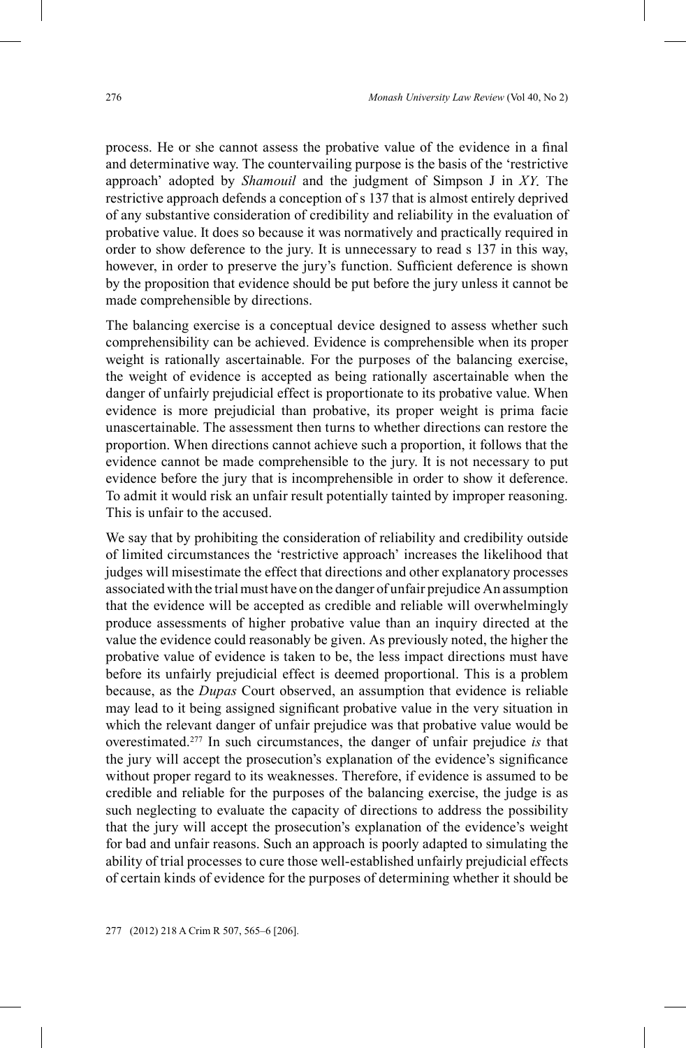process. He or she cannot assess the probative value of the evidence in a final and determinative way. The countervailing purpose is the basis of the 'restrictive approach' adopted by *Shamouil* and the judgment of Simpson J in *XY*. The restrictive approach defends a conception of s 137 that is almost entirely deprived of any substantive consideration of credibility and reliability in the evaluation of probative value. It does so because it was normatively and practically required in order to show deference to the jury. It is unnecessary to read s 137 in this way, however, in order to preserve the jury's function. Sufficient deference is shown by the proposition that evidence should be put before the jury unless it cannot be made comprehensible by directions.

The balancing exercise is a conceptual device designed to assess whether such comprehensibility can be achieved. Evidence is comprehensible when its proper weight is rationally ascertainable. For the purposes of the balancing exercise, the weight of evidence is accepted as being rationally ascertainable when the danger of unfairly prejudicial effect is proportionate to its probative value. When evidence is more prejudicial than probative, its proper weight is prima facie unascertainable. The assessment then turns to whether directions can restore the proportion. When directions cannot achieve such a proportion, it follows that the evidence cannot be made comprehensible to the jury. It is not necessary to put evidence before the jury that is incomprehensible in order to show it deference. To admit it would risk an unfair result potentially tainted by improper reasoning. This is unfair to the accused.

We say that by prohibiting the consideration of reliability and credibility outside of limited circumstances the 'restrictive approach' increases the likelihood that judges will misestimate the effect that directions and other explanatory processes associated with the trial must have on the danger of unfair prejudice An assumption that the evidence will be accepted as credible and reliable will overwhelmingly produce assessments of higher probative value than an inquiry directed at the value the evidence could reasonably be given. As previously noted, the higher the probative value of evidence is taken to be, the less impact directions must have before its unfairly prejudicial effect is deemed proportional. This is a problem because, as the *Dupas* Court observed, an assumption that evidence is reliable may lead to it being assigned significant probative value in the very situation in which the relevant danger of unfair prejudice was that probative value would be overestimated.[277] In such circumstances, the danger of unfair prejudice *is* that the jury will accept the prosecution's explanation of the evidence's significance without proper regard to its weaknesses. Therefore, if evidence is assumed to be credible and reliable for the purposes of the balancing exercise, the judge is as such neglecting to evaluate the capacity of directions to address the possibility that the jury will accept the prosecution's explanation of the evidence's weight for bad and unfair reasons. Such an approach is poorly adapted to simulating the ability of trial processes to cure those well-established unfairly prejudicial effects of certain kinds of evidence for the purposes of determining whether it should be

277 (2012) 218 A Crim R 507, 565–6 [206].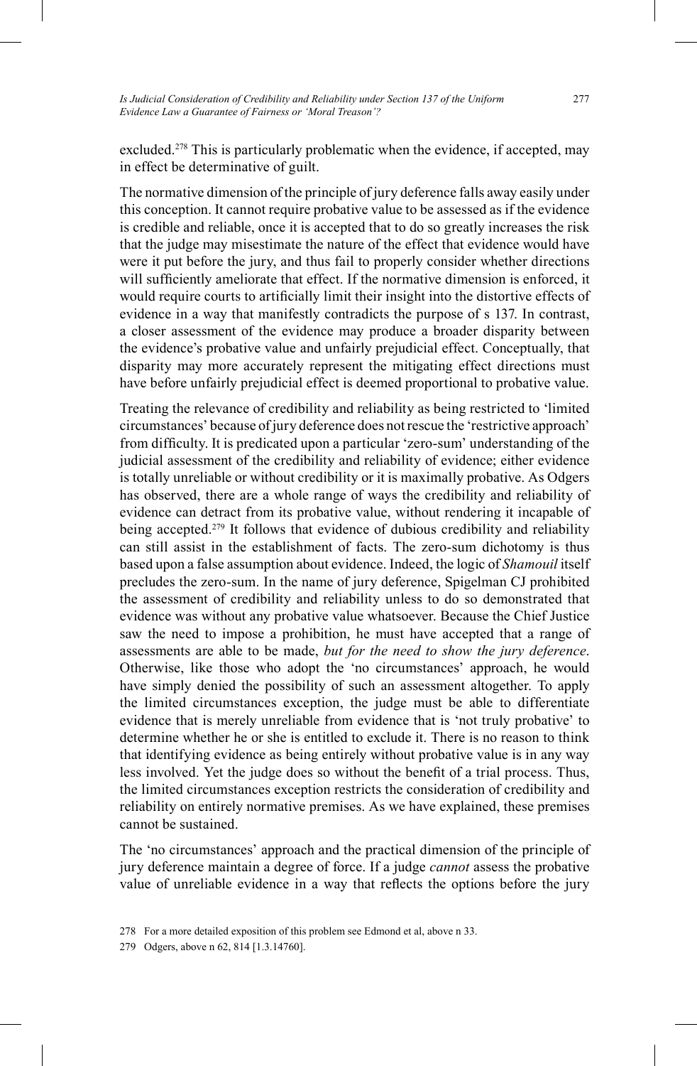excluded.[278] This is particularly problematic when the evidence, if accepted, may in effect be determinative of guilt.

The normative dimension of the principle of jury deference falls away easily under this conception. It cannot require probative value to be assessed as if the evidence is credible and reliable, once it is accepted that to do so greatly increases the risk that the judge may misestimate the nature of the effect that evidence would have were it put before the jury, and thus fail to properly consider whether directions will sufficiently ameliorate that effect. If the normative dimension is enforced, it would require courts to artificially limit their insight into the distortive effects of evidence in a way that manifestly contradicts the purpose of s 137. In contrast, a closer assessment of the evidence may produce a broader disparity between the evidence's probative value and unfairly prejudicial effect. Conceptually, that disparity may more accurately represent the mitigating effect directions must have before unfairly prejudicial effect is deemed proportional to probative value.

Treating the relevance of credibility and reliability as being restricted to 'limited circumstances' because of jury deference does not rescue the 'restrictive approach' from difficulty. It is predicated upon a particular 'zero-sum' understanding of the judicial assessment of the credibility and reliability of evidence; either evidence is totally unreliable or without credibility or it is maximally probative. As Odgers has observed, there are a whole range of ways the credibility and reliability of evidence can detract from its probative value, without rendering it incapable of being accepted.[279] It follows that evidence of dubious credibility and reliability can still assist in the establishment of facts. The zero-sum dichotomy is thus based upon a false assumption about evidence. Indeed, the logic of *Shamouil* itself precludes the zero-sum. In the name of jury deference, Spigelman CJ prohibited the assessment of credibility and reliability unless to do so demonstrated that evidence was without any probative value whatsoever. Because the Chief Justice saw the need to impose a prohibition, he must have accepted that a range of assessments are able to be made, *but for the need to show the jury deference*. Otherwise, like those who adopt the 'no circumstances' approach, he would have simply denied the possibility of such an assessment altogether. To apply the limited circumstances exception, the judge must be able to differentiate evidence that is merely unreliable from evidence that is 'not truly probative' to determine whether he or she is entitled to exclude it. There is no reason to think that identifying evidence as being entirely without probative value is in any way less involved. Yet the judge does so without the benefit of a trial process. Thus, the limited circumstances exception restricts the consideration of credibility and reliability on entirely normative premises. As we have explained, these premises cannot be sustained.

The 'no circumstances' approach and the practical dimension of the principle of jury deference maintain a degree of force. If a judge *cannot* assess the probative value of unreliable evidence in a way that reflects the options before the jury

278 For a more detailed exposition of this problem see Edmond et al, above n 33.

279 Odgers, above n 62, 814 [1.3.14760].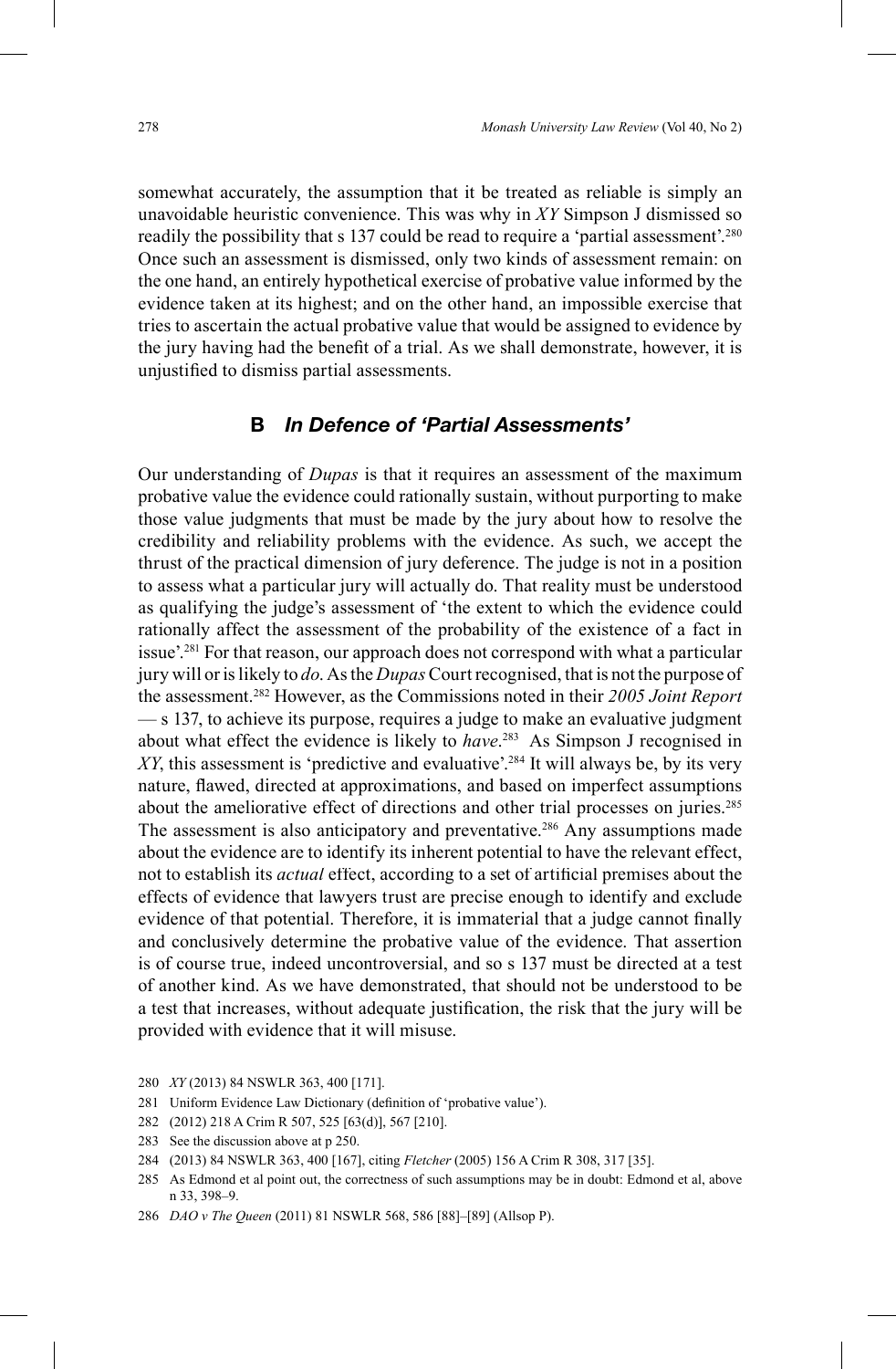somewhat accurately, the assumption that it be treated as reliable is simply an unavoidable heuristic convenience. This was why in *XY* Simpson J dismissed so readily the possibility that s 137 could be read to require a 'partial assessment'.[280] Once such an assessment is dismissed, only two kinds of assessment remain: on the one hand, an entirely hypothetical exercise of probative value informed by the evidence taken at its highest; and on the other hand, an impossible exercise that tries to ascertain the actual probative value that would be assigned to evidence by the jury having had the benefit of a trial. As we shall demonstrate, however, it is unjustified to dismiss partial assessments.

## B *In Defence of 'Partial Assessments'*

Our understanding of *Dupas* is that it requires an assessment of the maximum probative value the evidence could rationally sustain, without purporting to make those value judgments that must be made by the jury about how to resolve the credibility and reliability problems with the evidence. As such, we accept the thrust of the practical dimension of jury deference. The judge is not in a position to assess what a particular jury will actually do. That reality must be understood as qualifying the judge's assessment of 'the extent to which the evidence could rationally affect the assessment of the probability of the existence of a fact in issue'.[281] For that reason, our approach does not correspond with what a particular jury will or is likely to *do*. As the *Dupas* Court recognised, that is not the purpose of the assessment.[282] However, as the Commissions noted in their *2005 Joint Report* — s 137, to achieve its purpose, requires a judge to make an evaluative judgment about what effect the evidence is likely to *have*.[283] As Simpson J recognised in *XY*, this assessment is 'predictive and evaluative'.[284] It will always be, by its very nature, flawed, directed at approximations, and based on imperfect assumptions about the ameliorative effect of directions and other trial processes on juries.[285] The assessment is also anticipatory and preventative.[286] Any assumptions made about the evidence are to identify its inherent potential to have the relevant effect, not to establish its *actual* effect, according to a set of artificial premises about the effects of evidence that lawyers trust are precise enough to identify and exclude evidence of that potential. Therefore, it is immaterial that a judge cannot finally and conclusively determine the probative value of the evidence. That assertion is of course true, indeed uncontroversial, and so s 137 must be directed at a test of another kind. As we have demonstrated, that should not be understood to be a test that increases, without adequate justification, the risk that the jury will be provided with evidence that it will misuse.

280 *XY* (2013) 84 NSWLR 363, 400 [171].

281 Uniform Evidence Law Dictionary (definition of 'probative value').

282 (2012) 218 A Crim R 507, 525 [63(d)], 567 [210].

283 See the discussion above at p 250.

284 (2013) 84 NSWLR 363, 400 [167], citing *Fletcher* (2005) 156 A Crim R 308, 317 [35].

285 As Edmond et al point out, the correctness of such assumptions may be in doubt: Edmond et al, above n 33, 398–9.

286 *DAO v The Queen* (2011) 81 NSWLR 568, 586 [88]–[89] (Allsop P).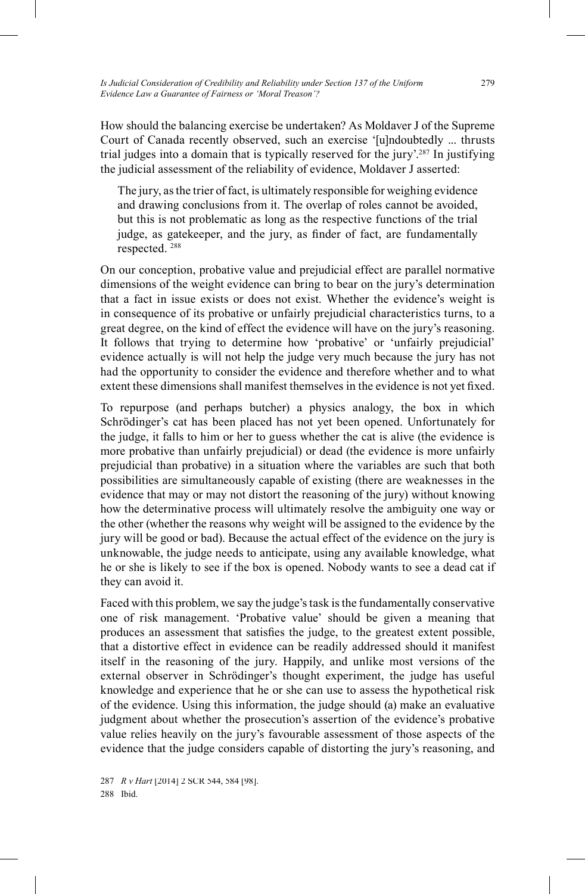How should the balancing exercise be undertaken? As Moldaver J of the Supreme Court of Canada recently observed, such an exercise '[u]ndoubtedly ... thrusts trial judges into a domain that is typically reserved for the jury'.[287] In justifying the judicial assessment of the reliability of evidence, Moldaver J asserted:

> The jury, as the trier of fact, is ultimately responsible for weighing evidence and drawing conclusions from it. The overlap of roles cannot be avoided, but this is not problematic as long as the respective functions of the trial judge, as gatekeeper, and the jury, as finder of fact, are fundamentally respected.[288]

On our conception, probative value and prejudicial effect are parallel normative dimensions of the weight evidence can bring to bear on the jury's determination that a fact in issue exists or does not exist. Whether the evidence's weight is in consequence of its probative or unfairly prejudicial characteristics turns, to a great degree, on the kind of effect the evidence will have on the jury's reasoning. It follows that trying to determine how 'probative' or 'unfairly prejudicial' evidence actually is will not help the judge very much because the jury has not had the opportunity to consider the evidence and therefore whether and to what extent these dimensions shall manifest themselves in the evidence is not yet fixed.

To repurpose (and perhaps butcher) a physics analogy, the box in which Schrödinger's cat has been placed has not yet been opened. Unfortunately for the judge, it falls to him or her to guess whether the cat is alive (the evidence is more probative than unfairly prejudicial) or dead (the evidence is more unfairly prejudicial than probative) in a situation where the variables are such that both possibilities are simultaneously capable of existing (there are weaknesses in the evidence that may or may not distort the reasoning of the jury) without knowing how the determinative process will ultimately resolve the ambiguity one way or the other (whether the reasons why weight will be assigned to the evidence by the jury will be good or bad). Because the actual effect of the evidence on the jury is unknowable, the judge needs to anticipate, using any available knowledge, what he or she is likely to see if the box is opened. Nobody wants to see a dead cat if they can avoid it.

Faced with this problem, we say the judge's task is the fundamentally conservative one of risk management. 'Probative value' should be given a meaning that produces an assessment that satisfies the judge, to the greatest extent possible, that a distortive effect in evidence can be readily addressed should it manifest itself in the reasoning of the jury. Happily, and unlike most versions of the external observer in Schrödinger's thought experiment, the judge has useful knowledge and experience that he or she can use to assess the hypothetical risk of the evidence. Using this information, the judge should (a) make an evaluative judgment about whether the prosecution's assertion of the evidence's probative value relies heavily on the jury's favourable assessment of those aspects of the evidence that the judge considers capable of distorting the jury's reasoning, and

287 *R v Hart* [2014] 2 SCR 544, 584 [98].

288 Ibid.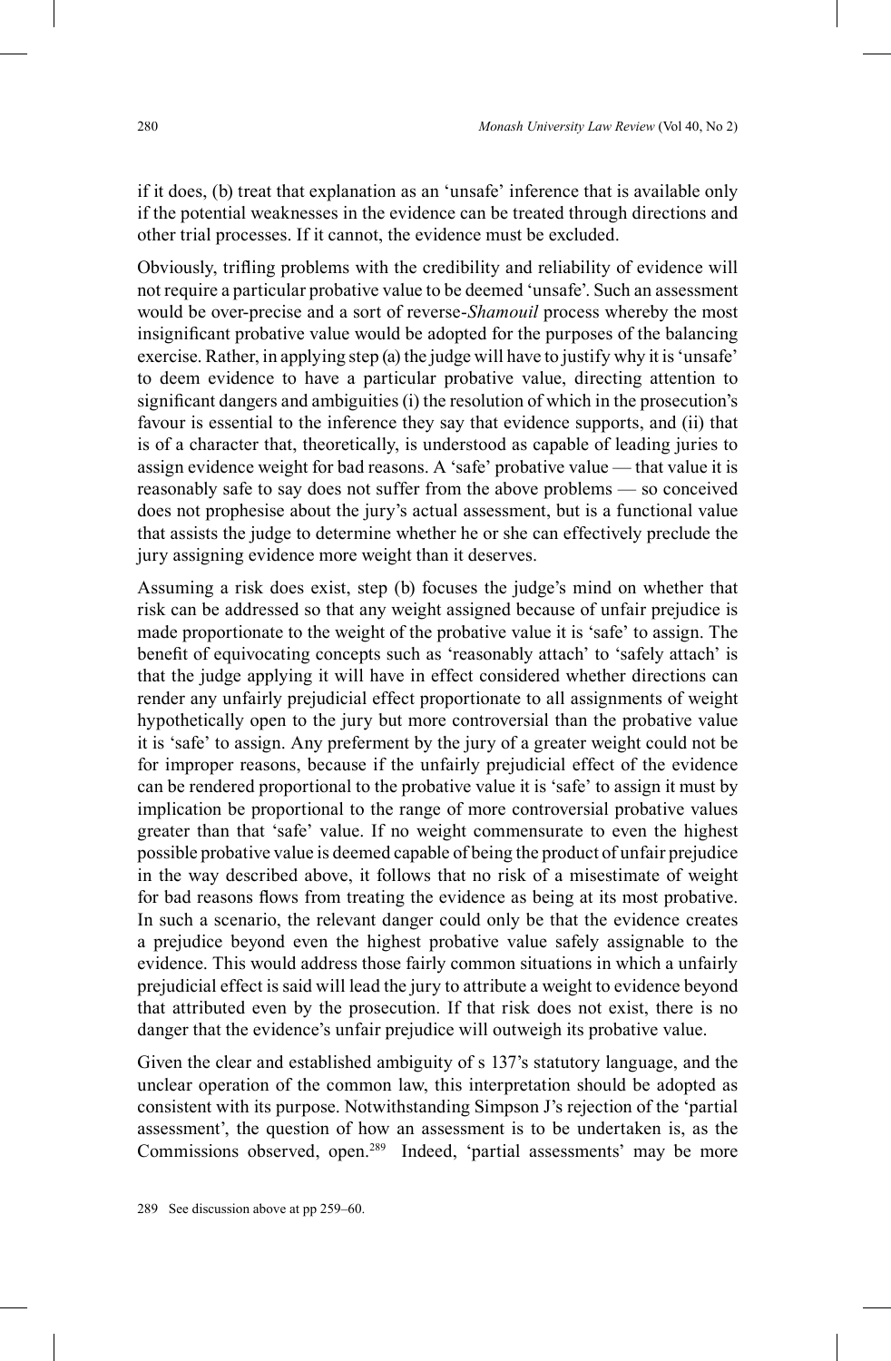if it does, (b) treat that explanation as an 'unsafe' inference that is available only if the potential weaknesses in the evidence can be treated through directions and other trial processes. If it cannot, the evidence must be excluded.

Obviously, trifling problems with the credibility and reliability of evidence will not require a particular probative value to be deemed 'unsafe'. Such an assessment would be over-precise and a sort of reverse-*Shamouil* process whereby the most insignificant probative value would be adopted for the purposes of the balancing exercise. Rather, in applying step (a) the judge will have to justify why it is 'unsafe' to deem evidence to have a particular probative value, directing attention to significant dangers and ambiguities (i) the resolution of which in the prosecution's favour is essential to the inference they say that evidence supports, and (ii) that is of a character that, theoretically, is understood as capable of leading juries to assign evidence weight for bad reasons. A 'safe' probative value — that value it is reasonably safe to say does not suffer from the above problems — so conceived does not prophesise about the jury's actual assessment, but is a functional value that assists the judge to determine whether he or she can effectively preclude the jury assigning evidence more weight than it deserves.

Assuming a risk does exist, step (b) focuses the judge's mind on whether that risk can be addressed so that any weight assigned because of unfair prejudice is made proportionate to the weight of the probative value it is 'safe' to assign. The benefit of equivocating concepts such as 'reasonably attach' to 'safely attach' is that the judge applying it will have in effect considered whether directions can render any unfairly prejudicial effect proportionate to all assignments of weight hypothetically open to the jury but more controversial than the probative value it is 'safe' to assign. Any preferment by the jury of a greater weight could not be for improper reasons, because if the unfairly prejudicial effect of the evidence can be rendered proportional to the probative value it is 'safe' to assign it must by implication be proportional to the range of more controversial probative values greater than that 'safe' value. If no weight commensurate to even the highest possible probative value is deemed capable of being the product of unfair prejudice in the way described above, it follows that no risk of a misestimate of weight for bad reasons flows from treating the evidence as being at its most probative. In such a scenario, the relevant danger could only be that the evidence creates a prejudice beyond even the highest probative value safely assignable to the evidence. This would address those fairly common situations in which a unfairly prejudicial effect is said will lead the jury to attribute a weight to evidence beyond that attributed even by the prosecution. If that risk does not exist, there is no danger that the evidence's unfair prejudice will outweigh its probative value.

Given the clear and established ambiguity of s 137's statutory language, and the unclear operation of the common law, this interpretation should be adopted as consistent with its purpose. Notwithstanding Simpson J's rejection of the 'partial assessment', the question of how an assessment is to be undertaken is, as the Commissions observed, open.[289] Indeed, 'partial assessments' may be more

289 See discussion above at pp 259–60.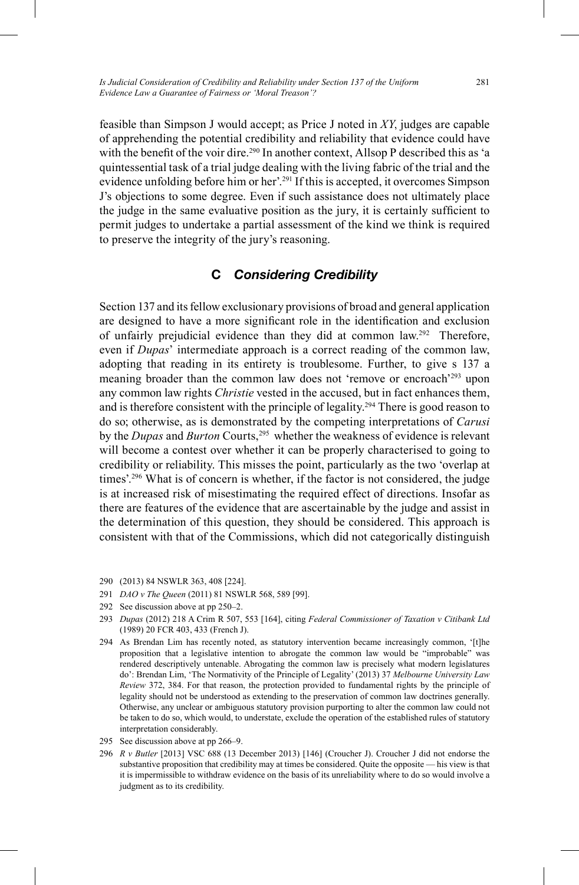feasible than Simpson J would accept; as Price J noted in *XY*, judges are capable of apprehending the potential credibility and reliability that evidence could have with the benefit of the voir dire.[290] In another context, Allsop P described this as 'a quintessential task of a trial judge dealing with the living fabric of the trial and the evidence unfolding before him or her'.[291] If this is accepted, it overcomes Simpson J's objections to some degree. Even if such assistance does not ultimately place the judge in the same evaluative position as the jury, it is certainly sufficient to permit judges to undertake a partial assessment of the kind we think is required to preserve the integrity of the jury's reasoning.

### C *Considering Credibility*

Section 137 and its fellow exclusionary provisions of broad and general application are designed to have a more significant role in the identification and exclusion of unfairly prejudicial evidence than they did at common law.[292] Therefore, even if *Dupas*' intermediate approach is a correct reading of the common law, adopting that reading in its entirety is troublesome. Further, to give s 137 a meaning broader than the common law does not 'remove or encroach'[293] upon any common law rights *Christie* vested in the accused, but in fact enhances them, and is therefore consistent with the principle of legality.[294] There is good reason to do so; otherwise, as is demonstrated by the competing interpretations of *Carusi* by the *Dupas* and *Burton* Courts,[295] whether the weakness of evidence is relevant will become a contest over whether it can be properly characterised to going to credibility or reliability. This misses the point, particularly as the two 'overlap at times'.[296] What is of concern is whether, if the factor is not considered, the judge is at increased risk of misestimating the required effect of directions. Insofar as there are features of the evidence that are ascertainable by the judge and assist in the determination of this question, they should be considered. This approach is consistent with that of the Commissions, which did not categorically distinguish

---

290 (2013) 84 NSWLR 363, 408 [224].

291 *DAO v The Queen* (2011) 81 NSWLR 568, 589 [99].

292 See discussion above at pp 250–2.

293 *Dupas* (2012) 218 A Crim R 507, 553 [164], citing *Federal Commissioner of Taxation v Citibank Ltd* (1989) 20 FCR 403, 433 (French J).

294 As Brendan Lim has recently noted, as statutory intervention became increasingly common, '[t]he proposition that a legislative intention to abrogate the common law would be "improbable" was rendered descriptively untenable. Abrogating the common law is precisely what modern legislatures do': Brendan Lim, 'The Normativity of the Principle of Legality' (2013) 37 *Melbourne University Law Review* 372, 384. For that reason, the protection provided to fundamental rights by the principle of legality should not be understood as extending to the preservation of common law doctrines generally. Otherwise, any unclear or ambiguous statutory provision purporting to alter the common law could not be taken to do so, which would, to understate, exclude the operation of the established rules of statutory interpretation considerably.

295 See discussion above at pp 266–9.

296 *R v Butler* [2013] VSC 688 (13 December 2013) [146] (Croucher J). Croucher J did not endorse the substantive proposition that credibility may at times be considered. Quite the opposite — his view is that it is impermissible to withdraw evidence on the basis of its unreliability where to do so would involve a judgment as to its credibility.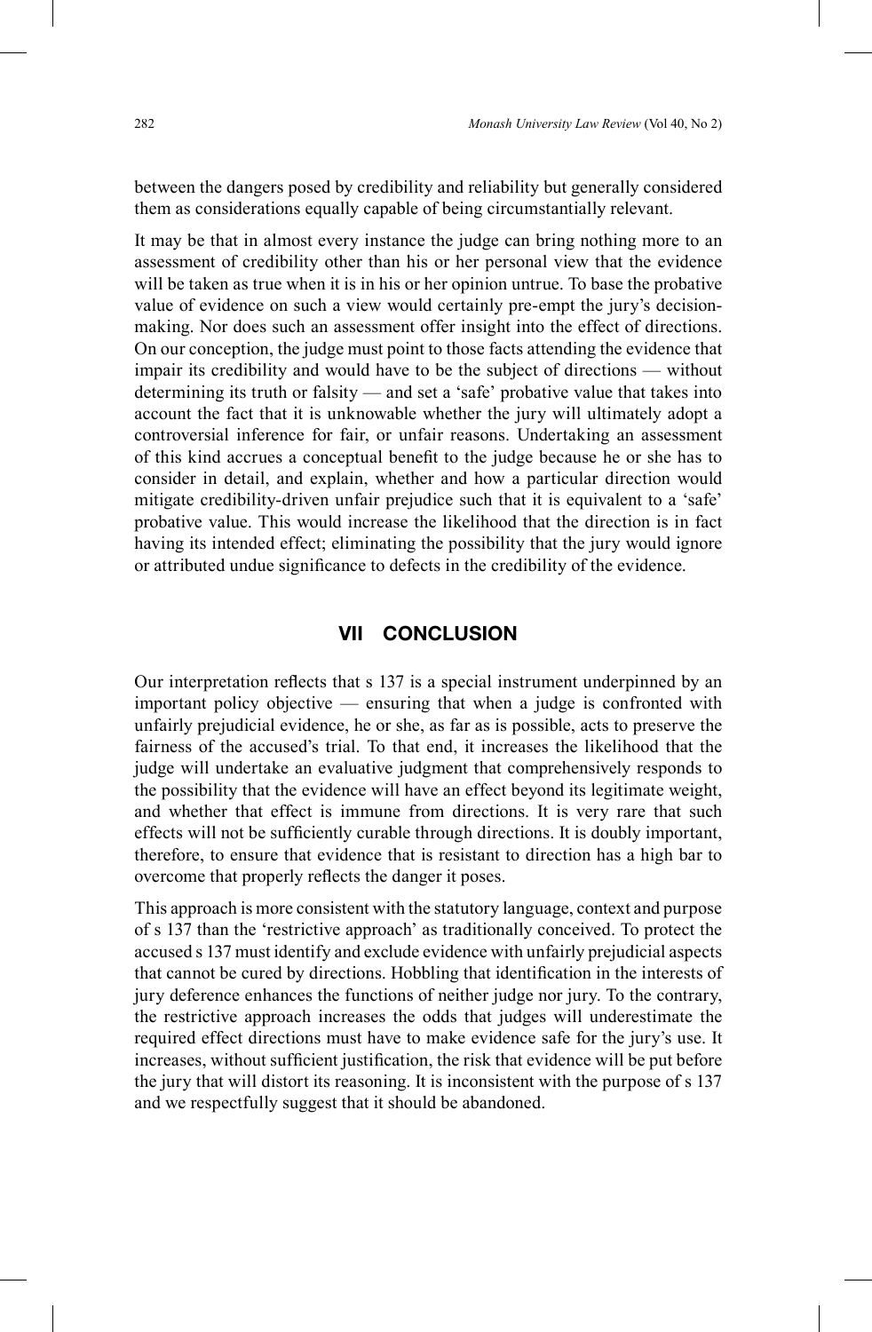between the dangers posed by credibility and reliability but generally considered them as considerations equally capable of being circumstantially relevant.

It may be that in almost every instance the judge can bring nothing more to an assessment of credibility other than his or her personal view that the evidence will be taken as true when it is in his or her opinion untrue. To base the probative value of evidence on such a view would certainly pre-empt the jury's decision-making. Nor does such an assessment offer insight into the effect of directions. On our conception, the judge must point to those facts attending the evidence that impair its credibility and would have to be the subject of directions — without determining its truth or falsity — and set a 'safe' probative value that takes into account the fact that it is unknowable whether the jury will ultimately adopt a controversial inference for fair, or unfair reasons. Undertaking an assessment of this kind accrues a conceptual benefit to the judge because he or she has to consider in detail, and explain, whether and how a particular direction would mitigate credibility-driven unfair prejudice such that it is equivalent to a 'safe' probative value. This would increase the likelihood that the direction is in fact having its intended effect; eliminating the possibility that the jury would ignore or attributed undue significance to defects in the credibility of the evidence.

## VII CONCLUSION

Our interpretation reflects that s 137 is a special instrument underpinned by an important policy objective — ensuring that when a judge is confronted with unfairly prejudicial evidence, he or she, as far as is possible, acts to preserve the fairness of the accused's trial. To that end, it increases the likelihood that the judge will undertake an evaluative judgment that comprehensively responds to the possibility that the evidence will have an effect beyond its legitimate weight, and whether that effect is immune from directions. It is very rare that such effects will not be sufficiently curable through directions. It is doubly important, therefore, to ensure that evidence that is resistant to direction has a high bar to overcome that properly reflects the danger it poses.

This approach is more consistent with the statutory language, context and purpose of s 137 than the 'restrictive approach' as traditionally conceived. To protect the accused s 137 must identify and exclude evidence with unfairly prejudicial aspects that cannot be cured by directions. Hobbling that identification in the interests of jury deference enhances the functions of neither judge nor jury. To the contrary, the restrictive approach increases the odds that judges will underestimate the required effect directions must have to make evidence safe for the jury's use. It increases, without sufficient justification, the risk that evidence will be put before the jury that will distort its reasoning. It is inconsistent with the purpose of s 137 and we respectfully suggest that it should be abandoned.